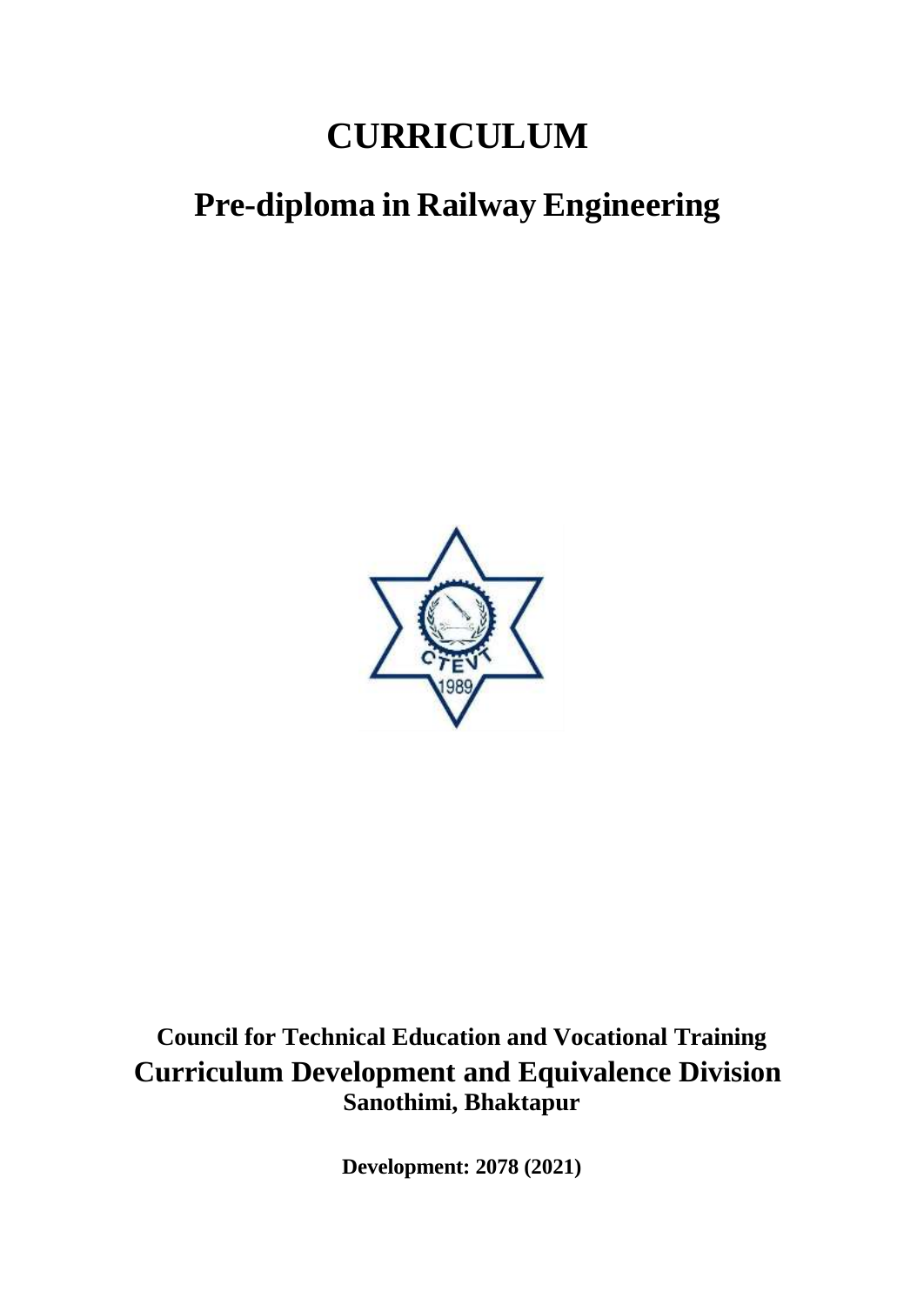# CURRICULUM

## Pre-diploma in Railway Engineering

**Council for Technical Education and Vocational Training**

**Curriculum Development and Equivalence Division**

**Sanothimi, Bhaktapur**

**Development: 2078 (2021)**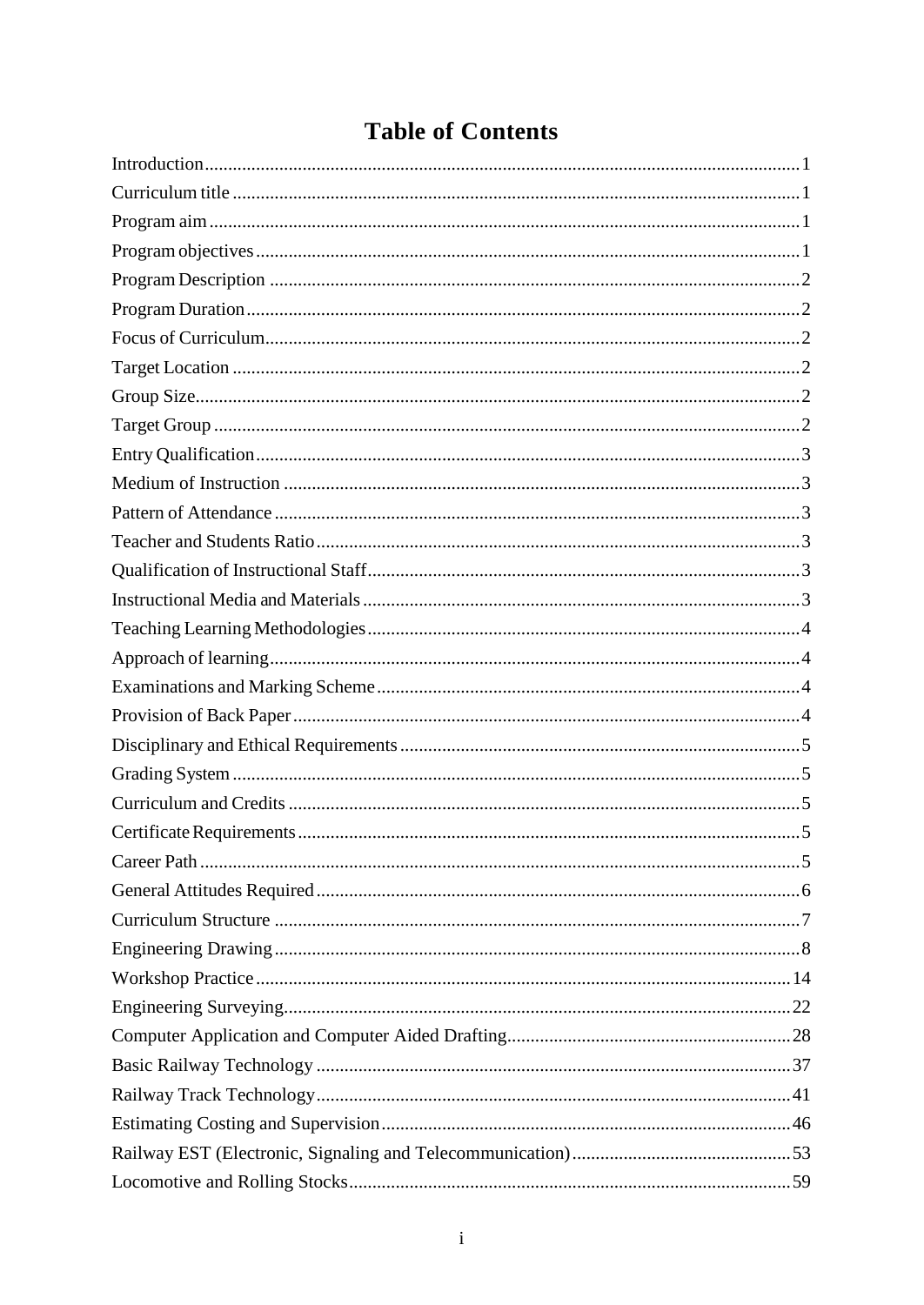# Table of Contents

Introduction....1
Curriculum title....1
Program aim....1
Program objectives....1
Program Description....2
Program Duration....2
Focus of Curriculum....2
Target Location....2
Group Size....2
Target Group....2
Entry Qualification....3
Medium of Instruction....3
Pattern of Attendance....3
Teacher and Students Ratio....3
Qualification of Instructional Staff....3
Instructional Media and Materials....3
Teaching Learning Methodologies....4
Approach of learning....4
Examinations and Marking Scheme....4
Provision of Back Paper....4
Disciplinary and Ethical Requirements....5
Grading System....5
Curriculum and Credits....5
Certificate Requirements....5
Career Path....5
General Attitudes Required....6
Curriculum Structure....7
Engineering Drawing....8
Workshop Practice....14
Engineering Surveying....22
Computer Application and Computer Aided Drafting....28
Basic Railway Technology....37
Railway Track Technology....41
Estimating Costing and Supervision....46
Railway EST (Electronic, Signaling and Telecommunication)....53
Locomotive and Rolling Stocks....59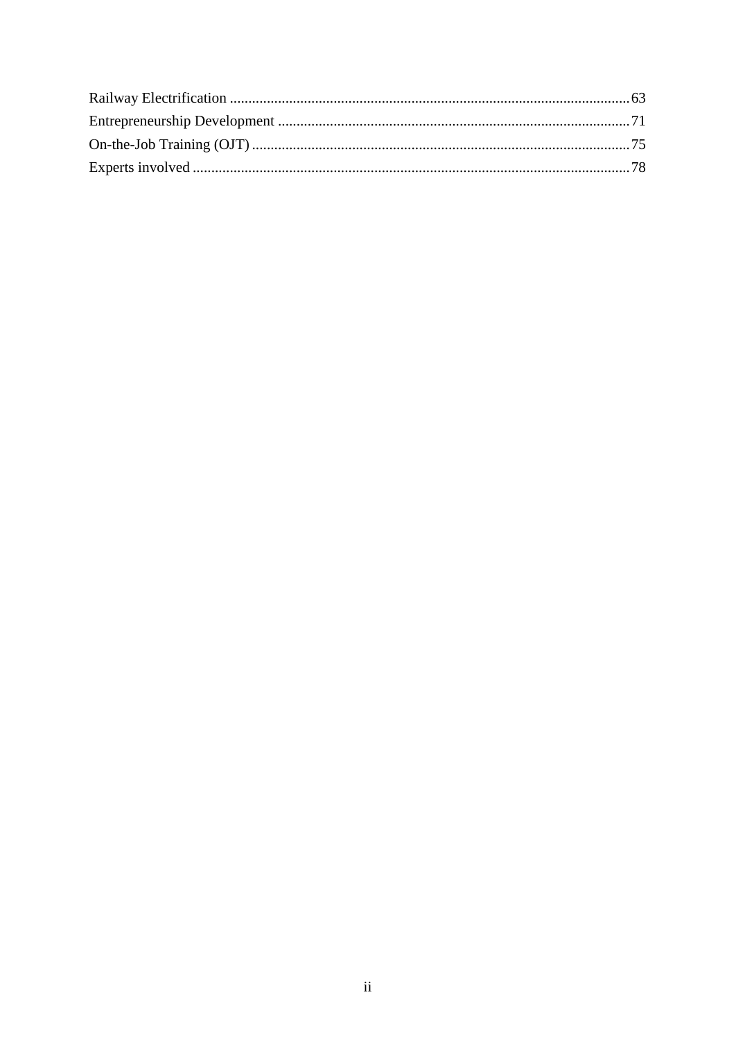Railway Electrification ........................................................................................................... 63
Entrepreneurship Development .............................................................................................. 71
On-the-Job Training (OJT) ..................................................................................................... 75
Experts involved ..................................................................................................................... 78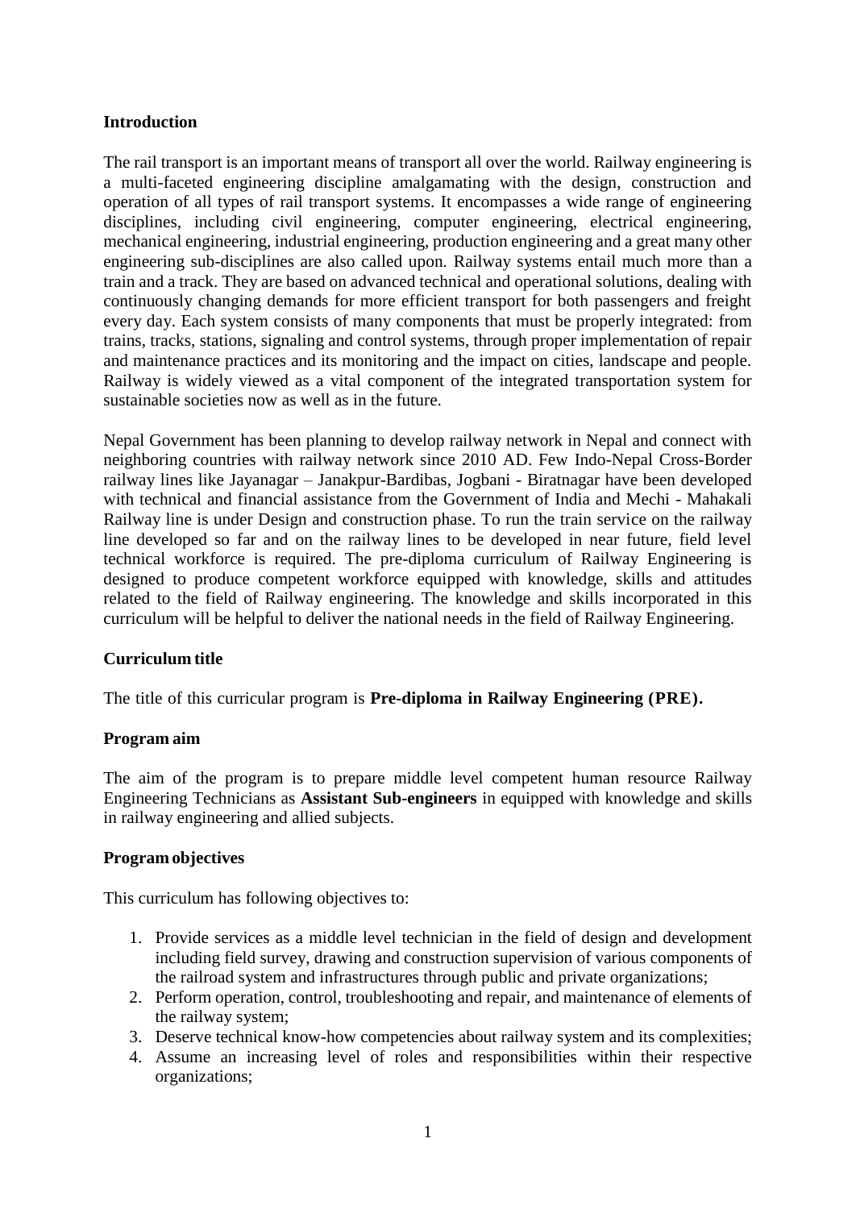**Introduction**

The rail transport is an important means of transport all over the world. Railway engineering is a multi-faceted engineering discipline amalgamating with the design, construction and operation of all types of rail transport systems. It encompasses a wide range of engineering disciplines, including civil engineering, computer engineering, electrical engineering, mechanical engineering, industrial engineering, production engineering and a great many other engineering sub-disciplines are also called upon. Railway systems entail much more than a train and a track. They are based on advanced technical and operational solutions, dealing with continuously changing demands for more efficient transport for both passengers and freight every day. Each system consists of many components that must be properly integrated: from trains, tracks, stations, signaling and control systems, through proper implementation of repair and maintenance practices and its monitoring and the impact on cities, landscape and people. Railway is widely viewed as a vital component of the integrated transportation system for sustainable societies now as well as in the future.

Nepal Government has been planning to develop railway network in Nepal and connect with neighboring countries with railway network since 2010 AD. Few Indo-Nepal Cross-Border railway lines like Jayanagar – Janakpur-Bardibas, Jogbani - Biratnagar have been developed with technical and financial assistance from the Government of India and Mechi - Mahakali Railway line is under Design and construction phase. To run the train service on the railway line developed so far and on the railway lines to be developed in near future, field level technical workforce is required. The pre-diploma curriculum of Railway Engineering is designed to produce competent workforce equipped with knowledge, skills and attitudes related to the field of Railway engineering. The knowledge and skills incorporated in this curriculum will be helpful to deliver the national needs in the field of Railway Engineering.

**Curriculum title**

The title of this curricular program is **Pre-diploma in Railway Engineering (PRE).**

**Program aim**

The aim of the program is to prepare middle level competent human resource Railway Engineering Technicians as **Assistant Sub-engineers** in equipped with knowledge and skills in railway engineering and allied subjects.

**Program objectives**

This curriculum has following objectives to:

1. Provide services as a middle level technician in the field of design and development including field survey, drawing and construction supervision of various components of the railroad system and infrastructures through public and private organizations;
2. Perform operation, control, troubleshooting and repair, and maintenance of elements of the railway system;
3. Deserve technical know-how competencies about railway system and its complexities;
4. Assume an increasing level of roles and responsibilities within their respective organizations;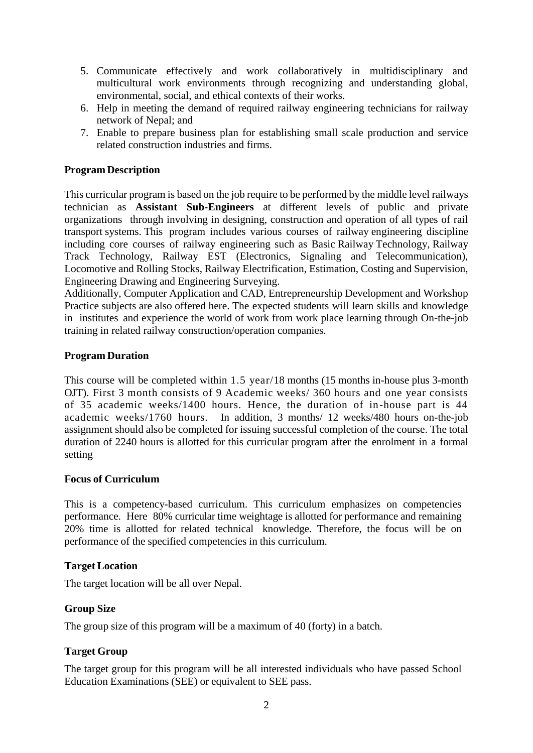5. Communicate effectively and work collaboratively in multidisciplinary and multicultural work environments through recognizing and understanding global, environmental, social, and ethical contexts of their works.
6. Help in meeting the demand of required railway engineering technicians for railway network of Nepal; and
7. Enable to prepare business plan for establishing small scale production and service related construction industries and firms.

**Program Description**

This curricular program is based on the job require to be performed by the middle level railways technician as **Assistant Sub-Engineers** at different levels of public and private organizations through involving in designing, construction and operation of all types of rail transport systems. This program includes various courses of railway engineering discipline including core courses of railway engineering such as Basic Railway Technology, Railway Track Technology, Railway EST (Electronics, Signaling and Telecommunication), Locomotive and Rolling Stocks, Railway Electrification, Estimation, Costing and Supervision, Engineering Drawing and Engineering Surveying.
Additionally, Computer Application and CAD, Entrepreneurship Development and Workshop Practice subjects are also offered here. The expected students will learn skills and knowledge in institutes and experience the world of work from work place learning through On-the-job training in related railway construction/operation companies.

**Program Duration**

This course will be completed within 1.5 year/18 months (15 months in-house plus 3-month OJT). First 3 month consists of 9 Academic weeks/ 360 hours and one year consists of 35 academic weeks/1400 hours. Hence, the duration of in-house part is 44 academic weeks/1760 hours. In addition, 3 months/ 12 weeks/480 hours on-the-job assignment should also be completed for issuing successful completion of the course. The total duration of 2240 hours is allotted for this curricular program after the enrolment in a formal setting

**Focus of Curriculum**

This is a competency-based curriculum. This curriculum emphasizes on competencies performance. Here 80% curricular time weightage is allotted for performance and remaining 20% time is allotted for related technical knowledge. Therefore, the focus will be on performance of the specified competencies in this curriculum.

**Target Location**

The target location will be all over Nepal.

**Group Size**

The group size of this program will be a maximum of 40 (forty) in a batch.

**Target Group**

The target group for this program will be all interested individuals who have passed School Education Examinations (SEE) or equivalent to SEE pass.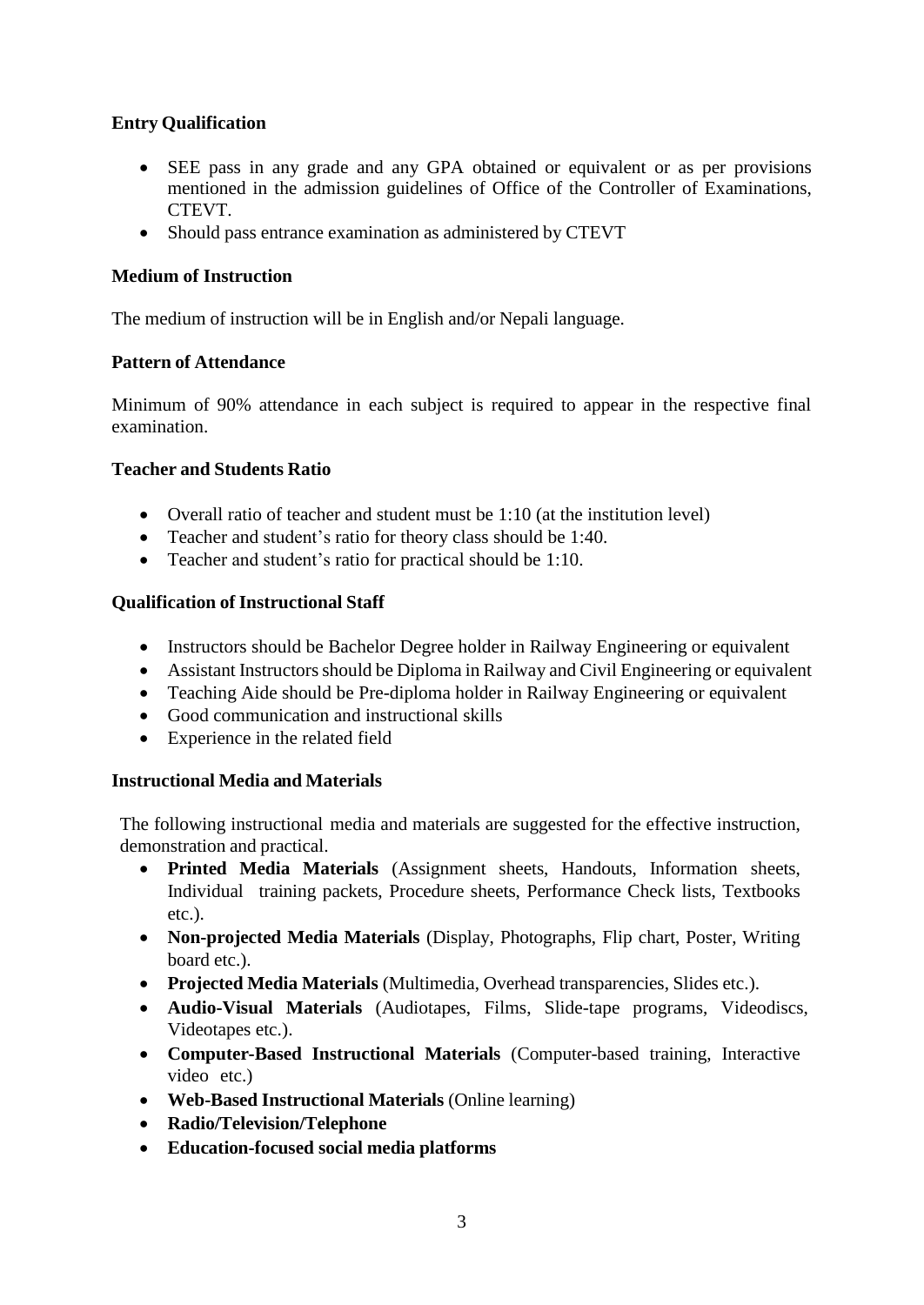## Entry Qualification

- SEE pass in any grade and any GPA obtained or equivalent or as per provisions mentioned in the admission guidelines of Office of the Controller of Examinations, CTEVT.
- Should pass entrance examination as administered by CTEVT

## Medium of Instruction

The medium of instruction will be in English and/or Nepali language.

## Pattern of Attendance

Minimum of 90% attendance in each subject is required to appear in the respective final examination.

## Teacher and Students Ratio

- Overall ratio of teacher and student must be 1:10 (at the institution level)
- Teacher and student's ratio for theory class should be 1:40.
- Teacher and student's ratio for practical should be 1:10.

## Qualification of Instructional Staff

- Instructors should be Bachelor Degree holder in Railway Engineering or equivalent
- Assistant Instructors should be Diploma in Railway and Civil Engineering or equivalent
- Teaching Aide should be Pre-diploma holder in Railway Engineering or equivalent
- Good communication and instructional skills
- Experience in the related field

## Instructional Media and Materials

The following instructional media and materials are suggested for the effective instruction, demonstration and practical.

- **Printed Media Materials** (Assignment sheets, Handouts, Information sheets, Individual training packets, Procedure sheets, Performance Check lists, Textbooks etc.).
- **Non-projected Media Materials** (Display, Photographs, Flip chart, Poster, Writing board etc.).
- **Projected Media Materials** (Multimedia, Overhead transparencies, Slides etc.).
- **Audio-Visual Materials** (Audiotapes, Films, Slide-tape programs, Videodiscs, Videotapes etc.).
- **Computer-Based Instructional Materials** (Computer-based training, Interactive video etc.)
- **Web-Based Instructional Materials** (Online learning)
- **Radio/Television/Telephone**
- **Education-focused social media platforms**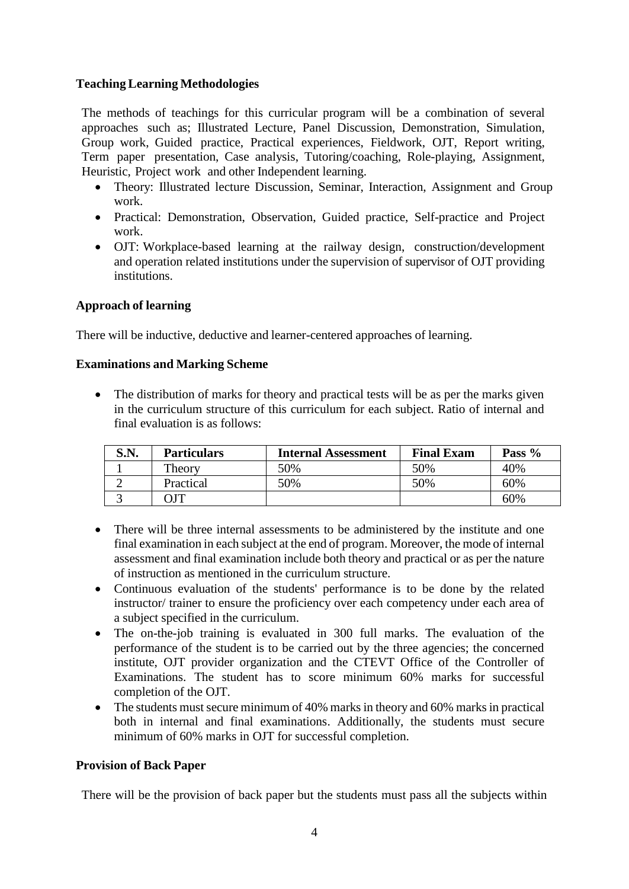**Teaching Learning Methodologies**

The methods of teachings for this curricular program will be a combination of several approaches such as; Illustrated Lecture, Panel Discussion, Demonstration, Simulation, Group work, Guided practice, Practical experiences, Fieldwork, OJT, Report writing, Term paper presentation, Case analysis, Tutoring/coaching, Role-playing, Assignment, Heuristic, Project work and other Independent learning.

- Theory: Illustrated lecture Discussion, Seminar, Interaction, Assignment and Group work.
- Practical: Demonstration, Observation, Guided practice, Self-practice and Project work.
- OJT: Workplace-based learning at the railway design, construction/development and operation related institutions under the supervision of supervisor of OJT providing institutions.

**Approach of learning**

There will be inductive, deductive and learner-centered approaches of learning.

**Examinations and Marking Scheme**

- The distribution of marks for theory and practical tests will be as per the marks given in the curriculum structure of this curriculum for each subject. Ratio of internal and final evaluation is as follows:

| S.N. | Particulars | Internal Assessment | Final Exam | Pass % |
|---|---|---|---|---|
| 1 | Theory | 50% | 50% | 40% |
| 2 | Practical | 50% | 50% | 60% |
| 3 | OJT | | | 60% |

- There will be three internal assessments to be administered by the institute and one final examination in each subject at the end of program. Moreover, the mode of internal assessment and final examination include both theory and practical or as per the nature of instruction as mentioned in the curriculum structure.
- Continuous evaluation of the students' performance is to be done by the related instructor/ trainer to ensure the proficiency over each competency under each area of a subject specified in the curriculum.
- The on-the-job training is evaluated in 300 full marks. The evaluation of the performance of the student is to be carried out by the three agencies; the concerned institute, OJT provider organization and the CTEVT Office of the Controller of Examinations. The student has to score minimum 60% marks for successful completion of the OJT.
- The students must secure minimum of 40% marks in theory and 60% marks in practical both in internal and final examinations. Additionally, the students must secure minimum of 60% marks in OJT for successful completion.

**Provision of Back Paper**

There will be the provision of back paper but the students must pass all the subjects within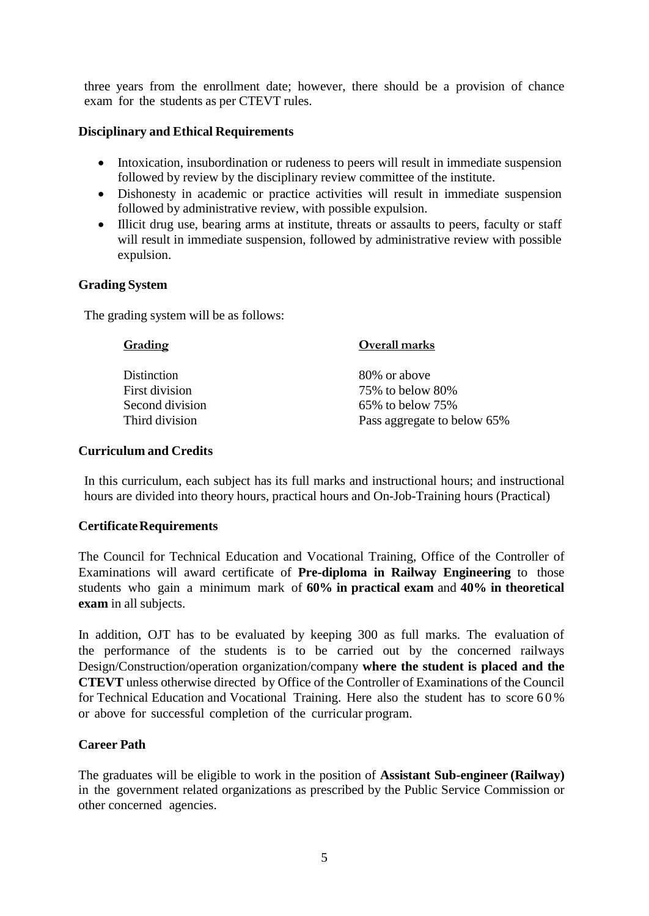three years from the enrollment date; however, there should be a provision of chance exam for the students as per CTEVT rules.

**Disciplinary and Ethical Requirements**

- Intoxication, insubordination or rudeness to peers will result in immediate suspension followed by review by the disciplinary review committee of the institute.
- Dishonesty in academic or practice activities will result in immediate suspension followed by administrative review, with possible expulsion.
- Illicit drug use, bearing arms at institute, threats or assaults to peers, faculty or staff will result in immediate suspension, followed by administrative review with possible expulsion.

**Grading System**

The grading system will be as follows:

| Grading | Overall marks |
| --- | --- |
| Distinction | 80% or above |
| First division | 75% to below 80% |
| Second division | 65% to below 75% |
| Third division | Pass aggregate to below 65% |

**Curriculum and Credits**

In this curriculum, each subject has its full marks and instructional hours; and instructional hours are divided into theory hours, practical hours and On-Job-Training hours (Practical)

**Certificate Requirements**

The Council for Technical Education and Vocational Training, Office of the Controller of Examinations will award certificate of **Pre-diploma in Railway Engineering** to those students who gain a minimum mark of **60% in practical exam** and **40% in theoretical exam** in all subjects.

In addition, OJT has to be evaluated by keeping 300 as full marks. The evaluation of the performance of the students is to be carried out by the concerned railways Design/Construction/operation organization/company **where the student is placed and the CTEVT** unless otherwise directed by Office of the Controller of Examinations of the Council for Technical Education and Vocational Training. Here also the student has to score 60% or above for successful completion of the curricular program.

**Career Path**

The graduates will be eligible to work in the position of **Assistant Sub-engineer (Railway)** in the government related organizations as prescribed by the Public Service Commission or other concerned agencies.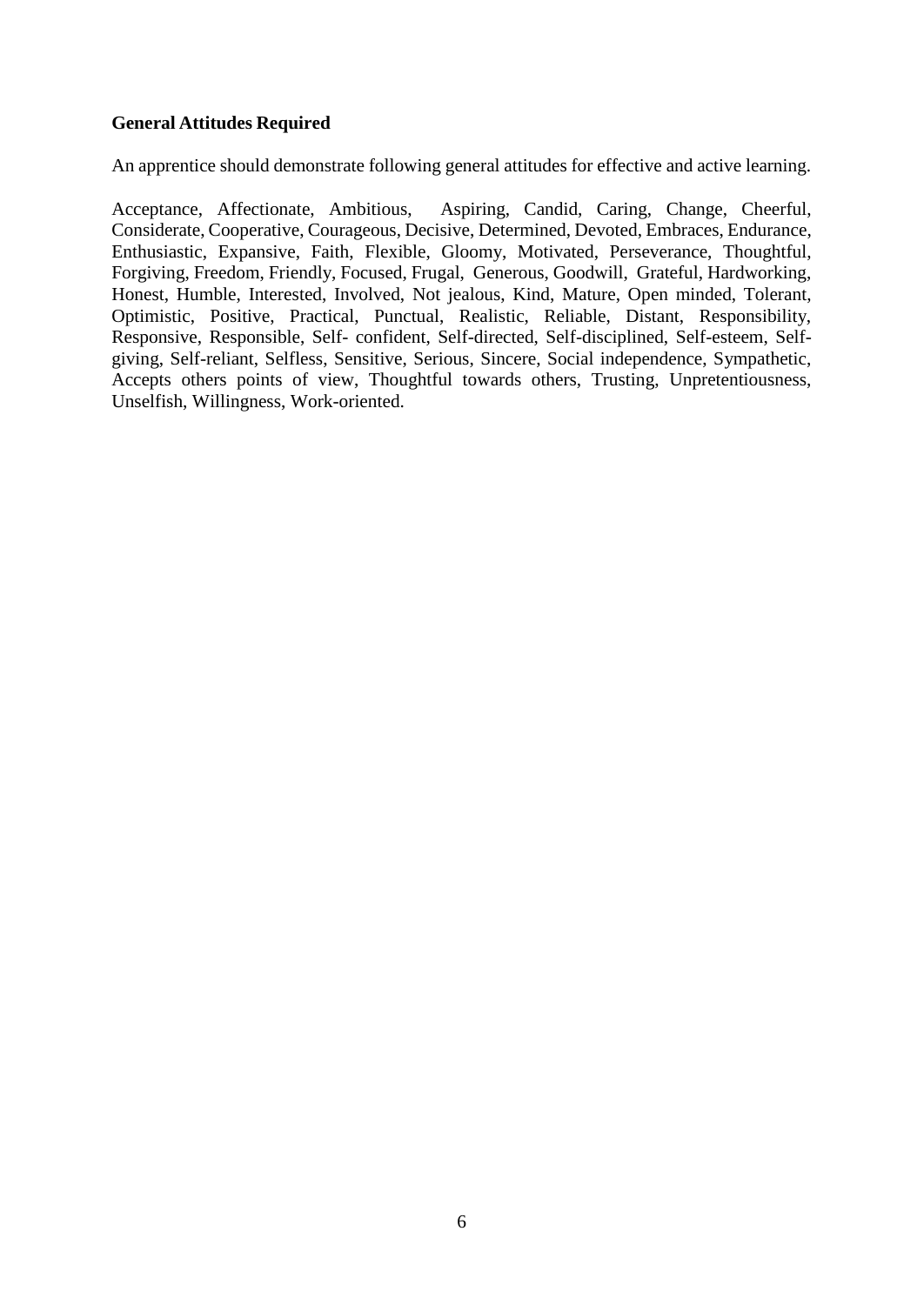**General Attitudes Required**

An apprentice should demonstrate following general attitudes for effective and active learning.

Acceptance, Affectionate, Ambitious, Aspiring, Candid, Caring, Change, Cheerful, Considerate, Cooperative, Courageous, Decisive, Determined, Devoted, Embraces, Endurance, Enthusiastic, Expansive, Faith, Flexible, Gloomy, Motivated, Perseverance, Thoughtful, Forgiving, Freedom, Friendly, Focused, Frugal, Generous, Goodwill, Grateful, Hardworking, Honest, Humble, Interested, Involved, Not jealous, Kind, Mature, Open minded, Tolerant, Optimistic, Positive, Practical, Punctual, Realistic, Reliable, Distant, Responsibility, Responsive, Responsible, Self- confident, Self-directed, Self-disciplined, Self-esteem, Self-giving, Self-reliant, Selfless, Sensitive, Serious, Sincere, Social independence, Sympathetic, Accepts others points of view, Thoughtful towards others, Trusting, Unpretentiousness, Unselfish, Willingness, Work-oriented.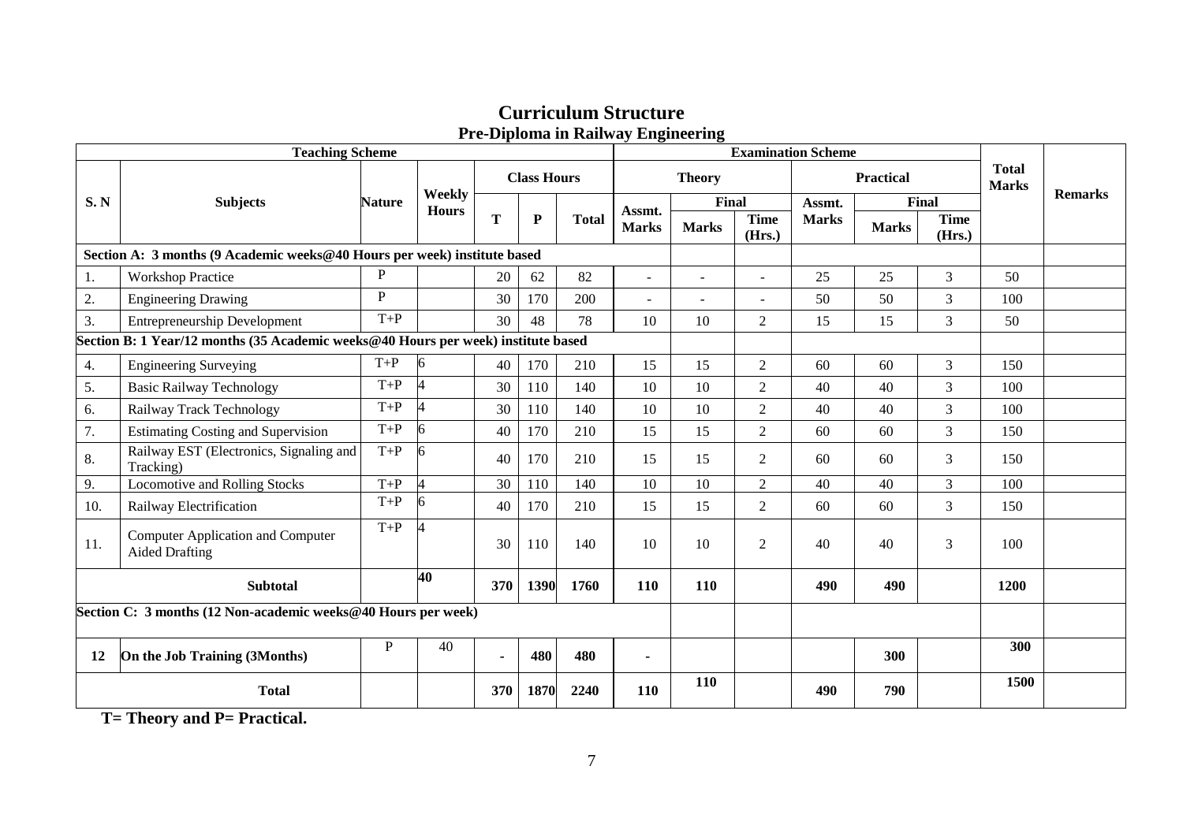# Curriculum Structure

## Pre-Diploma in Railway Engineering

| Teaching Scheme | | | | | | | Examination Scheme | | | | | | Total Marks | Remarks |
|---|---|---|---|---|---|---|---|---|---|---|---|---|---|---|
| S. N | Subjects | Nature | Weekly Hours | Class Hours | | | Theory | | | Practical | | | | |
| | | | | T | P | Total | Assmt. Marks | Final | | Assmt. Marks | Final | | | |
| | | | | | | | | Marks | Time (Hrs.) | | Marks | Time (Hrs.) | | |
| **Section A: 3 months (9 Academic weeks@40 Hours per week) institute based** | | | | | | | | | | | | | | |
| 1. | Workshop Practice | P | | 20 | 62 | 82 | - | - | - | 25 | 25 | 3 | 50 | |
| 2. | Engineering Drawing | P | | 30 | 170 | 200 | - | - | - | 50 | 50 | 3 | 100 | |
| 3. | Entrepreneurship Development | T+P | | 30 | 48 | 78 | 10 | 10 | 2 | 15 | 15 | 3 | 50 | |
| **Section B: 1 Year/12 months (35 Academic weeks@40 Hours per week) institute based** | | | | | | | | | | | | | | |
| 4. | Engineering Surveying | T+P | 6 | 40 | 170 | 210 | 15 | 15 | 2 | 60 | 60 | 3 | 150 | |
| 5. | Basic Railway Technology | T+P | 4 | 30 | 110 | 140 | 10 | 10 | 2 | 40 | 40 | 3 | 100 | |
| 6. | Railway Track Technology | T+P | 4 | 30 | 110 | 140 | 10 | 10 | 2 | 40 | 40 | 3 | 100 | |
| 7. | Estimating Costing and Supervision | T+P | 6 | 40 | 170 | 210 | 15 | 15 | 2 | 60 | 60 | 3 | 150 | |
| 8. | Railway EST (Electronics, Signaling and Tracking) | T+P | 6 | 40 | 170 | 210 | 15 | 15 | 2 | 60 | 60 | 3 | 150 | |
| 9. | Locomotive and Rolling Stocks | T+P | 4 | 30 | 110 | 140 | 10 | 10 | 2 | 40 | 40 | 3 | 100 | |
| 10. | Railway Electrification | T+P | 6 | 40 | 170 | 210 | 15 | 15 | 2 | 60 | 60 | 3 | 150 | |
| 11. | Computer Application and Computer Aided Drafting | T+P | 4 | 30 | 110 | 140 | 10 | 10 | 2 | 40 | 40 | 3 | 100 | |
| **Subtotal** | | | **40** | **370** | **1390** | **1760** | **110** | **110** | | **490** | **490** | | **1200** | |
| **Section C: 3 months (12 Non-academic weeks@40 Hours per week)** | | | | | | | | | | | | | | |
| **12** | **On the Job Training (3Months)** | P | 40 | **-** | **480** | **480** | **-** | | | | **300** | | **300** | |
| **Total** | | | | **370** | **1870** | **2240** | **110** | **110** | | **490** | **790** | | **1500** | |

**T= Theory and P= Practical.**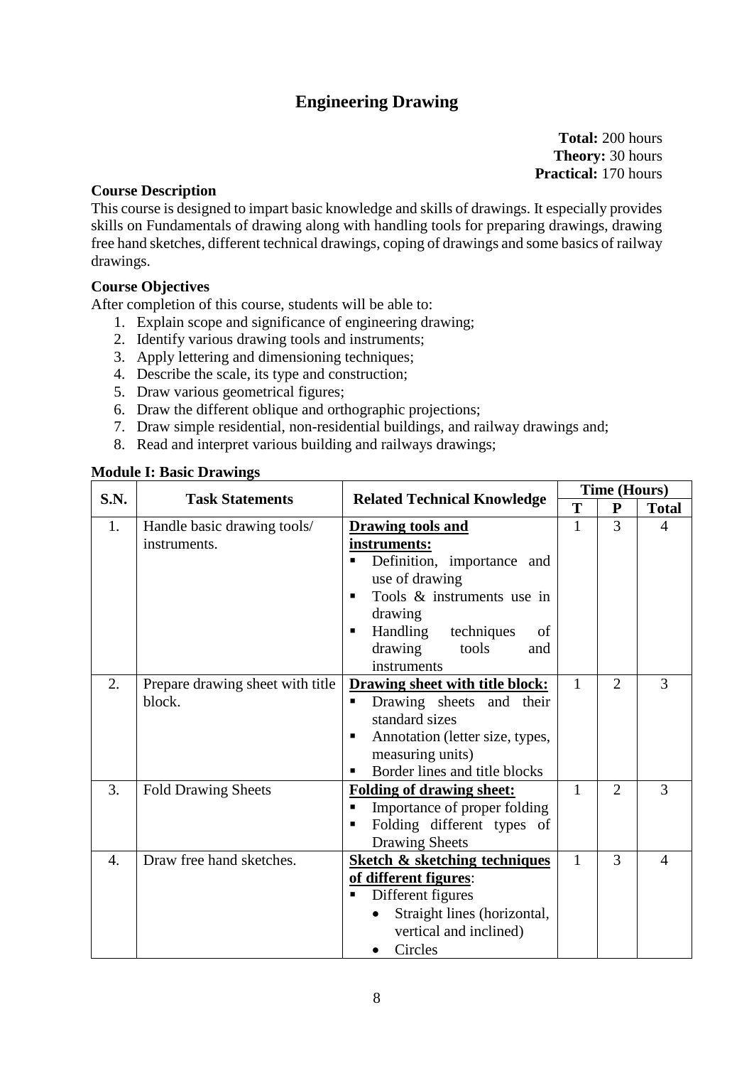# Engineering Drawing

**Total:** 200 hours
**Theory:** 30 hours
**Practical:** 170 hours

**Course Description**

This course is designed to impart basic knowledge and skills of drawings. It especially provides skills on Fundamentals of drawing along with handling tools for preparing drawings, drawing free hand sketches, different technical drawings, coping of drawings and some basics of railway drawings.

**Course Objectives**

After completion of this course, students will be able to:

1. Explain scope and significance of engineering drawing;
2. Identify various drawing tools and instruments;
3. Apply lettering and dimensioning techniques;
4. Describe the scale, its type and construction;
5. Draw various geometrical figures;
6. Draw the different oblique and orthographic projections;
7. Draw simple residential, non-residential buildings, and railway drawings and;
8. Read and interpret various building and railways drawings;

**Module I: Basic Drawings**

| S.N. | Task Statements | Related Technical Knowledge | Time (Hours) | | |
|---|---|---|---|---|---|
| | | | T | P | Total |
| 1. | Handle basic drawing tools/ instruments. | **Drawing tools and instruments:**<br>▪ Definition, importance and use of drawing<br>▪ Tools & instruments use in drawing<br>▪ Handling techniques of drawing tools and instruments | 1 | 3 | 4 |
| 2. | Prepare drawing sheet with title block. | **Drawing sheet with title block:**<br>▪ Drawing sheets and their standard sizes<br>▪ Annotation (letter size, types, measuring units)<br>▪ Border lines and title blocks | 1 | 2 | 3 |
| 3. | Fold Drawing Sheets | **Folding of drawing sheet:**<br>▪ Importance of proper folding<br>▪ Folding different types of Drawing Sheets | 1 | 2 | 3 |
| 4. | Draw free hand sketches. | **Sketch & sketching techniques of different figures:**<br>▪ Different figures<br>• Straight lines (horizontal, vertical and inclined)<br>• Circles | 1 | 3 | 4 |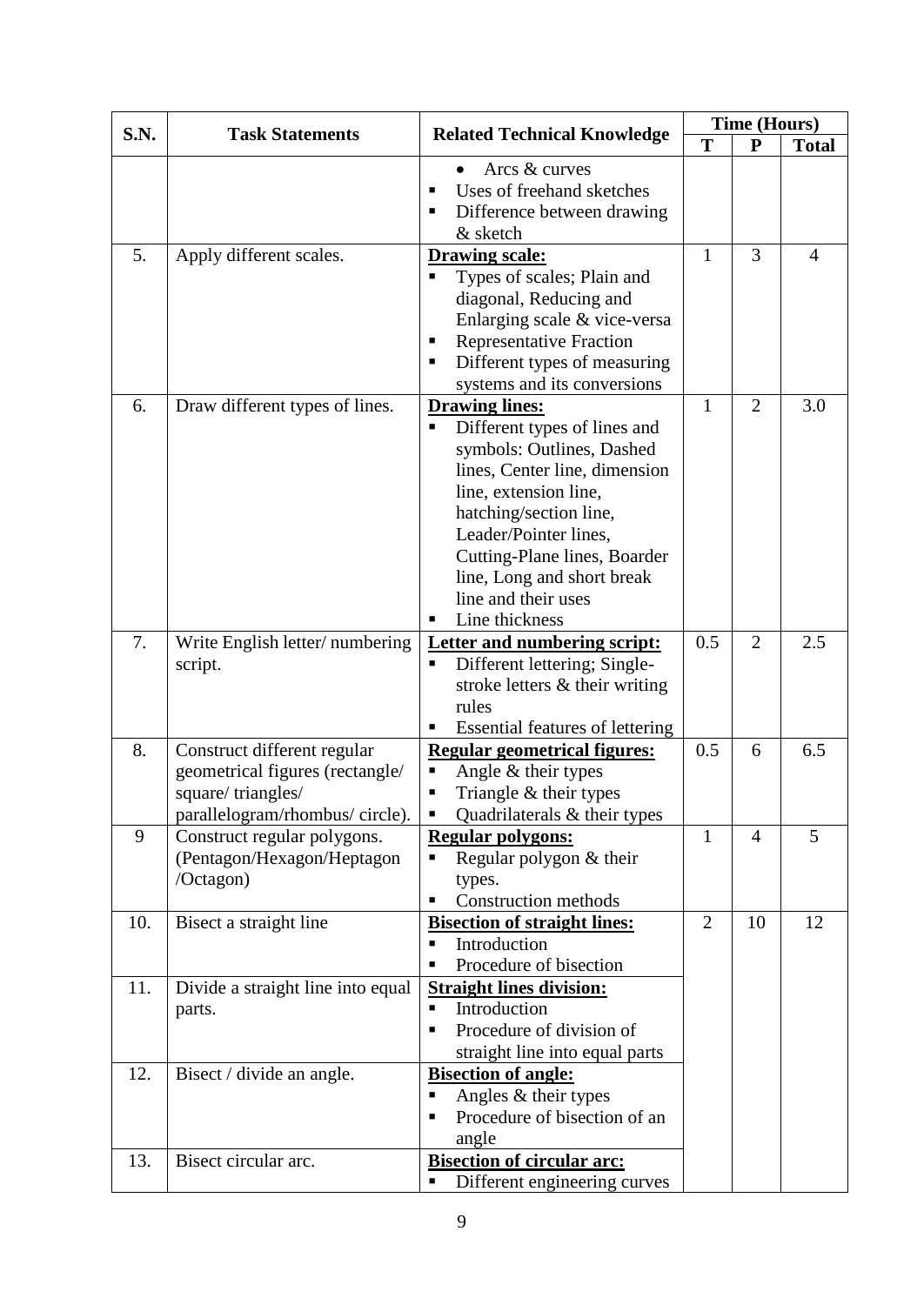| S.N. | Task Statements | Related Technical Knowledge | Time (Hours) | | |
|---|---|---|---|---|---|
| | | | T | P | Total |
| | | • Arcs & curves<br>▪ Uses of freehand sketches<br>▪ Difference between drawing & sketch | | | |
| 5. | Apply different scales. | **Drawing scale:**<br>▪ Types of scales; Plain and diagonal, Reducing and Enlarging scale & vice-versa<br>▪ Representative Fraction<br>▪ Different types of measuring systems and its conversions | 1 | 3 | 4 |
| 6. | Draw different types of lines. | **Drawing lines:**<br>▪ Different types of lines and symbols: Outlines, Dashed lines, Center line, dimension line, extension line, hatching/section line, Leader/Pointer lines, Cutting-Plane lines, Boarder line, Long and short break line and their uses<br>▪ Line thickness | 1 | 2 | 3.0 |
| 7. | Write English letter/ numbering script. | **Letter and numbering script:**<br>▪ Different lettering; Single-stroke letters & their writing rules<br>▪ Essential features of lettering | 0.5 | 2 | 2.5 |
| 8. | Construct different regular geometrical figures (rectangle/ square/ triangles/ parallelogram/rhombus/ circle). | **Regular geometrical figures:**<br>▪ Angle & their types<br>▪ Triangle & their types<br>▪ Quadrilaterals & their types | 0.5 | 6 | 6.5 |
| 9 | Construct regular polygons. (Pentagon/Hexagon/Heptagon /Octagon) | **Regular polygons:**<br>▪ Regular polygon & their types.<br>▪ Construction methods | 1 | 4 | 5 |
| 10. | Bisect a straight line | **Bisection of straight lines:**<br>▪ Introduction<br>▪ Procedure of bisection | 2 | 10 | 12 |
| 11. | Divide a straight line into equal parts. | **Straight lines division:**<br>▪ Introduction<br>▪ Procedure of division of straight line into equal parts | | | |
| 12. | Bisect / divide an angle. | **Bisection of angle:**<br>▪ Angles & their types<br>▪ Procedure of bisection of an angle | | | |
| 13. | Bisect circular arc. | **Bisection of circular arc:**<br>▪ Different engineering curves | | | |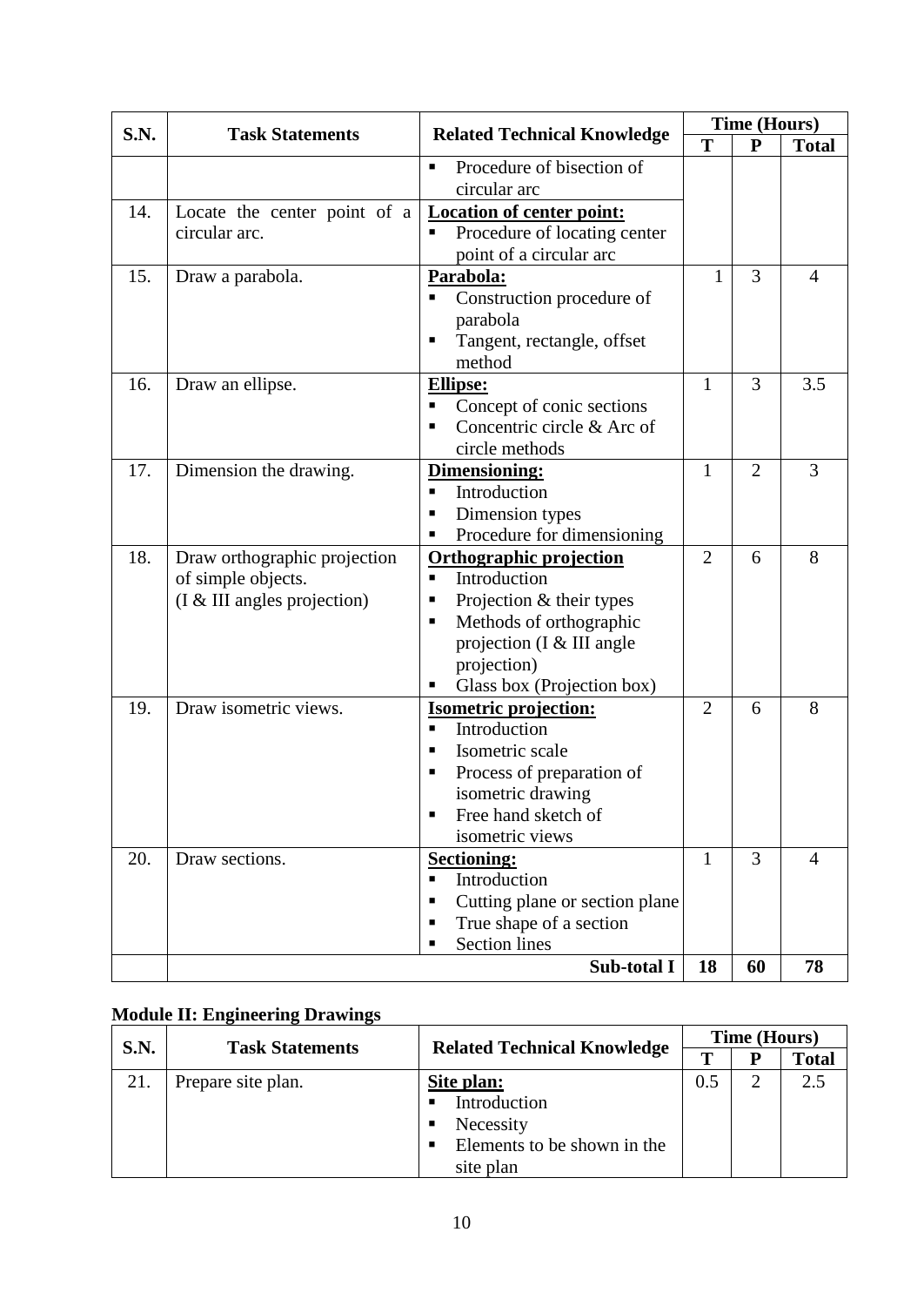| S.N. | Task Statements | Related Technical Knowledge | Time (Hours) | | |
|---|---|---|---|---|---|
| | | | T | P | Total |
| | | ▪ Procedure of bisection of circular arc | | | |
| 14. | Locate the center point of a circular arc. | **Location of center point:**<br>▪ Procedure of locating center point of a circular arc | | | |
| 15. | Draw a parabola. | **Parabola:**<br>▪ Construction procedure of parabola<br>▪ Tangent, rectangle, offset method | 1 | 3 | 4 |
| 16. | Draw an ellipse. | **Ellipse:**<br>▪ Concept of conic sections<br>▪ Concentric circle & Arc of circle methods | 1 | 3 | 3.5 |
| 17. | Dimension the drawing. | **Dimensioning:**<br>▪ Introduction<br>▪ Dimension types<br>▪ Procedure for dimensioning | 1 | 2 | 3 |
| 18. | Draw orthographic projection of simple objects. (I & III angles projection) | **Orthographic projection**<br>▪ Introduction<br>▪ Projection & their types<br>▪ Methods of orthographic projection (I & III angle projection)<br>▪ Glass box (Projection box) | 2 | 6 | 8 |
| 19. | Draw isometric views. | **Isometric projection:**<br>▪ Introduction<br>▪ Isometric scale<br>▪ Process of preparation of isometric drawing<br>▪ Free hand sketch of isometric views | 2 | 6 | 8 |
| 20. | Draw sections. | **Sectioning:**<br>▪ Introduction<br>▪ Cutting plane or section plane<br>▪ True shape of a section<br>▪ Section lines | 1 | 3 | 4 |
| | | **Sub-total I** | **18** | **60** | **78** |

**Module II: Engineering Drawings**

| S.N. | Task Statements | Related Technical Knowledge | Time (Hours) | | |
|---|---|---|---|---|---|
| | | | T | P | Total |
| 21. | Prepare site plan. | **Site plan:**<br>▪ Introduction<br>▪ Necessity<br>▪ Elements to be shown in the site plan | 0.5 | 2 | 2.5 |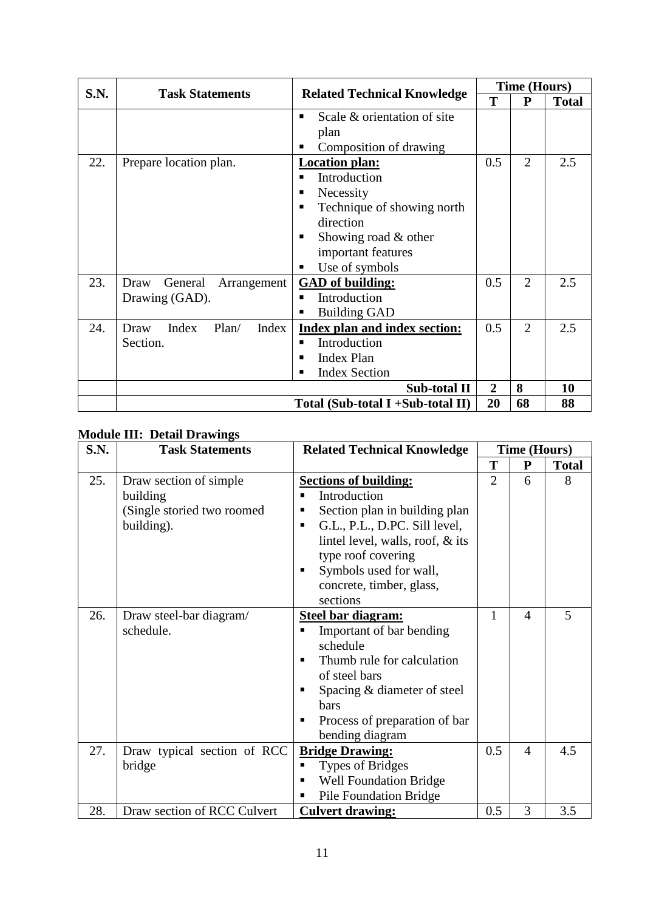| S.N. | Task Statements | Related Technical Knowledge | Time (Hours) | | |
|---|---|---|---|---|---|
| | | | T | P | Total |
| | | ▪ Scale & orientation of site plan<br>▪ Composition of drawing | | | |
| 22. | Prepare location plan. | **Location plan:**<br>▪ Introduction<br>▪ Necessity<br>▪ Technique of showing north direction<br>▪ Showing road & other important features<br>▪ Use of symbols | 0.5 | 2 | 2.5 |
| 23. | Draw General Arrangement Drawing (GAD). | **GAD of building:**<br>▪ Introduction<br>▪ Building GAD | 0.5 | 2 | 2.5 |
| 24. | Draw Index Plan/ Index Section. | **Index plan and index section:**<br>▪ Introduction<br>▪ Index Plan<br>▪ Index Section | 0.5 | 2 | 2.5 |
| | | **Sub-total II** | **2** | **8** | **10** |
| | | **Total (Sub-total I +Sub-total II)** | **20** | **68** | **88** |

**Module III: Detail Drawings**

| S.N. | Task Statements | Related Technical Knowledge | Time (Hours) | | |
|---|---|---|---|---|---|
| | | | T | P | Total |
| 25. | Draw section of simple building (Single storied two roomed building). | **Sections of building:**<br>▪ Introduction<br>▪ Section plan in building plan<br>▪ G.L., P.L., D.PC. Sill level, lintel level, walls, roof, & its type roof covering<br>▪ Symbols used for wall, concrete, timber, glass, sections | 2 | 6 | 8 |
| 26. | Draw steel-bar diagram/ schedule. | **Steel bar diagram:**<br>▪ Important of bar bending schedule<br>▪ Thumb rule for calculation of steel bars<br>▪ Spacing & diameter of steel bars<br>▪ Process of preparation of bar bending diagram | 1 | 4 | 5 |
| 27. | Draw typical section of RCC bridge | **Bridge Drawing:**<br>▪ Types of Bridges<br>▪ Well Foundation Bridge<br>▪ Pile Foundation Bridge | 0.5 | 4 | 4.5 |
| 28. | Draw section of RCC Culvert | **Culvert drawing:** | 0.5 | 3 | 3.5 |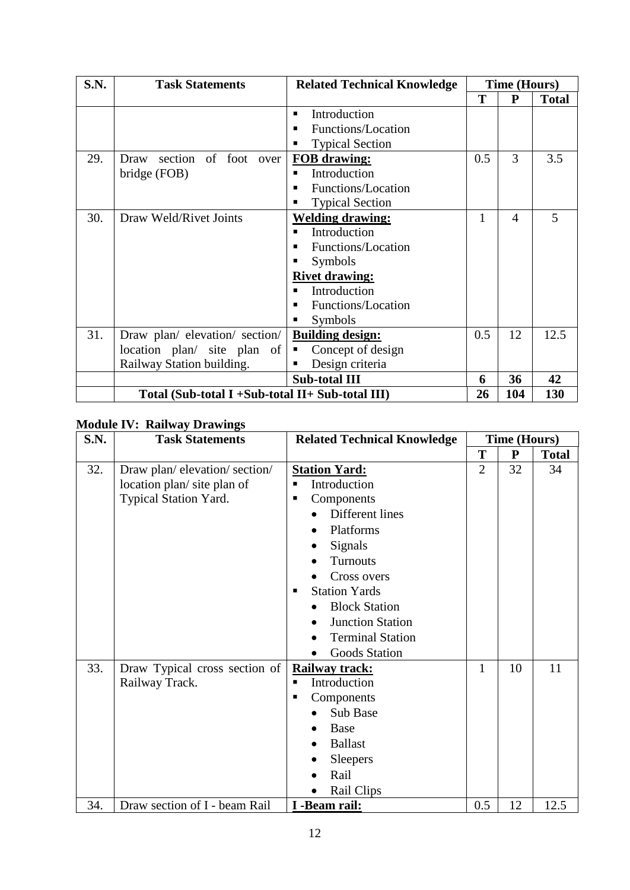| S.N. | Task Statements | Related Technical Knowledge | Time (Hours) | | |
|---|---|---|---|---|---|
| | | | T | P | Total |
| | | ▪ Introduction<br>▪ Functions/Location<br>▪ Typical Section | | | |
| 29. | Draw section of foot over bridge (FOB) | **FOB drawing:**<br>▪ Introduction<br>▪ Functions/Location<br>▪ Typical Section | 0.5 | 3 | 3.5 |
| 30. | Draw Weld/Rivet Joints | **Welding drawing:**<br>▪ Introduction<br>▪ Functions/Location<br>▪ Symbols<br>**Rivet drawing:**<br>▪ Introduction<br>▪ Functions/Location<br>▪ Symbols | 1 | 4 | 5 |
| 31. | Draw plan/ elevation/ section/ location plan/ site plan of Railway Station building. | **Building design:**<br>▪ Concept of design<br>▪ Design criteria | 0.5 | 12 | 12.5 |
| | | **Sub-total III** | **6** | **36** | **42** |
| | **Total (Sub-total I +Sub-total II+ Sub-total III)** | | **26** | **104** | **130** |

**Module IV: Railway Drawings**

| S.N. | Task Statements | Related Technical Knowledge | Time (Hours) | | |
|---|---|---|---|---|---|
| | | | T | P | Total |
| 32. | Draw plan/ elevation/ section/ location plan/ site plan of Typical Station Yard. | **Station Yard:**<br>▪ Introduction<br>▪ Components<br>• Different lines<br>• Platforms<br>• Signals<br>• Turnouts<br>• Cross overs<br>▪ Station Yards<br>• Block Station<br>• Junction Station<br>• Terminal Station<br>• Goods Station | 2 | 32 | 34 |
| 33. | Draw Typical cross section of Railway Track. | **Railway track:**<br>▪ Introduction<br>▪ Components<br>• Sub Base<br>• Base<br>• Ballast<br>• Sleepers<br>• Rail<br>• Rail Clips | 1 | 10 | 11 |
| 34. | Draw section of I - beam Rail | **I -Beam rail:** | 0.5 | 12 | 12.5 |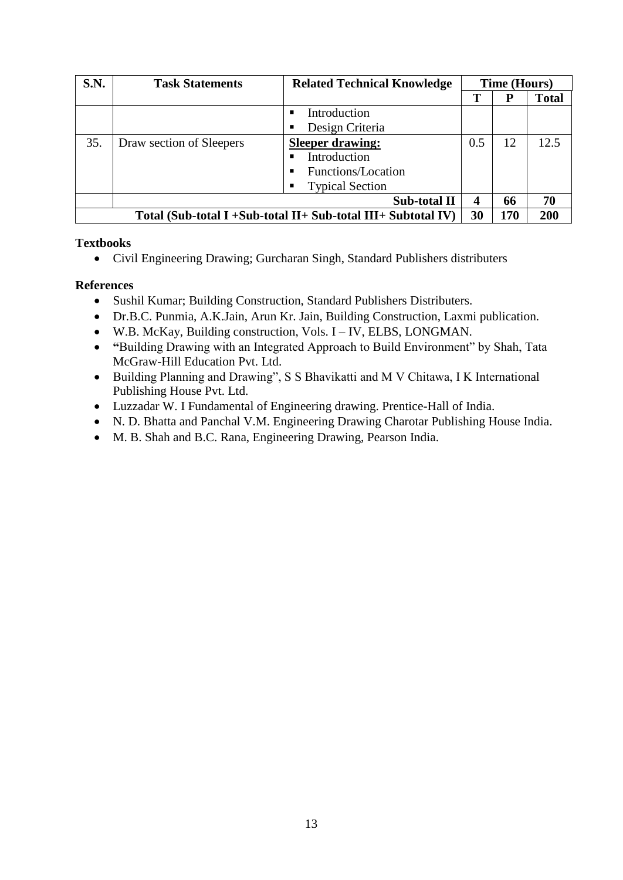| S.N. | Task Statements | Related Technical Knowledge | Time (Hours) | | |
|---|---|---|---|---|---|
| | | | T | P | Total |
| | | ▪ Introduction<br>▪ Design Criteria | | | |
| 35. | Draw section of Sleepers | **Sleeper drawing:**<br>▪ Introduction<br>▪ Functions/Location<br>▪ Typical Section | 0.5 | 12 | 12.5 |
| | | **Sub-total II** | **4** | **66** | **70** |
| | | **Total (Sub-total I +Sub-total II+ Sub-total III+ Subtotal IV)** | **30** | **170** | **200** |

**Textbooks**

- Civil Engineering Drawing; Gurcharan Singh, Standard Publishers distributers

**References**

- Sushil Kumar; Building Construction, Standard Publishers Distributers.
- Dr.B.C. Punmia, A.K.Jain, Arun Kr. Jain, Building Construction, Laxmi publication.
- W.B. McKay, Building construction, Vols. I – IV, ELBS, LONGMAN.
- "Building Drawing with an Integrated Approach to Build Environment" by Shah, Tata McGraw-Hill Education Pvt. Ltd.
- Building Planning and Drawing", S S Bhavikatti and M V Chitawa, I K International Publishing House Pvt. Ltd.
- Luzzadar W. I Fundamental of Engineering drawing. Prentice-Hall of India.
- N. D. Bhatta and Panchal V.M. Engineering Drawing Charotar Publishing House India.
- M. B. Shah and B.C. Rana, Engineering Drawing, Pearson India.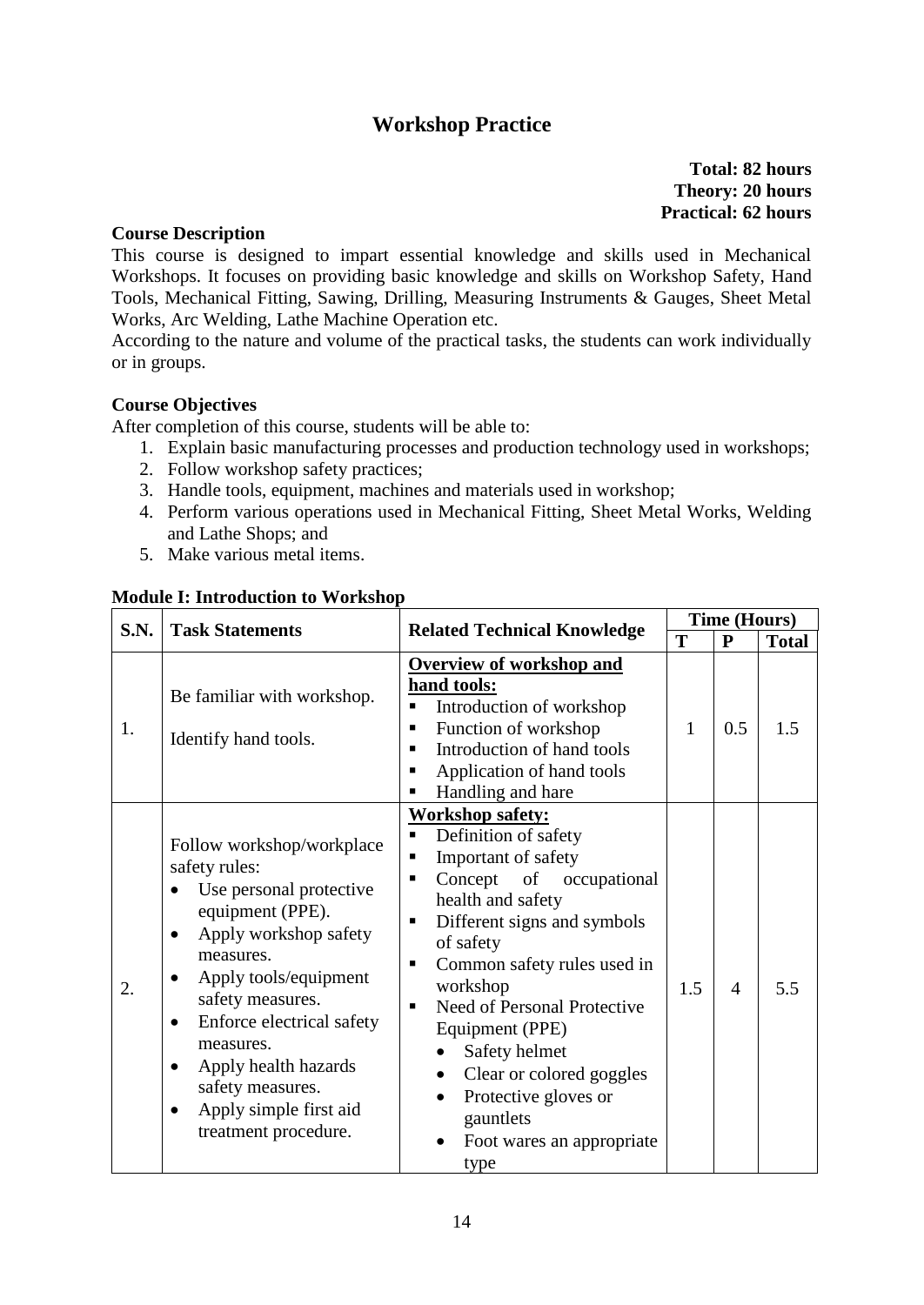# Workshop Practice

**Total: 82 hours**
**Theory: 20 hours**
**Practical: 62 hours**

**Course Description**

This course is designed to impart essential knowledge and skills used in Mechanical Workshops. It focuses on providing basic knowledge and skills on Workshop Safety, Hand Tools, Mechanical Fitting, Sawing, Drilling, Measuring Instruments & Gauges, Sheet Metal Works, Arc Welding, Lathe Machine Operation etc.

According to the nature and volume of the practical tasks, the students can work individually or in groups.

**Course Objectives**

After completion of this course, students will be able to:

1. Explain basic manufacturing processes and production technology used in workshops;
2. Follow workshop safety practices;
3. Handle tools, equipment, machines and materials used in workshop;
4. Perform various operations used in Mechanical Fitting, Sheet Metal Works, Welding and Lathe Shops; and
5. Make various metal items.

**Module I: Introduction to Workshop**

| S.N. | Task Statements | Related Technical Knowledge | Time (Hours) | | |
|---|---|---|---|---|---|
| | | | T | P | Total |
| 1. | Be familiar with workshop.<br><br>Identify hand tools. | **Overview of workshop and hand tools:**<br>▪ Introduction of workshop<br>▪ Function of workshop<br>▪ Introduction of hand tools<br>▪ Application of hand tools<br>▪ Handling and hare | 1 | 0.5 | 1.5 |
| 2. | Follow workshop/workplace safety rules:<br>• Use personal protective equipment (PPE).<br>• Apply workshop safety measures.<br>• Apply tools/equipment safety measures.<br>• Enforce electrical safety measures.<br>• Apply health hazards safety measures.<br>• Apply simple first aid treatment procedure. | **Workshop safety:**<br>▪ Definition of safety<br>▪ Important of safety<br>▪ Concept of occupational health and safety<br>▪ Different signs and symbols of safety<br>▪ Common safety rules used in workshop<br>▪ Need of Personal Protective Equipment (PPE)<br>• Safety helmet<br>• Clear or colored goggles<br>• Protective gloves or gauntlets<br>• Foot wares an appropriate type | 1.5 | 4 | 5.5 |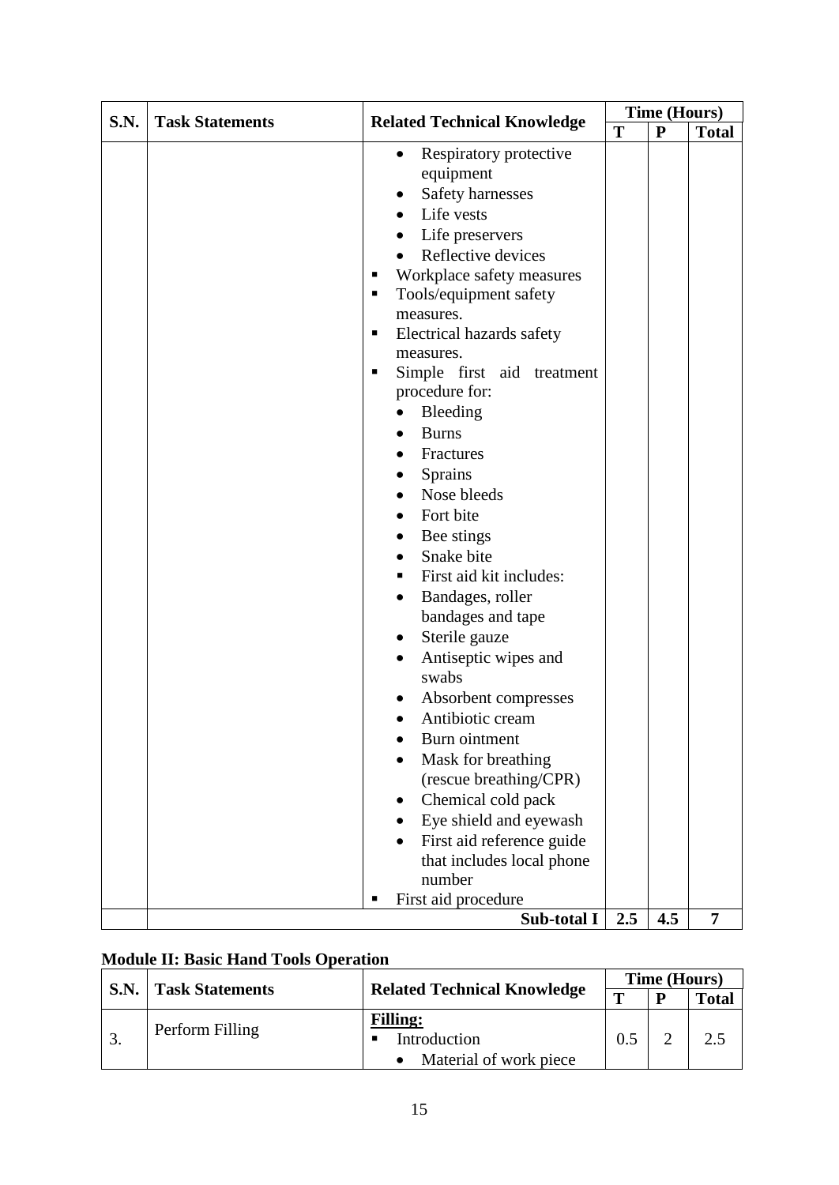| S.N. | Task Statements | Related Technical Knowledge | Time (Hours) | | |
|---|---|---|---|---|---|
| | | | T | P | Total |
| | | • Respiratory protective equipment<br>• Safety harnesses<br>• Life vests<br>• Life preservers<br>• Reflective devices<br>▪ Workplace safety measures<br>▪ Tools/equipment safety measures.<br>▪ Electrical hazards safety measures.<br>▪ Simple first aid treatment procedure for:<br>• Bleeding<br>• Burns<br>• Fractures<br>• Sprains<br>• Nose bleeds<br>• Fort bite<br>• Bee stings<br>• Snake bite<br>▪ First aid kit includes:<br>• Bandages, roller bandages and tape<br>• Sterile gauze<br>• Antiseptic wipes and swabs<br>• Absorbent compresses<br>• Antibiotic cream<br>• Burn ointment<br>• Mask for breathing (rescue breathing/CPR)<br>• Chemical cold pack<br>• Eye shield and eyewash<br>• First aid reference guide that includes local phone number<br>▪ First aid procedure | | | |
| | | **Sub-total I** | **2.5** | **4.5** | **7** |

**Module II: Basic Hand Tools Operation**

| S.N. | Task Statements | Related Technical Knowledge | Time (Hours) | | |
|---|---|---|---|---|---|
| | | | T | P | Total |
| 3. | Perform Filling | **Filling:**<br>▪ Introduction<br>• Material of work piece | 0.5 | 2 | 2.5 |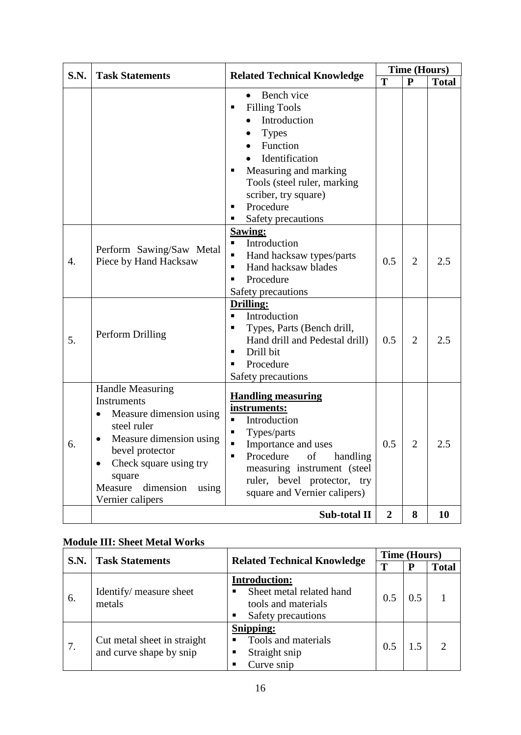| S.N. | Task Statements | Related Technical Knowledge | Time (Hours) | | |
|---|---|---|---|---|---|
| | | | T | P | Total |
| | | • Bench vice<br>▪ Filling Tools<br>• Introduction<br>• Types<br>• Function<br>• Identification<br>▪ Measuring and marking Tools (steel ruler, marking scriber, try square)<br>▪ Procedure<br>▪ Safety precautions | | | |
| 4. | Perform Sawing/Saw Metal Piece by Hand Hacksaw | **Sawing:**<br>▪ Introduction<br>▪ Hand hacksaw types/parts<br>▪ Hand hacksaw blades<br>▪ Procedure<br>Safety precautions | 0.5 | 2 | 2.5 |
| 5. | Perform Drilling | **Drilling:**<br>▪ Introduction<br>▪ Types, Parts (Bench drill, Hand drill and Pedestal drill)<br>▪ Drill bit<br>▪ Procedure<br>Safety precautions | 0.5 | 2 | 2.5 |
| 6. | Handle Measuring Instruments<br>• Measure dimension using steel ruler<br>• Measure dimension using bevel protector<br>• Check square using try square<br>Measure dimension using Vernier calipers | **Handling measuring instruments:**<br>▪ Introduction<br>▪ Types/parts<br>▪ Importance and uses<br>▪ Procedure of handling measuring instrument (steel ruler, bevel protector, try square and Vernier calipers) | 0.5 | 2 | 2.5 |
| | | **Sub-total II** | **2** | **8** | **10** |

**Module III: Sheet Metal Works**

| S.N. | Task Statements | Related Technical Knowledge | Time (Hours) | | |
|---|---|---|---|---|---|
| | | | T | P | Total |
| 6. | Identify/ measure sheet metals | **Introduction:**<br>▪ Sheet metal related hand tools and materials<br>▪ Safety precautions | 0.5 | 0.5 | 1 |
| 7. | Cut metal sheet in straight and curve shape by snip | **Snipping:**<br>▪ Tools and materials<br>▪ Straight snip<br>▪ Curve snip | 0.5 | 1.5 | 2 |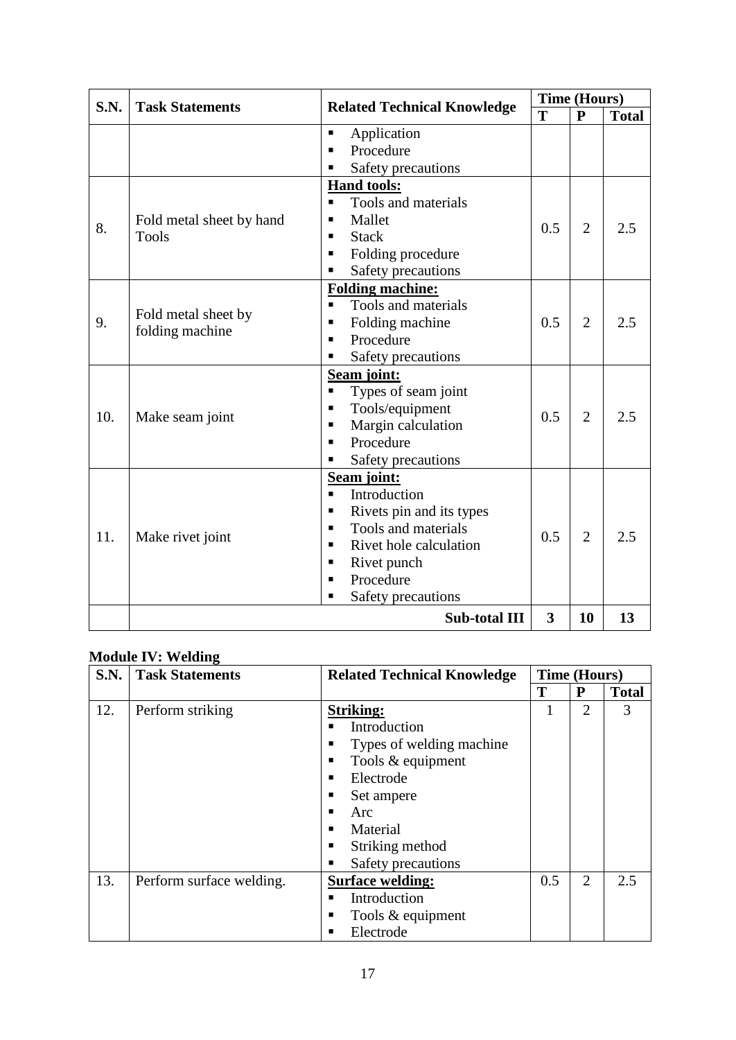| S.N. | Task Statements | Related Technical Knowledge | Time (Hours) | | |
|---|---|---|---|---|---|
| | | | T | P | Total |
| | | ▪ Application<br>▪ Procedure<br>▪ Safety precautions | | | |
| 8. | Fold metal sheet by hand Tools | **Hand tools:**<br>▪ Tools and materials<br>▪ Mallet<br>▪ Stack<br>▪ Folding procedure<br>▪ Safety precautions | 0.5 | 2 | 2.5 |
| 9. | Fold metal sheet by folding machine | **Folding machine:**<br>▪ Tools and materials<br>▪ Folding machine<br>▪ Procedure<br>▪ Safety precautions | 0.5 | 2 | 2.5 |
| 10. | Make seam joint | **Seam joint:**<br>▪ Types of seam joint<br>▪ Tools/equipment<br>▪ Margin calculation<br>▪ Procedure<br>▪ Safety precautions | 0.5 | 2 | 2.5 |
| 11. | Make rivet joint | **Seam joint:**<br>▪ Introduction<br>▪ Rivets pin and its types<br>▪ Tools and materials<br>▪ Rivet hole calculation<br>▪ Rivet punch<br>▪ Procedure<br>▪ Safety precautions | 0.5 | 2 | 2.5 |
| | | **Sub-total III** | **3** | **10** | **13** |

**Module IV: Welding**

| S.N. | Task Statements | Related Technical Knowledge | Time (Hours) | | |
|---|---|---|---|---|---|
| | | | T | P | Total |
| 12. | Perform striking | **Striking:**<br>▪ Introduction<br>▪ Types of welding machine<br>▪ Tools & equipment<br>▪ Electrode<br>▪ Set ampere<br>▪ Arc<br>▪ Material<br>▪ Striking method<br>▪ Safety precautions | 1 | 2 | 3 |
| 13. | Perform surface welding. | **Surface welding:**<br>▪ Introduction<br>▪ Tools & equipment<br>▪ Electrode | 0.5 | 2 | 2.5 |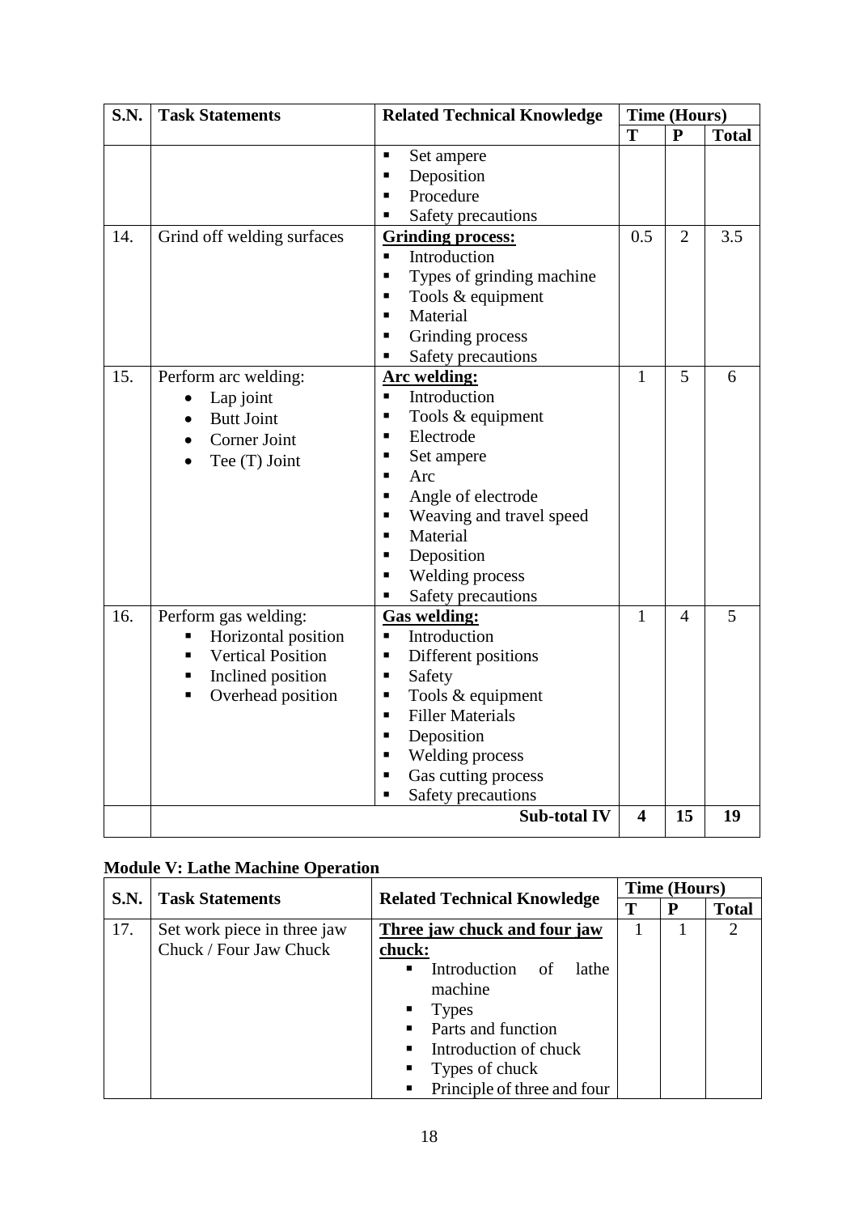| S.N. | Task Statements | Related Technical Knowledge | Time (Hours) | | |
|---|---|---|---|---|---|
| | | | T | P | Total |
| | | ▪ Set ampere<br>▪ Deposition<br>▪ Procedure<br>▪ Safety precautions | | | |
| 14. | Grind off welding surfaces | **Grinding process:**<br>▪ Introduction<br>▪ Types of grinding machine<br>▪ Tools & equipment<br>▪ Material<br>▪ Grinding process<br>▪ Safety precautions | 0.5 | 2 | 3.5 |
| 15. | Perform arc welding:<br>• Lap joint<br>• Butt Joint<br>• Corner Joint<br>• Tee (T) Joint | **Arc welding:**<br>▪ Introduction<br>▪ Tools & equipment<br>▪ Electrode<br>▪ Set ampere<br>▪ Arc<br>▪ Angle of electrode<br>▪ Weaving and travel speed<br>▪ Material<br>▪ Deposition<br>▪ Welding process<br>▪ Safety precautions | 1 | 5 | 6 |
| 16. | Perform gas welding:<br>▪ Horizontal position<br>▪ Vertical Position<br>▪ Inclined position<br>▪ Overhead position | **Gas welding:**<br>▪ Introduction<br>▪ Different positions<br>▪ Safety<br>▪ Tools & equipment<br>▪ Filler Materials<br>▪ Deposition<br>▪ Welding process<br>▪ Gas cutting process<br>▪ Safety precautions | 1 | 4 | 5 |
| | | **Sub-total IV** | **4** | **15** | **19** |

**Module V: Lathe Machine Operation**

| S.N. | Task Statements | Related Technical Knowledge | Time (Hours) | | |
|---|---|---|---|---|---|
| | | | T | P | Total |
| 17. | Set work piece in three jaw Chuck / Four Jaw Chuck | **Three jaw chuck and four jaw chuck:**<br>▪ Introduction of lathe machine<br>▪ Types<br>▪ Parts and function<br>▪ Introduction of chuck<br>▪ Types of chuck<br>▪ Principle of three and four | 1 | 1 | 2 |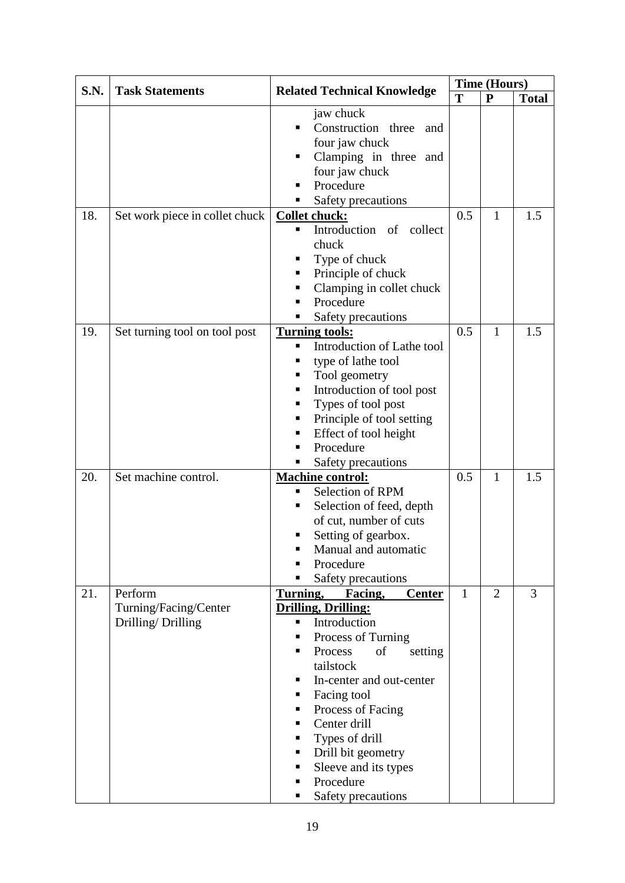| S.N. | Task Statements | Related Technical Knowledge | Time (Hours) | | |
|---|---|---|---|---|---|
| | | | T | P | Total |
| | | jaw chuck<br>▪ Construction three and four jaw chuck<br>▪ Clamping in three and four jaw chuck<br>▪ Procedure<br>▪ Safety precautions | | | |
| 18. | Set work piece in collet chuck | **Collet chuck:**<br>▪ Introduction of collect chuck<br>▪ Type of chuck<br>▪ Principle of chuck<br>▪ Clamping in collet chuck<br>▪ Procedure<br>▪ Safety precautions | 0.5 | 1 | 1.5 |
| 19. | Set turning tool on tool post | **Turning tools:**<br>▪ Introduction of Lathe tool<br>▪ type of lathe tool<br>▪ Tool geometry<br>▪ Introduction of tool post<br>▪ Types of tool post<br>▪ Principle of tool setting<br>▪ Effect of tool height<br>▪ Procedure<br>▪ Safety precautions | 0.5 | 1 | 1.5 |
| 20. | Set machine control. | **Machine control:**<br>▪ Selection of RPM<br>▪ Selection of feed, depth of cut, number of cuts<br>▪ Setting of gearbox.<br>▪ Manual and automatic<br>▪ Procedure<br>▪ Safety precautions | 0.5 | 1 | 1.5 |
| 21. | Perform Turning/Facing/Center Drilling/ Drilling | **Turning, Facing, Center Drilling, Drilling:**<br>▪ Introduction<br>▪ Process of Turning<br>▪ Process of setting tailstock<br>▪ In-center and out-center<br>▪ Facing tool<br>▪ Process of Facing<br>▪ Center drill<br>▪ Types of drill<br>▪ Drill bit geometry<br>▪ Sleeve and its types<br>▪ Procedure<br>▪ Safety precautions | 1 | 2 | 3 |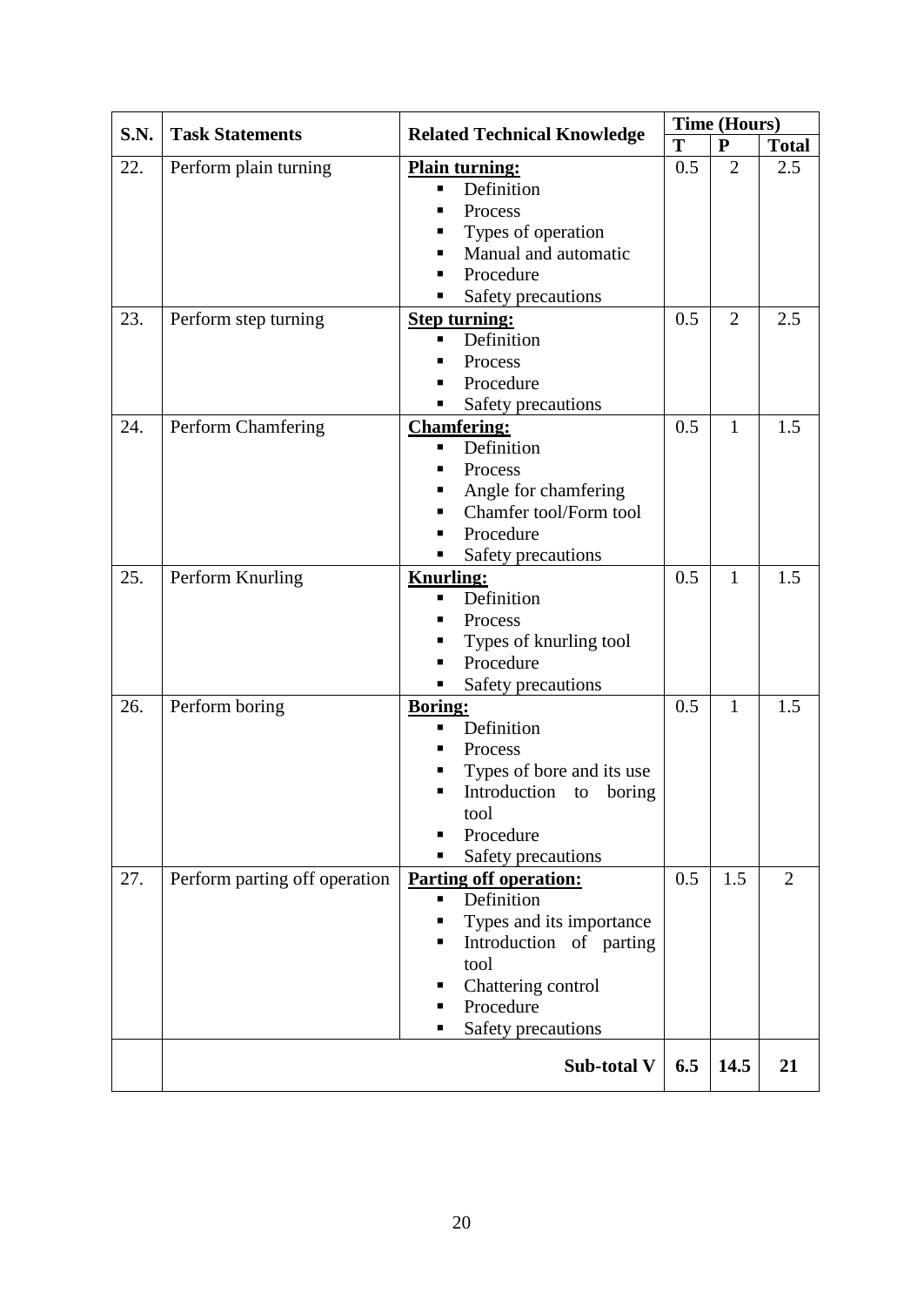| S.N. | Task Statements | Related Technical Knowledge | Time (Hours) | | |
|---|---|---|---|---|---|
| | | | T | P | Total |
| 22. | Perform plain turning | **Plain turning:**<br>▪ Definition<br>▪ Process<br>▪ Types of operation<br>▪ Manual and automatic<br>▪ Procedure<br>▪ Safety precautions | 0.5 | 2 | 2.5 |
| 23. | Perform step turning | **Step turning:**<br>▪ Definition<br>▪ Process<br>▪ Procedure<br>▪ Safety precautions | 0.5 | 2 | 2.5 |
| 24. | Perform Chamfering | **Chamfering:**<br>▪ Definition<br>▪ Process<br>▪ Angle for chamfering<br>▪ Chamfer tool/Form tool<br>▪ Procedure<br>▪ Safety precautions | 0.5 | 1 | 1.5 |
| 25. | Perform Knurling | **Knurling:**<br>▪ Definition<br>▪ Process<br>▪ Types of knurling tool<br>▪ Procedure<br>▪ Safety precautions | 0.5 | 1 | 1.5 |
| 26. | Perform boring | **Boring:**<br>▪ Definition<br>▪ Process<br>▪ Types of bore and its use<br>▪ Introduction to boring tool<br>▪ Procedure<br>▪ Safety precautions | 0.5 | 1 | 1.5 |
| 27. | Perform parting off operation | **Parting off operation:**<br>▪ Definition<br>▪ Types and its importance<br>▪ Introduction of parting tool<br>▪ Chattering control<br>▪ Procedure<br>▪ Safety precautions | 0.5 | 1.5 | 2 |
| | | **Sub-total V** | **6.5** | **14.5** | **21** |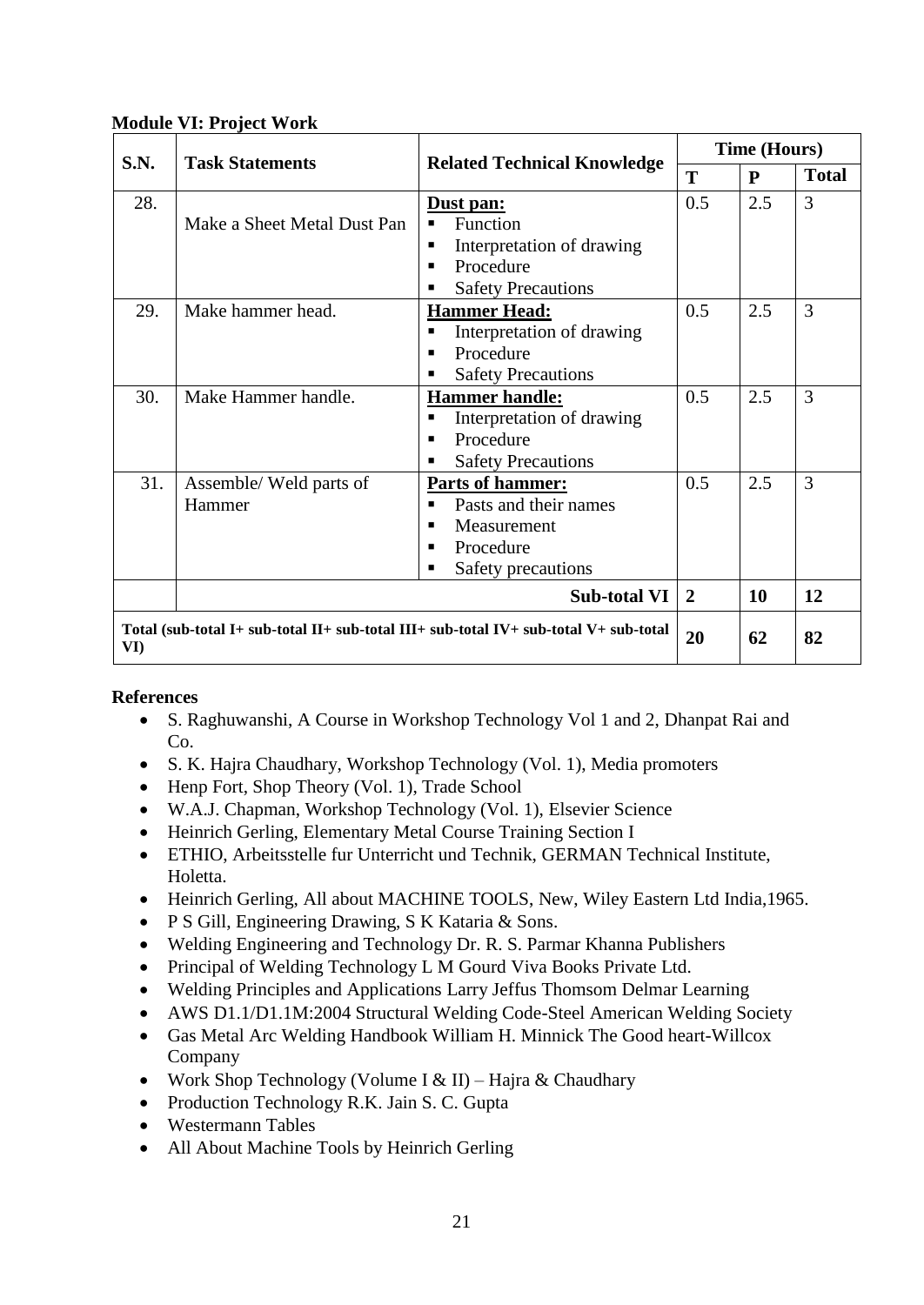**Module VI: Project Work**

| S.N. | Task Statements | Related Technical Knowledge | Time (Hours) | | |
|---|---|---|---|---|---|
| | | | T | P | Total |
| 28. | Make a Sheet Metal Dust Pan | **Dust pan:**<br>▪ Function<br>▪ Interpretation of drawing<br>▪ Procedure<br>▪ Safety Precautions | 0.5 | 2.5 | 3 |
| 29. | Make hammer head. | **Hammer Head:**<br>▪ Interpretation of drawing<br>▪ Procedure<br>▪ Safety Precautions | 0.5 | 2.5 | 3 |
| 30. | Make Hammer handle. | **Hammer handle:**<br>▪ Interpretation of drawing<br>▪ Procedure<br>▪ Safety Precautions | 0.5 | 2.5 | 3 |
| 31. | Assemble/ Weld parts of Hammer | **Parts of hammer:**<br>▪ Pasts and their names<br>▪ Measurement<br>▪ Procedure<br>▪ Safety precautions | 0.5 | 2.5 | 3 |
| | | **Sub-total VI** | **2** | **10** | **12** |
| **Total (sub-total I+ sub-total II+ sub-total III+ sub-total IV+ sub-total V+ sub-total VI)** | | | **20** | **62** | **82** |

**References**

- S. Raghuwanshi, A Course in Workshop Technology Vol 1 and 2, Dhanpat Rai and Co.
- S. K. Hajra Chaudhary, Workshop Technology (Vol. 1), Media promoters
- Henp Fort, Shop Theory (Vol. 1), Trade School
- W.A.J. Chapman, Workshop Technology (Vol. 1), Elsevier Science
- Heinrich Gerling, Elementary Metal Course Training Section I
- ETHIO, Arbeitsstelle fur Unterricht und Technik, GERMAN Technical Institute, Holetta.
- Heinrich Gerling, All about MACHINE TOOLS, New, Wiley Eastern Ltd India,1965.
- P S Gill, Engineering Drawing, S K Kataria & Sons.
- Welding Engineering and Technology Dr. R. S. Parmar Khanna Publishers
- Principal of Welding Technology L M Gourd Viva Books Private Ltd.
- Welding Principles and Applications Larry Jeffus Thomsom Delmar Learning
- AWS D1.1/D1.1M:2004 Structural Welding Code-Steel American Welding Society
- Gas Metal Arc Welding Handbook William H. Minnick The Good heart-Willcox Company
- Work Shop Technology (Volume I & II) – Hajra & Chaudhary
- Production Technology R.K. Jain S. C. Gupta
- Westermann Tables
- All About Machine Tools by Heinrich Gerling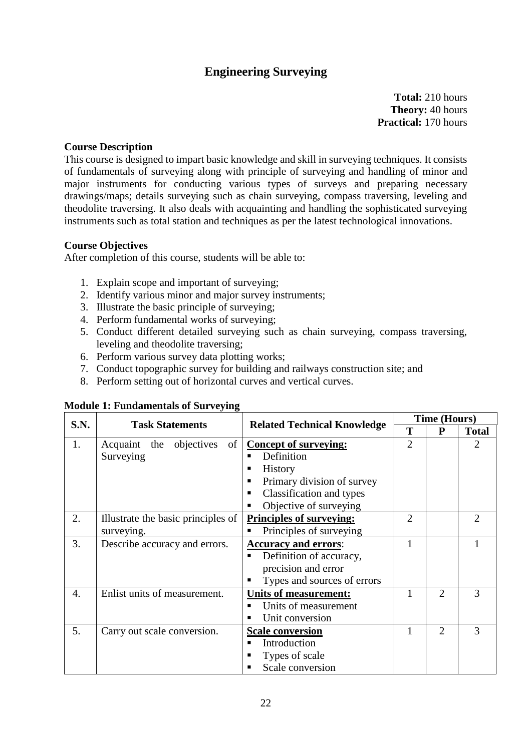# Engineering Surveying

**Total:** 210 hours
**Theory:** 40 hours
**Practical:** 170 hours

**Course Description**

This course is designed to impart basic knowledge and skill in surveying techniques. It consists of fundamentals of surveying along with principle of surveying and handling of minor and major instruments for conducting various types of surveys and preparing necessary drawings/maps; details surveying such as chain surveying, compass traversing, leveling and theodolite traversing. It also deals with acquainting and handling the sophisticated surveying instruments such as total station and techniques as per the latest technological innovations.

**Course Objectives**

After completion of this course, students will be able to:

1. Explain scope and important of surveying;
2. Identify various minor and major survey instruments;
3. Illustrate the basic principle of surveying;
4. Perform fundamental works of surveying;
5. Conduct different detailed surveying such as chain surveying, compass traversing, leveling and theodolite traversing;
6. Perform various survey data plotting works;
7. Conduct topographic survey for building and railways construction site; and
8. Perform setting out of horizontal curves and vertical curves.

**Module 1: Fundamentals of Surveying**

| S.N. | Task Statements | Related Technical Knowledge | Time (Hours) | | |
|---|---|---|---|---|---|
| | | | T | P | Total |
| 1. | Acquaint the objectives of Surveying | **Concept of surveying:**<br>▪ Definition<br>▪ History<br>▪ Primary division of survey<br>▪ Classification and types<br>▪ Objective of surveying | 2 | | 2 |
| 2. | Illustrate the basic principles of surveying. | **Principles of surveying:**<br>▪ Principles of surveying | 2 | | 2 |
| 3. | Describe accuracy and errors. | **Accuracy and errors**:<br>▪ Definition of accuracy, precision and error<br>▪ Types and sources of errors | 1 | | 1 |
| 4. | Enlist units of measurement. | **Units of measurement:**<br>▪ Units of measurement<br>▪ Unit conversion | 1 | 2 | 3 |
| 5. | Carry out scale conversion. | **Scale conversion**<br>▪ Introduction<br>▪ Types of scale<br>▪ Scale conversion | 1 | 2 | 3 |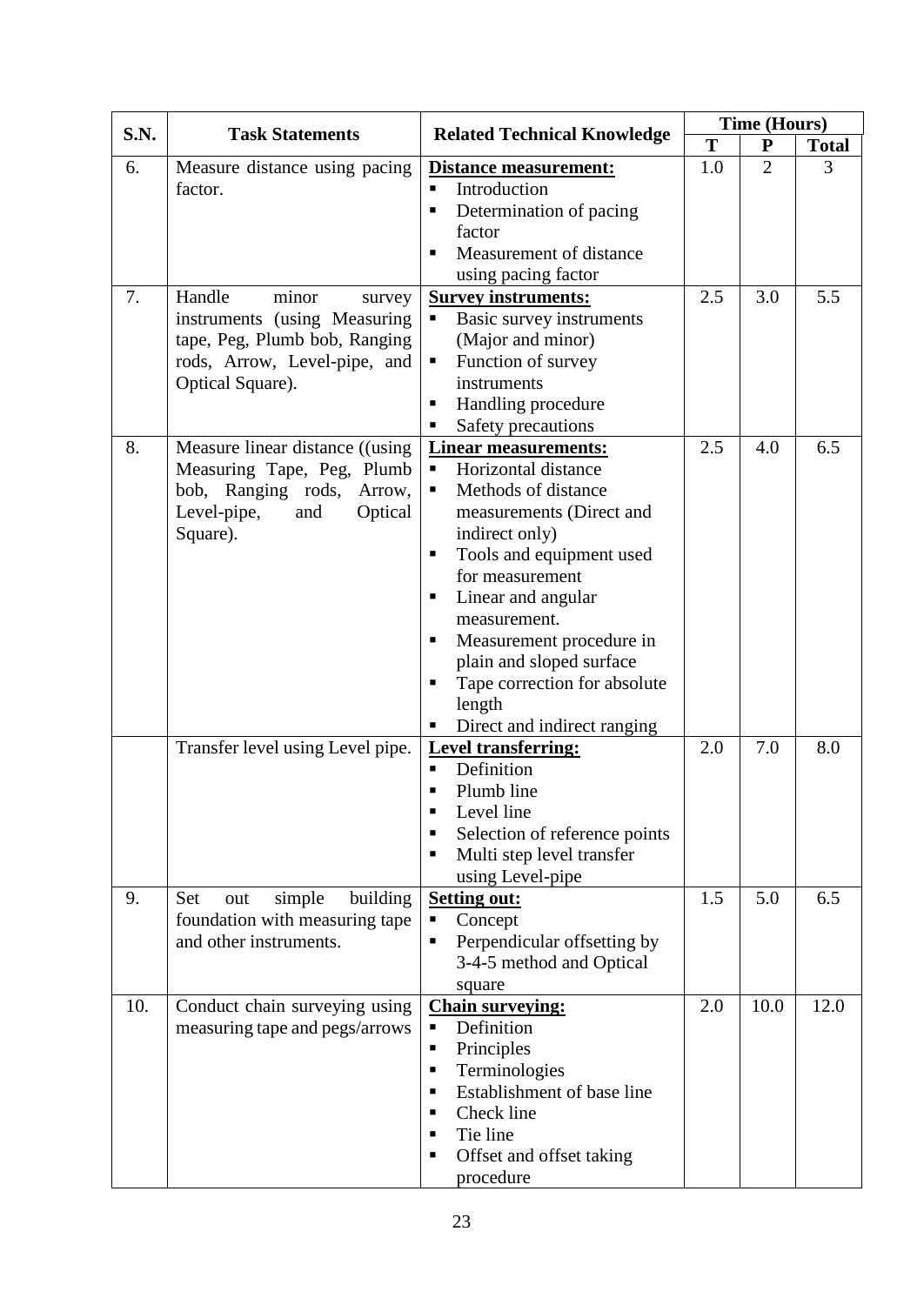| S.N. | Task Statements | Related Technical Knowledge | Time (Hours) | | |
|---|---|---|---|---|---|
| | | | T | P | Total |
| 6. | Measure distance using pacing factor. | **Distance measurement:**<br>▪ Introduction<br>▪ Determination of pacing factor<br>▪ Measurement of distance using pacing factor | 1.0 | 2 | 3 |
| 7. | Handle minor survey instruments (using Measuring tape, Peg, Plumb bob, Ranging rods, Arrow, Level-pipe, and Optical Square). | **Survey instruments:**<br>▪ Basic survey instruments (Major and minor)<br>▪ Function of survey instruments<br>▪ Handling procedure<br>▪ Safety precautions | 2.5 | 3.0 | 5.5 |
| 8. | Measure linear distance ((using Measuring Tape, Peg, Plumb bob, Ranging rods, Arrow, Level-pipe, and Optical Square). | **Linear measurements:**<br>▪ Horizontal distance<br>▪ Methods of distance measurements (Direct and indirect only)<br>▪ Tools and equipment used for measurement<br>▪ Linear and angular measurement.<br>▪ Measurement procedure in plain and sloped surface<br>▪ Tape correction for absolute length<br>▪ Direct and indirect ranging | 2.5 | 4.0 | 6.5 |
| | Transfer level using Level pipe. | **Level transferring:**<br>▪ Definition<br>▪ Plumb line<br>▪ Level line<br>▪ Selection of reference points<br>▪ Multi step level transfer using Level-pipe | 2.0 | 7.0 | 8.0 |
| 9. | Set out simple building foundation with measuring tape and other instruments. | **Setting out:**<br>▪ Concept<br>▪ Perpendicular offsetting by 3-4-5 method and Optical square | 1.5 | 5.0 | 6.5 |
| 10. | Conduct chain surveying using measuring tape and pegs/arrows | **Chain surveying:**<br>▪ Definition<br>▪ Principles<br>▪ Terminologies<br>▪ Establishment of base line<br>▪ Check line<br>▪ Tie line<br>▪ Offset and offset taking procedure | 2.0 | 10.0 | 12.0 |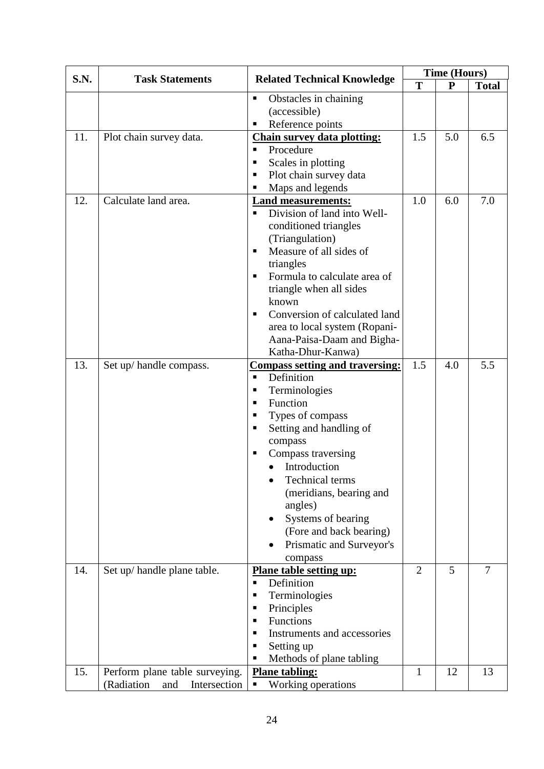| S.N. | Task Statements | Related Technical Knowledge | Time (Hours) | | |
|---|---|---|---|---|---|
| | | | **T** | **P** | **Total** |
| | | ▪ Obstacles in chaining (accessible)<br>▪ Reference points | | | |
| 11. | Plot chain survey data. | **Chain survey data plotting:**<br>▪ Procedure<br>▪ Scales in plotting<br>▪ Plot chain survey data<br>▪ Maps and legends | 1.5 | 5.0 | 6.5 |
| 12. | Calculate land area. | **Land measurements:**<br>▪ Division of land into Well-conditioned triangles (Triangulation)<br>▪ Measure of all sides of triangles<br>▪ Formula to calculate area of triangle when all sides known<br>▪ Conversion of calculated land area to local system (Ropani-Aana-Paisa-Daam and Bigha-Katha-Dhur-Kanwa) | 1.0 | 6.0 | 7.0 |
| 13. | Set up/ handle compass. | **Compass setting and traversing:**<br>▪ Definition<br>▪ Terminologies<br>▪ Function<br>▪ Types of compass<br>▪ Setting and handling of compass<br>▪ Compass traversing<br>• Introduction<br>• Technical terms (meridians, bearing and angles)<br>• Systems of bearing (Fore and back bearing)<br>• Prismatic and Surveyor's compass | 1.5 | 4.0 | 5.5 |
| 14. | Set up/ handle plane table. | **Plane table setting up:**<br>▪ Definition<br>▪ Terminologies<br>▪ Principles<br>▪ Functions<br>▪ Instruments and accessories<br>▪ Setting up<br>▪ Methods of plane tabling | 2 | 5 | 7 |
| 15. | Perform plane table surveying. (Radiation and Intersection | **Plane tabling:**<br>▪ Working operations | 1 | 12 | 13 |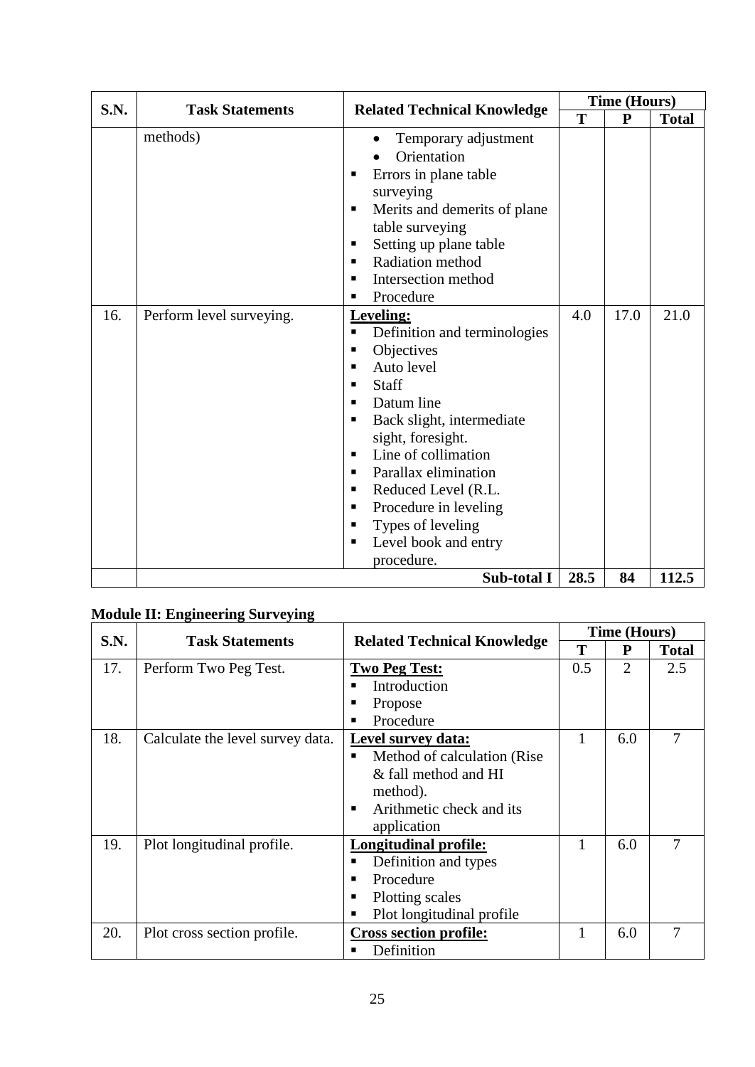| S.N. | Task Statements | Related Technical Knowledge | Time (Hours) | | |
|---|---|---|---|---|---|
| | | | T | P | Total |
| | methods) | • Temporary adjustment<br>• Orientation<br>▪ Errors in plane table surveying<br>▪ Merits and demerits of plane table surveying<br>▪ Setting up plane table<br>▪ Radiation method<br>▪ Intersection method<br>▪ Procedure | | | |
| 16. | Perform level surveying. | **Leveling:**<br>▪ Definition and terminologies<br>▪ Objectives<br>▪ Auto level<br>▪ Staff<br>▪ Datum line<br>▪ Back slight, intermediate sight, foresight.<br>▪ Line of collimation<br>▪ Parallax elimination<br>▪ Reduced Level (R.L.<br>▪ Procedure in leveling<br>▪ Types of leveling<br>▪ Level book and entry procedure. | 4.0 | 17.0 | 21.0 |
| | | **Sub-total I** | **28.5** | **84** | **112.5** |

**Module II: Engineering Surveying**

| S.N. | Task Statements | Related Technical Knowledge | Time (Hours) | | |
|---|---|---|---|---|---|
| | | | T | P | Total |
| 17. | Perform Two Peg Test. | **Two Peg Test:**<br>▪ Introduction<br>▪ Propose<br>▪ Procedure | 0.5 | 2 | 2.5 |
| 18. | Calculate the level survey data. | **Level survey data:**<br>▪ Method of calculation (Rise & fall method and HI method).<br>▪ Arithmetic check and its application | 1 | 6.0 | 7 |
| 19. | Plot longitudinal profile. | **Longitudinal profile:**<br>▪ Definition and types<br>▪ Procedure<br>▪ Plotting scales<br>▪ Plot longitudinal profile | 1 | 6.0 | 7 |
| 20. | Plot cross section profile. | **Cross section profile:**<br>▪ Definition | 1 | 6.0 | 7 |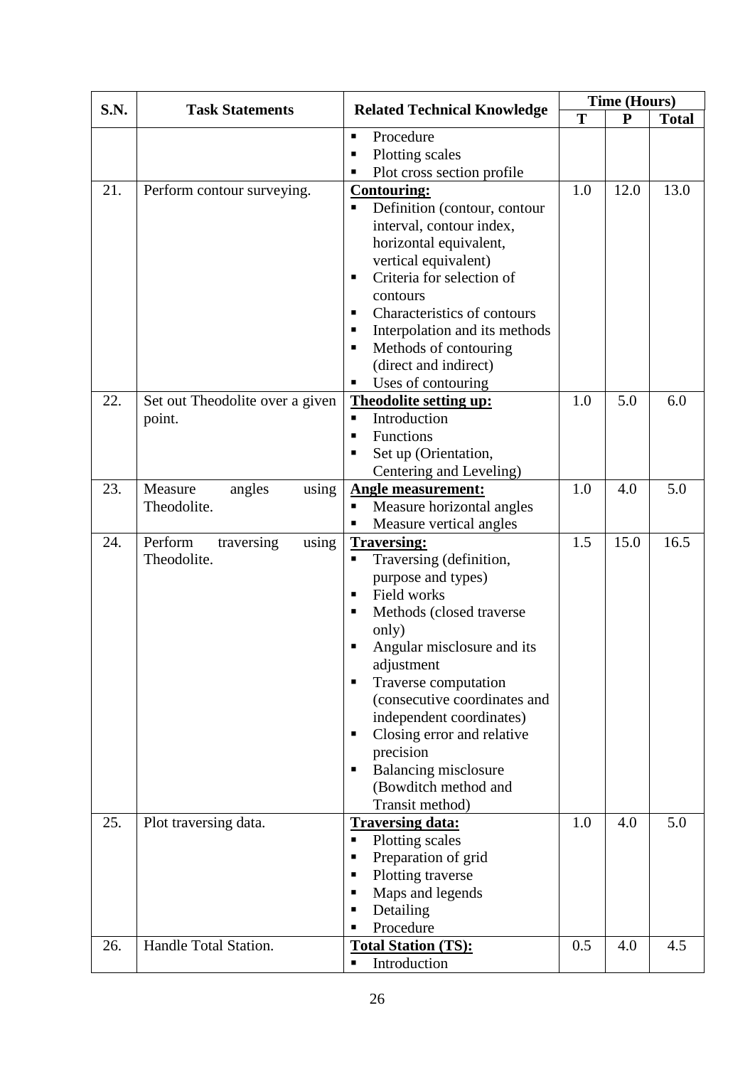| S.N. | Task Statements | Related Technical Knowledge | Time (Hours) | | |
|---|---|---|---|---|---|
| | | | T | P | Total |
| | | ▪ Procedure<br>▪ Plotting scales<br>▪ Plot cross section profile | | | |
| 21. | Perform contour surveying. | **Contouring:**<br>▪ Definition (contour, contour interval, contour index, horizontal equivalent, vertical equivalent)<br>▪ Criteria for selection of contours<br>▪ Characteristics of contours<br>▪ Interpolation and its methods<br>▪ Methods of contouring (direct and indirect)<br>▪ Uses of contouring | 1.0 | 12.0 | 13.0 |
| 22. | Set out Theodolite over a given point. | **Theodolite setting up:**<br>▪ Introduction<br>▪ Functions<br>▪ Set up (Orientation, Centering and Leveling) | 1.0 | 5.0 | 6.0 |
| 23. | Measure angles using Theodolite. | **Angle measurement:**<br>▪ Measure horizontal angles<br>▪ Measure vertical angles | 1.0 | 4.0 | 5.0 |
| 24. | Perform traversing using Theodolite. | **Traversing:**<br>▪ Traversing (definition, purpose and types)<br>▪ Field works<br>▪ Methods (closed traverse only)<br>▪ Angular misclosure and its adjustment<br>▪ Traverse computation (consecutive coordinates and independent coordinates)<br>▪ Closing error and relative precision<br>▪ Balancing misclosure (Bowditch method and Transit method) | 1.5 | 15.0 | 16.5 |
| 25. | Plot traversing data. | **Traversing data:**<br>▪ Plotting scales<br>▪ Preparation of grid<br>▪ Plotting traverse<br>▪ Maps and legends<br>▪ Detailing<br>▪ Procedure | 1.0 | 4.0 | 5.0 |
| 26. | Handle Total Station. | **Total Station (TS):**<br>▪ Introduction | 0.5 | 4.0 | 4.5 |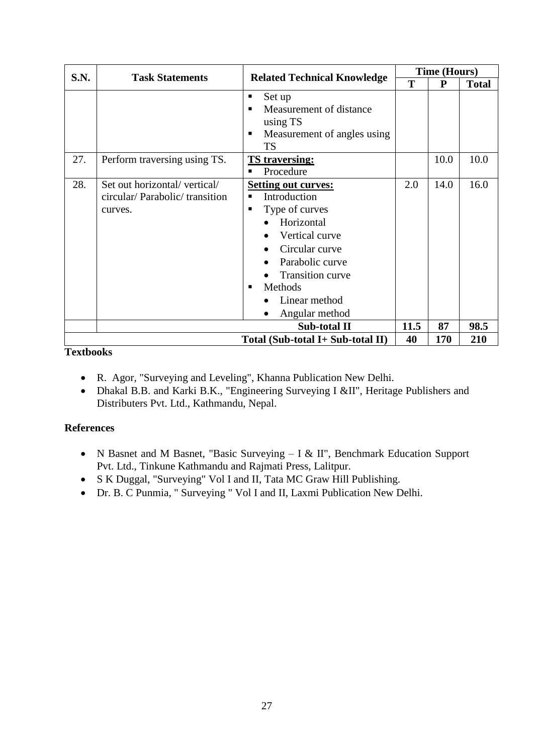| S.N. | Task Statements | Related Technical Knowledge | Time (Hours) | | |
|---|---|---|---|---|---|
| | | | T | P | Total |
| | | ▪ Set up<br>▪ Measurement of distance using TS<br>▪ Measurement of angles using TS | | | |
| 27. | Perform traversing using TS. | **TS traversing:**<br>▪ Procedure | | 10.0 | 10.0 |
| 28. | Set out horizontal/ vertical/ circular/ Parabolic/ transition curves. | **Setting out curves:**<br>▪ Introduction<br>▪ Type of curves<br>• Horizontal<br>• Vertical curve<br>• Circular curve<br>• Parabolic curve<br>• Transition curve<br>▪ Methods<br>• Linear method<br>• Angular method | 2.0 | 14.0 | 16.0 |
| | | **Sub-total II** | **11.5** | **87** | **98.5** |
| | | **Total (Sub-total I+ Sub-total II)** | **40** | **170** | **210** |

**Textbooks**

- R. Agor, "Surveying and Leveling", Khanna Publication New Delhi.
- Dhakal B.B. and Karki B.K., "Engineering Surveying I &II", Heritage Publishers and Distributers Pvt. Ltd., Kathmandu, Nepal.

**References**

- N Basnet and M Basnet, "Basic Surveying – I & II", Benchmark Education Support Pvt. Ltd., Tinkune Kathmandu and Rajmati Press, Lalitpur.
- S K Duggal, "Surveying" Vol I and II, Tata MC Graw Hill Publishing.
- Dr. B. C Punmia, " Surveying " Vol I and II, Laxmi Publication New Delhi.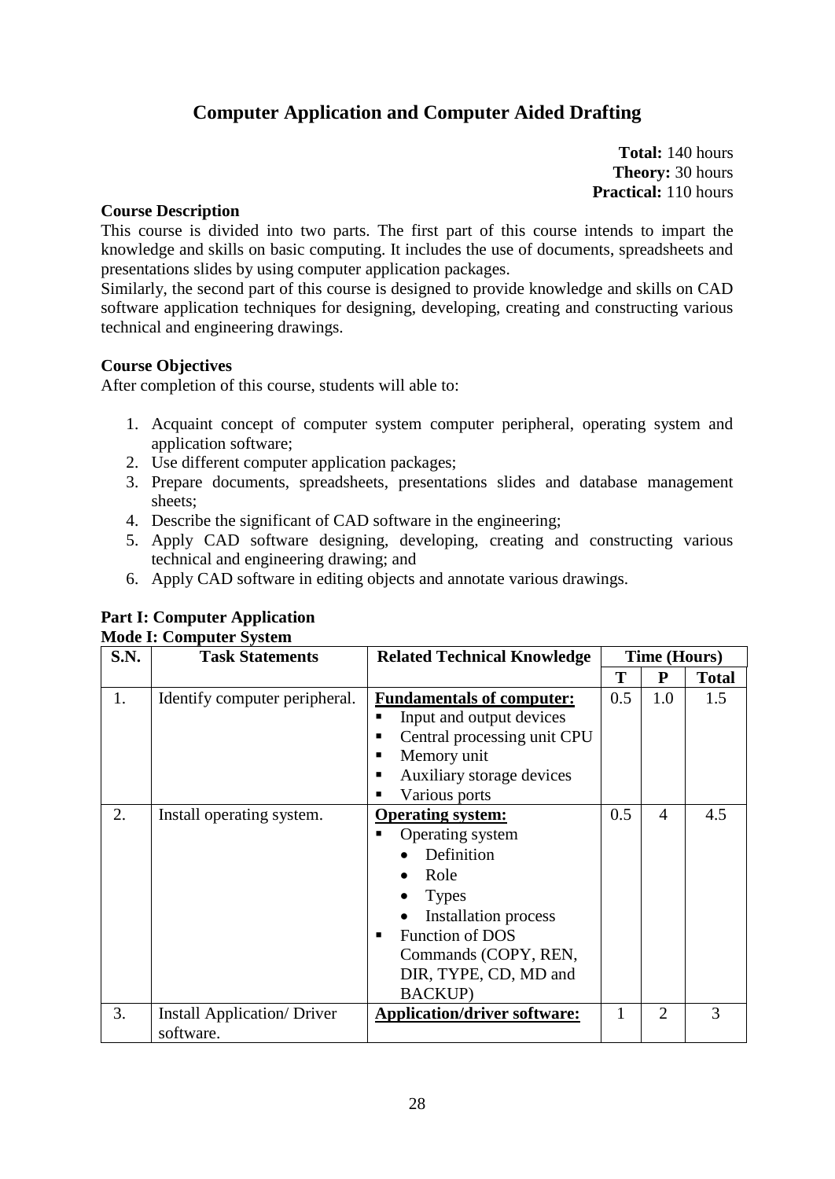# Computer Application and Computer Aided Drafting

**Total:** 140 hours
**Theory:** 30 hours
**Practical:** 110 hours

**Course Description**

This course is divided into two parts. The first part of this course intends to impart the knowledge and skills on basic computing. It includes the use of documents, spreadsheets and presentations slides by using computer application packages.

Similarly, the second part of this course is designed to provide knowledge and skills on CAD software application techniques for designing, developing, creating and constructing various technical and engineering drawings.

**Course Objectives**

After completion of this course, students will able to:

1. Acquaint concept of computer system computer peripheral, operating system and application software;
2. Use different computer application packages;
3. Prepare documents, spreadsheets, presentations slides and database management sheets;
4. Describe the significant of CAD software in the engineering;
5. Apply CAD software designing, developing, creating and constructing various technical and engineering drawing; and
6. Apply CAD software in editing objects and annotate various drawings.

**Part I: Computer Application**

**Mode I: Computer System**

| S.N. | Task Statements | Related Technical Knowledge | Time (Hours) | | |
|---|---|---|---|---|---|
| | | | T | P | Total |
| 1. | Identify computer peripheral. | **Fundamentals of computer:**<br>▪ Input and output devices<br>▪ Central processing unit CPU<br>▪ Memory unit<br>▪ Auxiliary storage devices<br>▪ Various ports | 0.5 | 1.0 | 1.5 |
| 2. | Install operating system. | **Operating system:**<br>▪ Operating system<br>• Definition<br>• Role<br>• Types<br>• Installation process<br>▪ Function of DOS Commands (COPY, REN, DIR, TYPE, CD, MD and BACKUP) | 0.5 | 4 | 4.5 |
| 3. | Install Application/ Driver software. | **Application/driver software:** | 1 | 2 | 3 |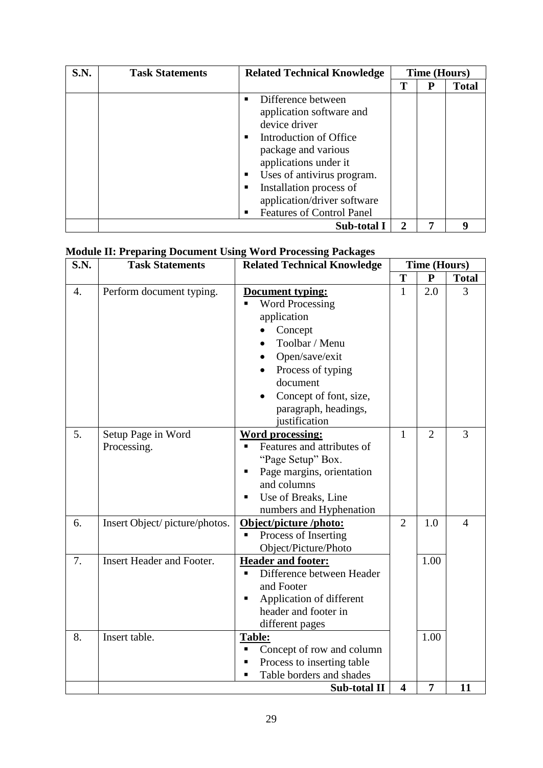| S.N. | Task Statements | Related Technical Knowledge | Time (Hours) | | |
|---|---|---|---|---|---|
| | | | T | P | Total |
| | | ▪ Difference between application software and device driver<br>▪ Introduction of Office package and various applications under it<br>▪ Uses of antivirus program.<br>▪ Installation process of application/driver software<br>▪ Features of Control Panel | | | |
| | | **Sub-total I** | **2** | **7** | **9** |

**Module II: Preparing Document Using Word Processing Packages**

| S.N. | Task Statements | Related Technical Knowledge | Time (Hours) | | |
|---|---|---|---|---|---|
| | | | T | P | Total |
| 4. | Perform document typing. | **Document typing:**<br>▪ Word Processing application<br>• Concept<br>• Toolbar / Menu<br>• Open/save/exit<br>• Process of typing document<br>• Concept of font, size, paragraph, headings, justification | 1 | 2.0 | 3 |
| 5. | Setup Page in Word Processing. | **Word processing:**<br>▪ Features and attributes of "Page Setup" Box.<br>▪ Page margins, orientation and columns<br>▪ Use of Breaks, Line numbers and Hyphenation | 1 | 2 | 3 |
| 6. | Insert Object/ picture/photos. | **Object/picture /photo:**<br>▪ Process of Inserting Object/Picture/Photo | 2 | 1.0 | 4 |
| 7. | Insert Header and Footer. | **Header and footer:**<br>▪ Difference between Header and Footer<br>▪ Application of different header and footer in different pages | | 1.00 | |
| 8. | Insert table. | **Table:**<br>▪ Concept of row and column<br>▪ Process to inserting table<br>▪ Table borders and shades | | 1.00 | |
| | | **Sub-total II** | **4** | **7** | **11** |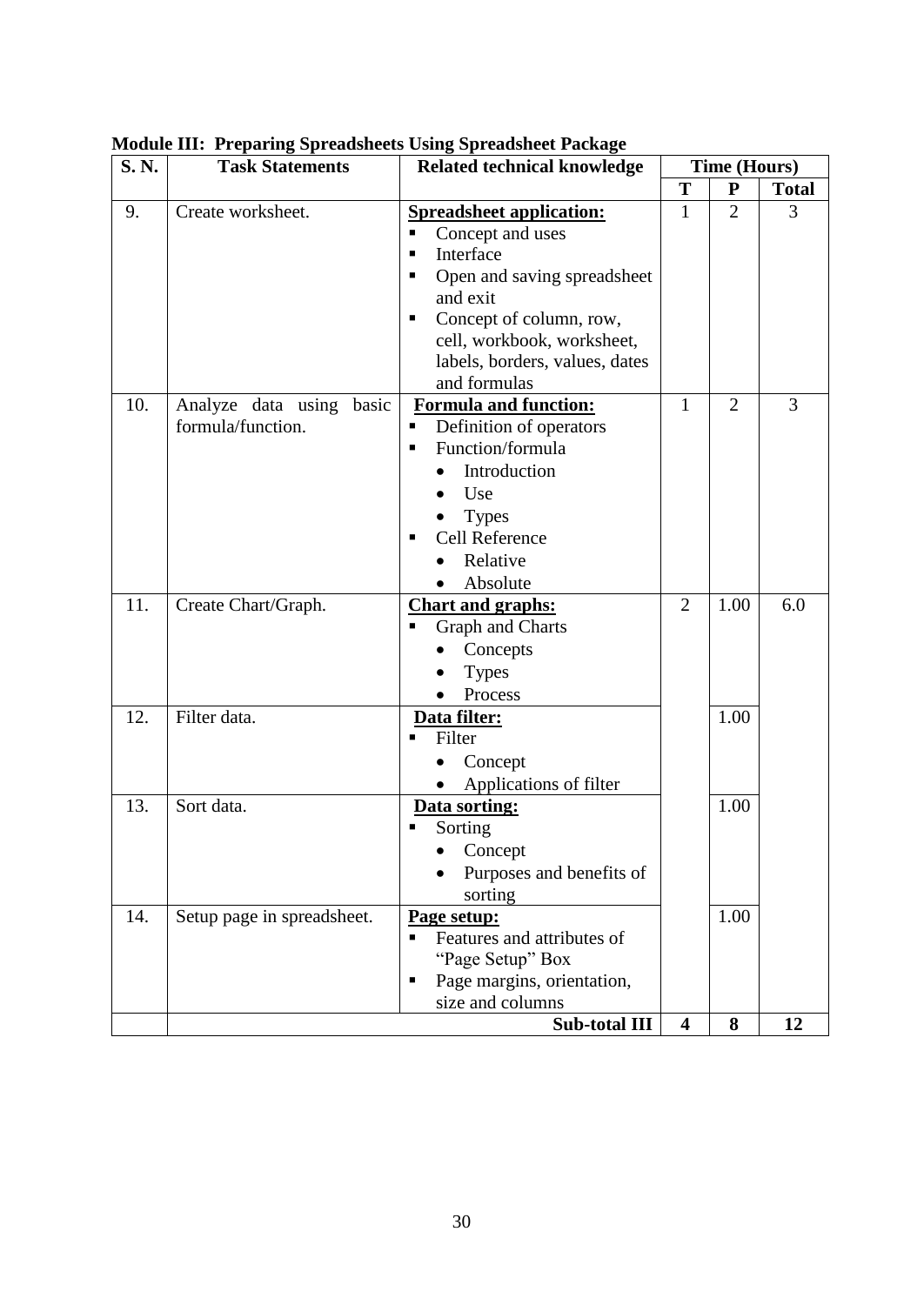**Module III: Preparing Spreadsheets Using Spreadsheet Package**

| S. N. | Task Statements | Related technical knowledge | Time (Hours) | | |
|---|---|---|---|---|---|
| | | | T | P | Total |
| 9. | Create worksheet. | **Spreadsheet application:**<br>▪ Concept and uses<br>▪ Interface<br>▪ Open and saving spreadsheet and exit<br>▪ Concept of column, row, cell, workbook, worksheet, labels, borders, values, dates and formulas | 1 | 2 | 3 |
| 10. | Analyze data using basic formula/function. | **Formula and function:**<br>▪ Definition of operators<br>▪ Function/formula<br>• Introduction<br>• Use<br>• Types<br>▪ Cell Reference<br>• Relative<br>• Absolute | 1 | 2 | 3 |
| 11. | Create Chart/Graph. | **Chart and graphs:**<br>▪ Graph and Charts<br>• Concepts<br>• Types<br>• Process | 2 | 1.00 | 6.0 |
| 12. | Filter data. | **Data filter:**<br>▪ Filter<br>• Concept<br>• Applications of filter | | 1.00 | |
| 13. | Sort data. | **Data sorting:**<br>▪ Sorting<br>• Concept<br>• Purposes and benefits of sorting | | 1.00 | |
| 14. | Setup page in spreadsheet. | **Page setup:**<br>▪ Features and attributes of "Page Setup" Box<br>▪ Page margins, orientation, size and columns | | 1.00 | |
| | | **Sub-total III** | **4** | **8** | **12** |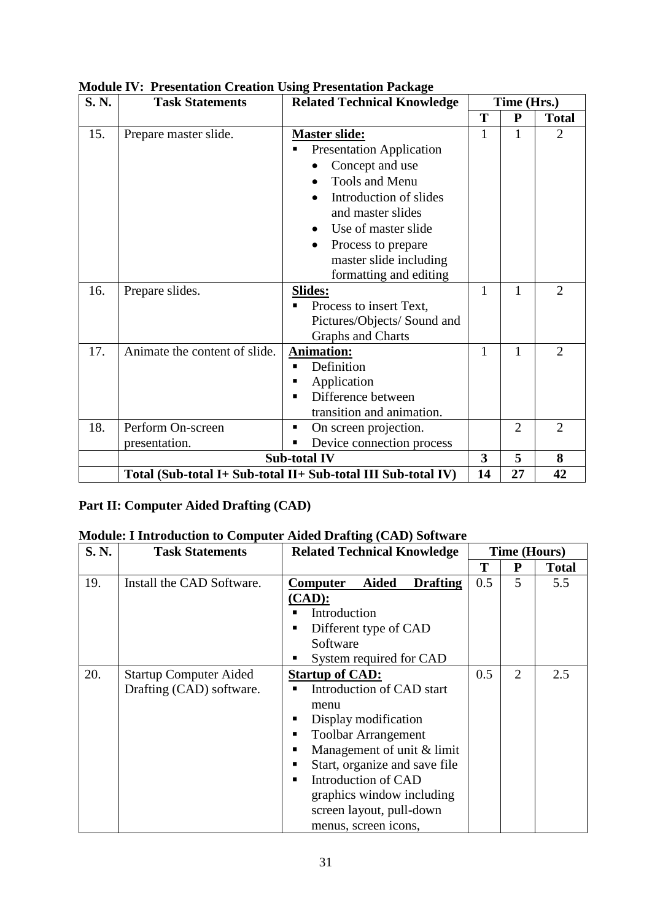**Module IV: Presentation Creation Using Presentation Package**

| S. N. | Task Statements | Related Technical Knowledge | Time (Hrs.) | | |
|---|---|---|---|---|---|
| | | | T | P | Total |
| 15. | Prepare master slide. | **Master slide:**<br>▪ Presentation Application<br>• Concept and use<br>• Tools and Menu<br>• Introduction of slides and master slides<br>• Use of master slide<br>• Process to prepare master slide including formatting and editing | 1 | 1 | 2 |
| 16. | Prepare slides. | **Slides:**<br>▪ Process to insert Text, Pictures/Objects/ Sound and Graphs and Charts | 1 | 1 | 2 |
| 17. | Animate the content of slide. | **Animation:**<br>▪ Definition<br>▪ Application<br>▪ Difference between transition and animation. | 1 | 1 | 2 |
| 18. | Perform On-screen presentation. | ▪ On screen projection.<br>▪ Device connection process | | 2 | 2 |
| | **Sub-total IV** | | **3** | **5** | **8** |
| | **Total (Sub-total I+ Sub-total II+ Sub-total III Sub-total IV)** | | **14** | **27** | **42** |

**Part II: Computer Aided Drafting (CAD)**

**Module: I Introduction to Computer Aided Drafting (CAD) Software**

| S. N. | Task Statements | Related Technical Knowledge | Time (Hours) | | |
|---|---|---|---|---|---|
| | | | T | P | Total |
| 19. | Install the CAD Software. | **Computer Aided Drafting (CAD):**<br>▪ Introduction<br>▪ Different type of CAD Software<br>▪ System required for CAD | 0.5 | 5 | 5.5 |
| 20. | Startup Computer Aided Drafting (CAD) software. | **Startup of CAD:**<br>▪ Introduction of CAD start menu<br>▪ Display modification<br>▪ Toolbar Arrangement<br>▪ Management of unit & limit<br>▪ Start, organize and save file<br>▪ Introduction of CAD graphics window including screen layout, pull-down menus, screen icons, | 0.5 | 2 | 2.5 |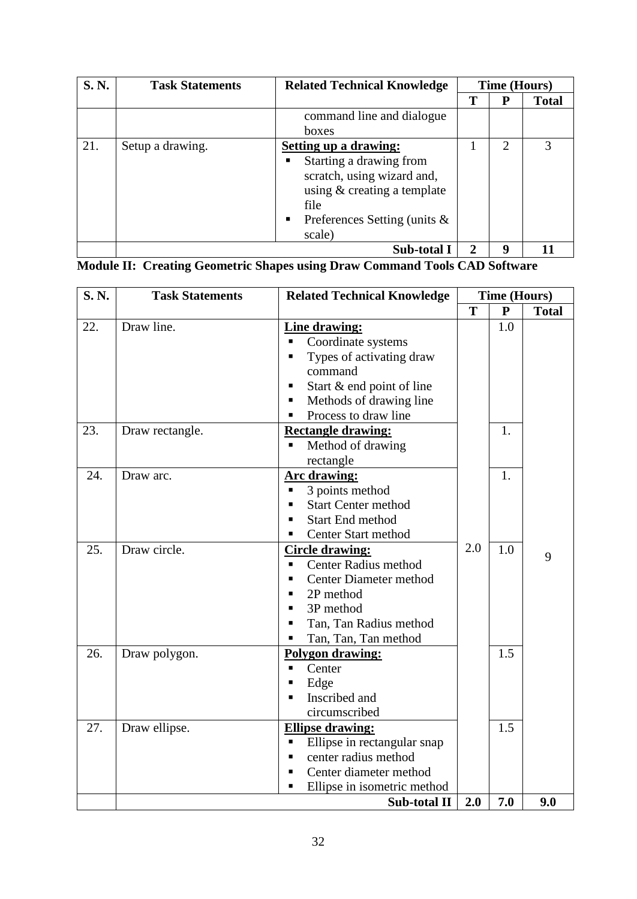| S. N. | Task Statements | Related Technical Knowledge | Time (Hours) | | |
|---|---|---|---|---|---|
| | | | T | P | Total |
| | | command line and dialogue boxes | | | |
| 21. | Setup a drawing. | **Setting up a drawing:**<br>▪ Starting a drawing from scratch, using wizard and, using & creating a template file<br>▪ Preferences Setting (units & scale) | 1 | 2 | 3 |
| | | **Sub-total I** | **2** | **9** | **11** |

**Module II: Creating Geometric Shapes using Draw Command Tools CAD Software**

| S. N. | Task Statements | Related Technical Knowledge | Time (Hours) | | |
|---|---|---|---|---|---|
| | | | T | P | Total |
| 22. | Draw line. | **Line drawing:**<br>▪ Coordinate systems<br>▪ Types of activating draw command<br>▪ Start & end point of line<br>▪ Methods of drawing line<br>▪ Process to draw line | 2.0 | 1.0 | 9 |
| 23. | Draw rectangle. | **Rectangle drawing:**<br>▪ Method of drawing rectangle | | 1. | |
| 24. | Draw arc. | **Arc drawing:**<br>▪ 3 points method<br>▪ Start Center method<br>▪ Start End method<br>▪ Center Start method | | 1. | |
| 25. | Draw circle. | **Circle drawing:**<br>▪ Center Radius method<br>▪ Center Diameter method<br>▪ 2P method<br>▪ 3P method<br>▪ Tan, Tan Radius method<br>▪ Tan, Tan, Tan method | | 1.0 | |
| 26. | Draw polygon. | **Polygon drawing:**<br>▪ Center<br>▪ Edge<br>▪ Inscribed and circumscribed | | 1.5 | |
| 27. | Draw ellipse. | **Ellipse drawing:**<br>▪ Ellipse in rectangular snap<br>▪ center radius method<br>▪ Center diameter method<br>▪ Ellipse in isometric method | | 1.5 | |
| | | **Sub-total II** | **2.0** | **7.0** | **9.0** |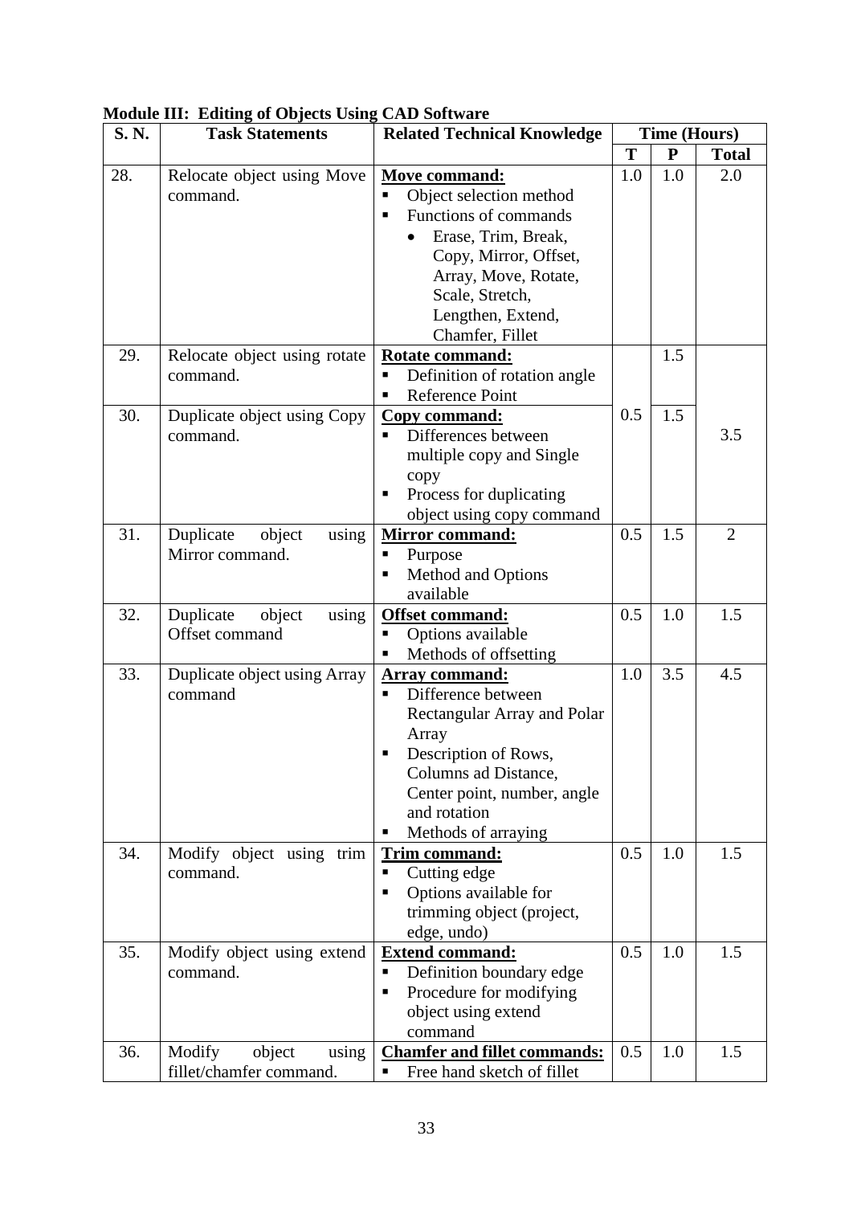**Module III: Editing of Objects Using CAD Software**

| S. N. | Task Statements | Related Technical Knowledge | Time (Hours) | | |
|---|---|---|---|---|---|
| | | | T | P | Total |
| 28. | Relocate object using Move command. | **Move command:**<br>▪ Object selection method<br>▪ Functions of commands<br>• Erase, Trim, Break, Copy, Mirror, Offset, Array, Move, Rotate, Scale, Stretch, Lengthen, Extend, Chamfer, Fillet | 1.0 | 1.0 | 2.0 |
| 29. | Relocate object using rotate command. | **Rotate command:**<br>▪ Definition of rotation angle<br>▪ Reference Point | 0.5 | 1.5 | 3.5 |
| 30. | Duplicate object using Copy command. | **Copy command:**<br>▪ Differences between multiple copy and Single copy<br>▪ Process for duplicating object using copy command | | 1.5 | |
| 31. | Duplicate object using Mirror command. | **Mirror command:**<br>▪ Purpose<br>▪ Method and Options available | 0.5 | 1.5 | 2 |
| 32. | Duplicate object using Offset command | **Offset command:**<br>▪ Options available<br>▪ Methods of offsetting | 0.5 | 1.0 | 1.5 |
| 33. | Duplicate object using Array command | **Array command:**<br>▪ Difference between Rectangular Array and Polar Array<br>▪ Description of Rows, Columns ad Distance, Center point, number, angle and rotation<br>▪ Methods of arraying | 1.0 | 3.5 | 4.5 |
| 34. | Modify object using trim command. | **Trim command:**<br>▪ Cutting edge<br>▪ Options available for trimming object (project, edge, undo) | 0.5 | 1.0 | 1.5 |
| 35. | Modify object using extend command. | **Extend command:**<br>▪ Definition boundary edge<br>▪ Procedure for modifying object using extend command | 0.5 | 1.0 | 1.5 |
| 36. | Modify object using fillet/chamfer command. | **Chamfer and fillet commands:**<br>▪ Free hand sketch of fillet | 0.5 | 1.0 | 1.5 |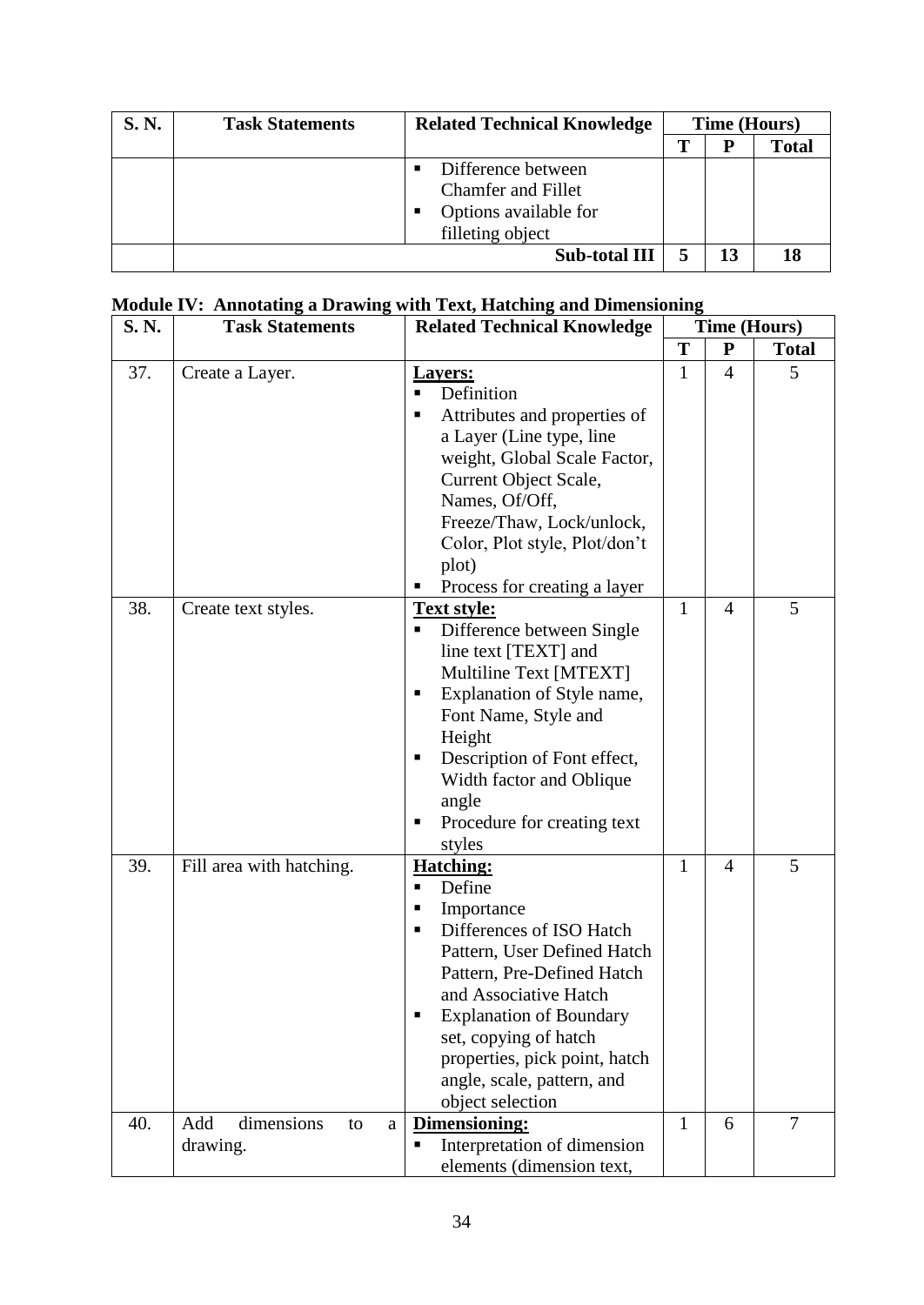| S. N. | Task Statements | Related Technical Knowledge | Time (Hours) | | |
|---|---|---|---|---|---|
| | | | T | P | Total |
| | | ▪ Difference between Chamfer and Fillet<br>▪ Options available for filleting object | | | |
| | | **Sub-total III** | **5** | **13** | **18** |

**Module IV: Annotating a Drawing with Text, Hatching and Dimensioning**

| S. N. | Task Statements | Related Technical Knowledge | Time (Hours) | | |
|---|---|---|---|---|---|
| | | | T | P | Total |
| 37. | Create a Layer. | **Layers:**<br>▪ Definition<br>▪ Attributes and properties of a Layer (Line type, line weight, Global Scale Factor, Current Object Scale, Names, Of/Off, Freeze/Thaw, Lock/unlock, Color, Plot style, Plot/don't plot)<br>▪ Process for creating a layer | 1 | 4 | 5 |
| 38. | Create text styles. | **Text style:**<br>▪ Difference between Single line text [TEXT] and Multiline Text [MTEXT]<br>▪ Explanation of Style name, Font Name, Style and Height<br>▪ Description of Font effect, Width factor and Oblique angle<br>▪ Procedure for creating text styles | 1 | 4 | 5 |
| 39. | Fill area with hatching. | **Hatching:**<br>▪ Define<br>▪ Importance<br>▪ Differences of ISO Hatch Pattern, User Defined Hatch Pattern, Pre-Defined Hatch and Associative Hatch<br>▪ Explanation of Boundary set, copying of hatch properties, pick point, hatch angle, scale, pattern, and object selection | 1 | 4 | 5 |
| 40. | Add dimensions to a drawing. | **Dimensioning:**<br>▪ Interpretation of dimension elements (dimension text, | 1 | 6 | 7 |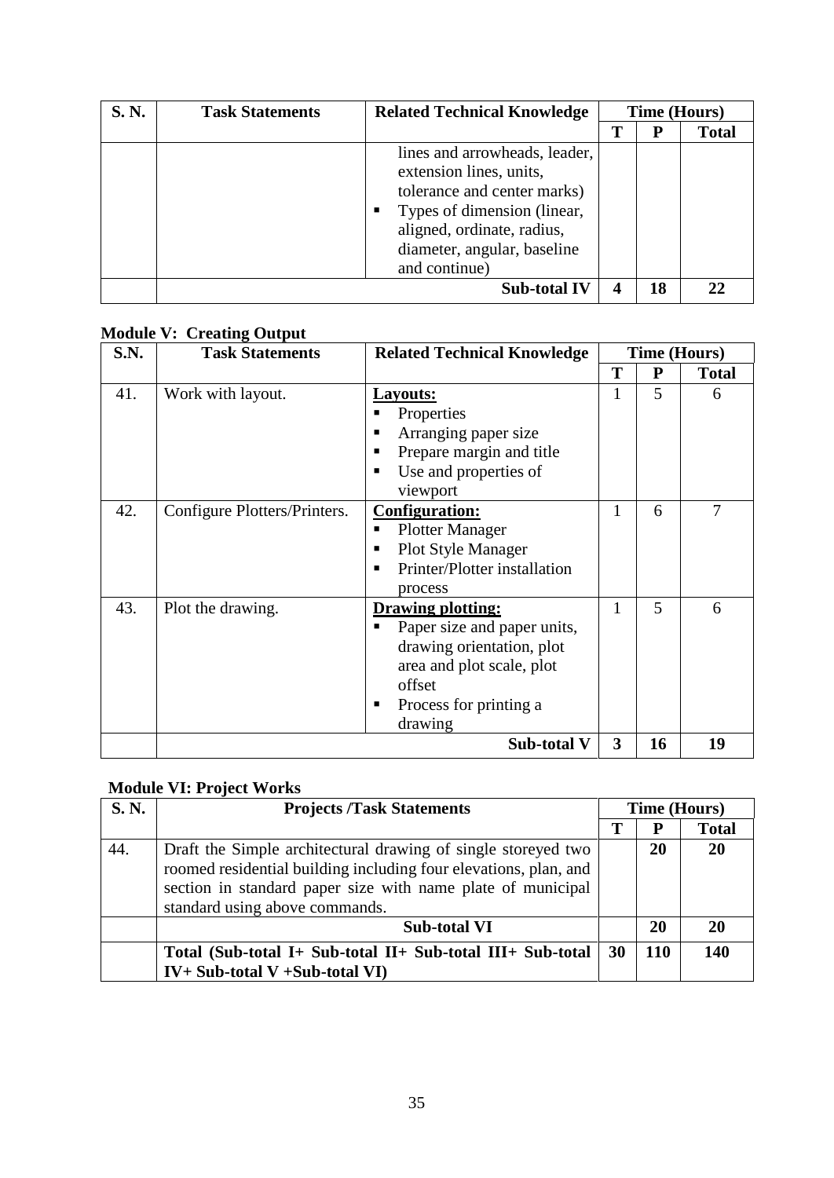| S. N. | Task Statements | Related Technical Knowledge | Time (Hours) | | |
|---|---|---|---|---|---|
| | | | T | P | Total |
| | | lines and arrowheads, leader, extension lines, units, tolerance and center marks)<br>▪ Types of dimension (linear, aligned, ordinate, radius, diameter, angular, baseline and continue) | | | |
| | | **Sub-total IV** | **4** | **18** | **22** |

**Module V: Creating Output**

| S.N. | Task Statements | Related Technical Knowledge | Time (Hours) | | |
|---|---|---|---|---|---|
| | | | T | P | Total |
| 41. | Work with layout. | **<u>Layouts:</u>**<br>▪ Properties<br>▪ Arranging paper size<br>▪ Prepare margin and title<br>▪ Use and properties of viewport | 1 | 5 | 6 |
| 42. | Configure Plotters/Printers. | **<u>Configuration:</u>**<br>▪ Plotter Manager<br>▪ Plot Style Manager<br>▪ Printer/Plotter installation process | 1 | 6 | 7 |
| 43. | Plot the drawing. | **<u>Drawing plotting:</u>**<br>▪ Paper size and paper units, drawing orientation, plot area and plot scale, plot offset<br>▪ Process for printing a drawing | 1 | 5 | 6 |
| | | **Sub-total V** | **3** | **16** | **19** |

**Module VI: Project Works**

| S. N. | Projects /Task Statements | Time (Hours) | | |
|---|---|---|---|---|
| | | T | P | Total |
| 44. | Draft the Simple architectural drawing of single storeyed two roomed residential building including four elevations, plan, and section in standard paper size with name plate of municipal standard using above commands. | | **20** | **20** |
| | **Sub-total VI** | | **20** | **20** |
| | **Total (Sub-total I+ Sub-total II+ Sub-total III+ Sub-total IV+ Sub-total V +Sub-total VI)** | **30** | **110** | **140** |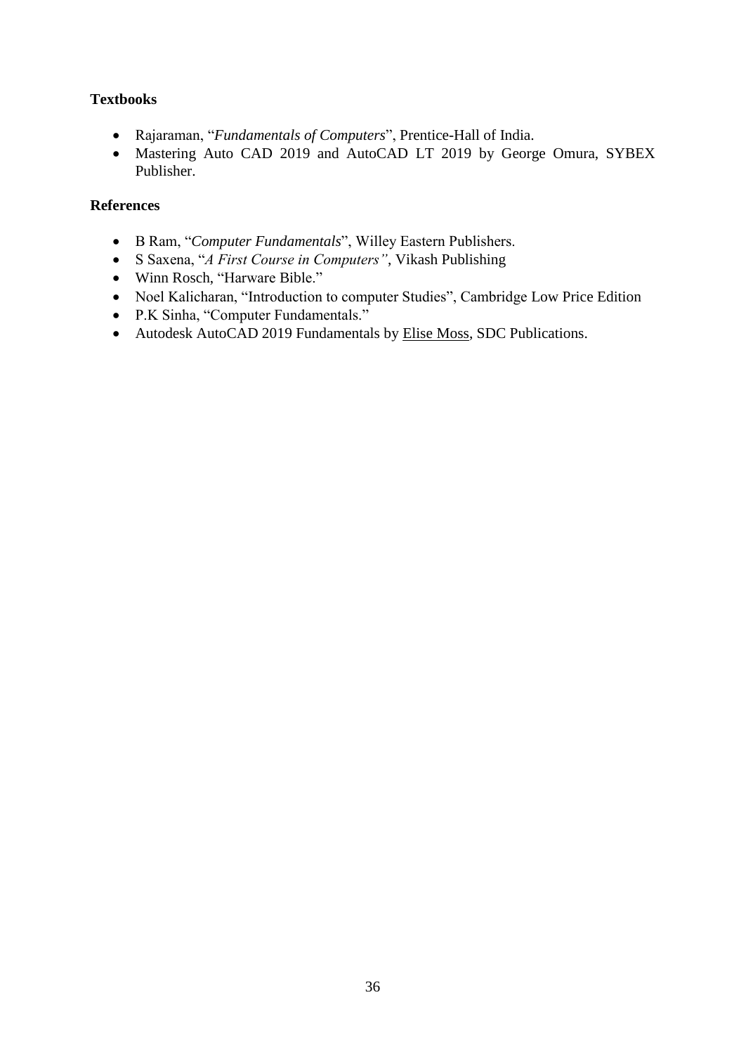**Textbooks**

- Rajaraman, "*Fundamentals of Computers*", Prentice-Hall of India.
- Mastering Auto CAD 2019 and AutoCAD LT 2019 by George Omura, SYBEX Publisher.

**References**

- B Ram, "*Computer Fundamentals*", Willey Eastern Publishers.
- S Saxena, "*A First Course in Computers"*, Vikash Publishing
- Winn Rosch, "Harware Bible."
- Noel Kalicharan, "Introduction to computer Studies", Cambridge Low Price Edition
- P.K Sinha, "Computer Fundamentals."
- Autodesk AutoCAD 2019 Fundamentals by Elise Moss, SDC Publications.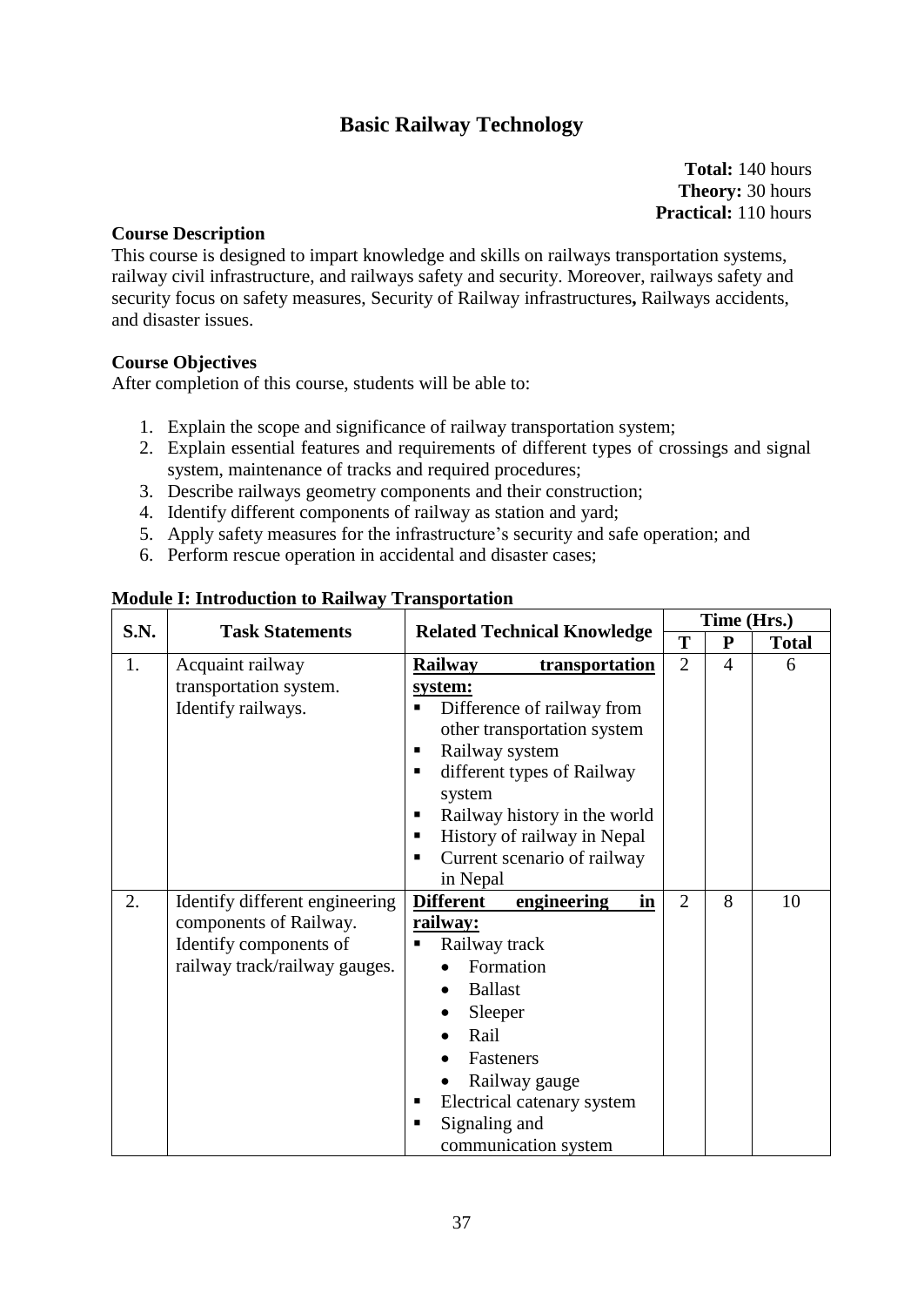# Basic Railway Technology

**Total:** 140 hours
**Theory:** 30 hours
**Practical:** 110 hours

**Course Description**

This course is designed to impart knowledge and skills on railways transportation systems, railway civil infrastructure, and railways safety and security. Moreover, railways safety and security focus on safety measures, Security of Railway infrastructures**,** Railways accidents, and disaster issues.

**Course Objectives**

After completion of this course, students will be able to:

1. Explain the scope and significance of railway transportation system;
2. Explain essential features and requirements of different types of crossings and signal system, maintenance of tracks and required procedures;
3. Describe railways geometry components and their construction;
4. Identify different components of railway as station and yard;
5. Apply safety measures for the infrastructure's security and safe operation; and
6. Perform rescue operation in accidental and disaster cases;

**Module I: Introduction to Railway Transportation**

| S.N. | Task Statements | Related Technical Knowledge | Time (Hrs.) | | |
|---|---|---|---|---|---|
| | | | **T** | **P** | **Total** |
| 1. | Acquaint railway transportation system. Identify railways. | **Railway transportation system:**<br>▪ Difference of railway from other transportation system<br>▪ Railway system<br>▪ different types of Railway system<br>▪ Railway history in the world<br>▪ History of railway in Nepal<br>▪ Current scenario of railway in Nepal | 2 | 4 | 6 |
| 2. | Identify different engineering components of Railway. Identify components of railway track/railway gauges. | **Different engineering in railway:**<br>▪ Railway track<br>• Formation<br>• Ballast<br>• Sleeper<br>• Rail<br>• Fasteners<br>• Railway gauge<br>▪ Electrical catenary system<br>▪ Signaling and communication system | 2 | 8 | 10 |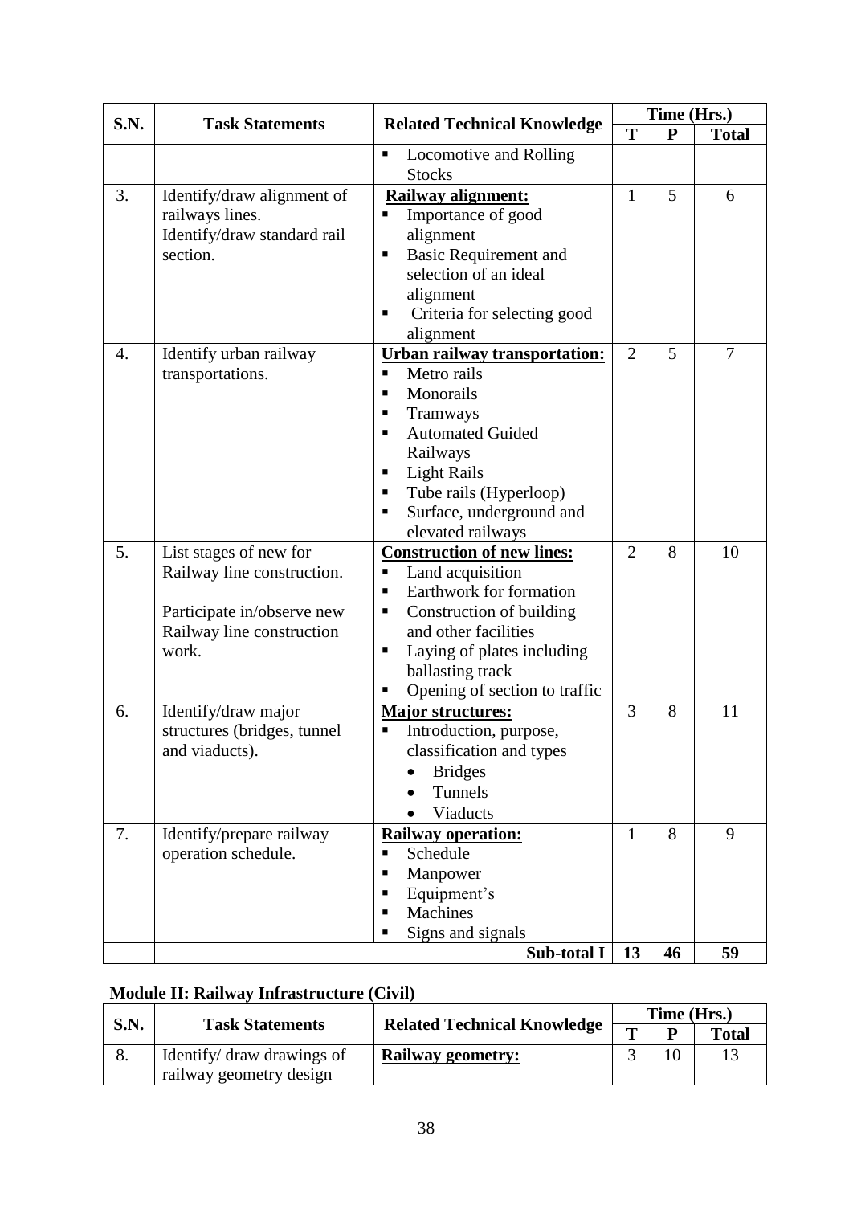| S.N. | Task Statements | Related Technical Knowledge | Time (Hrs.) | | |
|---|---|---|---|---|---|
| | | | T | P | Total |
| | | ▪ Locomotive and Rolling Stocks | | | |
| 3. | Identify/draw alignment of railways lines.<br>Identify/draw standard rail section. | **Railway alignment:**<br>▪ Importance of good alignment<br>▪ Basic Requirement and selection of an ideal alignment<br>▪ Criteria for selecting good alignment | 1 | 5 | 6 |
| 4. | Identify urban railway transportations. | **Urban railway transportation:**<br>▪ Metro rails<br>▪ Monorails<br>▪ Tramways<br>▪ Automated Guided Railways<br>▪ Light Rails<br>▪ Tube rails (Hyperloop)<br>▪ Surface, underground and elevated railways | 2 | 5 | 7 |
| 5. | List stages of new for Railway line construction.<br><br>Participate in/observe new Railway line construction work. | **Construction of new lines:**<br>▪ Land acquisition<br>▪ Earthwork for formation<br>▪ Construction of building and other facilities<br>▪ Laying of plates including ballasting track<br>▪ Opening of section to traffic | 2 | 8 | 10 |
| 6. | Identify/draw major structures (bridges, tunnel and viaducts). | **Major structures:**<br>▪ Introduction, purpose, classification and types<br>• Bridges<br>• Tunnels<br>• Viaducts | 3 | 8 | 11 |
| 7. | Identify/prepare railway operation schedule. | **Railway operation:**<br>▪ Schedule<br>▪ Manpower<br>▪ Equipment's<br>▪ Machines<br>▪ Signs and signals | 1 | 8 | 9 |
| | | **Sub-total I** | **13** | **46** | **59** |

**Module II: Railway Infrastructure (Civil)**

| S.N. | Task Statements | Related Technical Knowledge | Time (Hrs.) | | |
|---|---|---|---|---|---|
| | | | T | P | Total |
| 8. | Identify/ draw drawings of railway geometry design | **Railway geometry:** | 3 | 10 | 13 |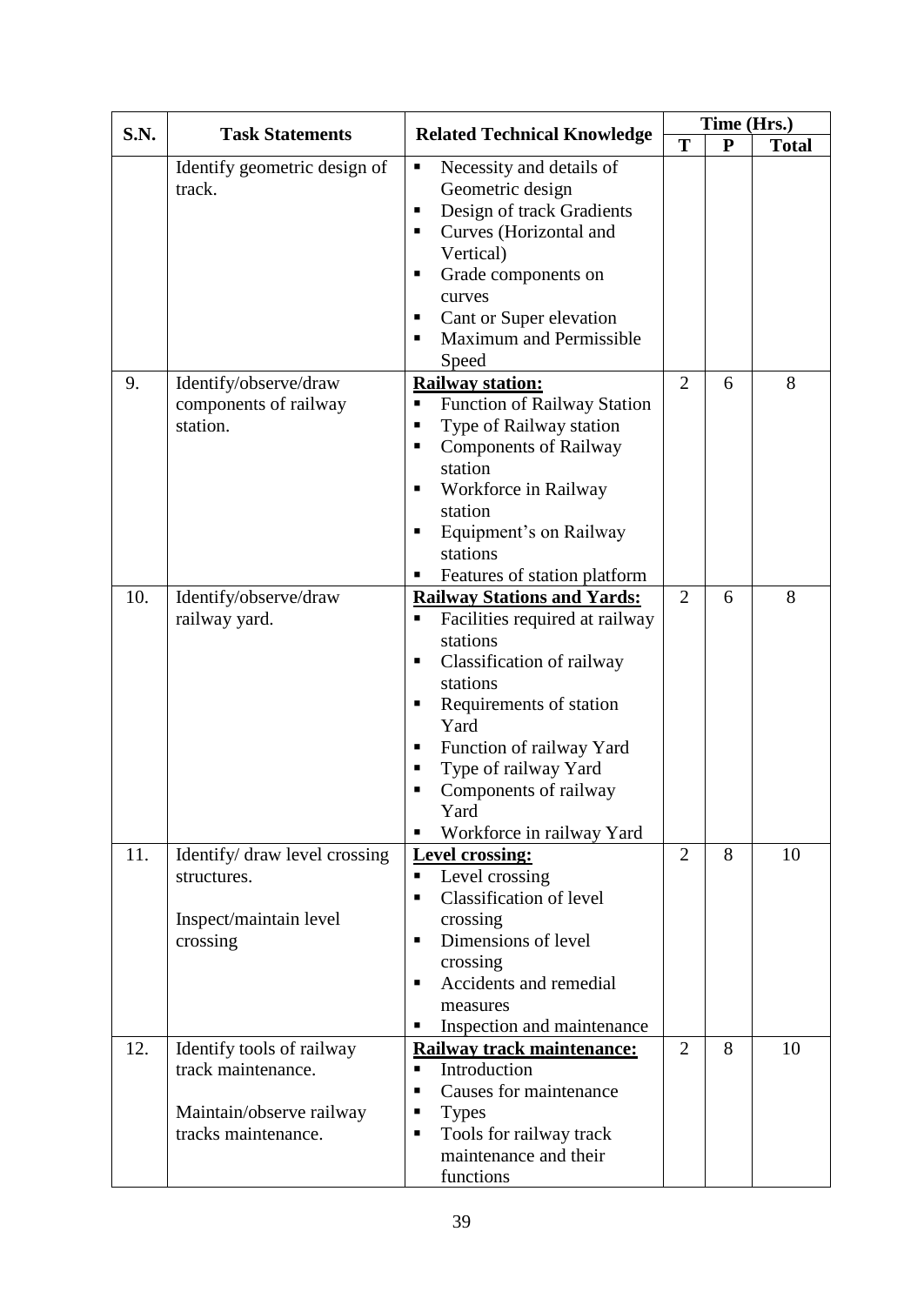| S.N. | Task Statements | Related Technical Knowledge | Time (Hrs.) | | |
|---|---|---|---|---|---|
| | | | T | P | Total |
| | Identify geometric design of track. | ▪ Necessity and details of Geometric design<br>▪ Design of track Gradients<br>▪ Curves (Horizontal and Vertical)<br>▪ Grade components on curves<br>▪ Cant or Super elevation<br>▪ Maximum and Permissible Speed | | | |
| 9. | Identify/observe/draw components of railway station. | **Railway station:**<br>▪ Function of Railway Station<br>▪ Type of Railway station<br>▪ Components of Railway station<br>▪ Workforce in Railway station<br>▪ Equipment's on Railway stations<br>▪ Features of station platform | 2 | 6 | 8 |
| 10. | Identify/observe/draw railway yard. | **Railway Stations and Yards:**<br>▪ Facilities required at railway stations<br>▪ Classification of railway stations<br>▪ Requirements of station Yard<br>▪ Function of railway Yard<br>▪ Type of railway Yard<br>▪ Components of railway Yard<br>▪ Workforce in railway Yard | 2 | 6 | 8 |
| 11. | Identify/ draw level crossing structures.<br><br>Inspect/maintain level crossing | **Level crossing:**<br>▪ Level crossing<br>▪ Classification of level crossing<br>▪ Dimensions of level crossing<br>▪ Accidents and remedial measures<br>▪ Inspection and maintenance | 2 | 8 | 10 |
| 12. | Identify tools of railway track maintenance.<br><br>Maintain/observe railway tracks maintenance. | **Railway track maintenance:**<br>▪ Introduction<br>▪ Causes for maintenance<br>▪ Types<br>▪ Tools for railway track maintenance and their functions | 2 | 8 | 10 |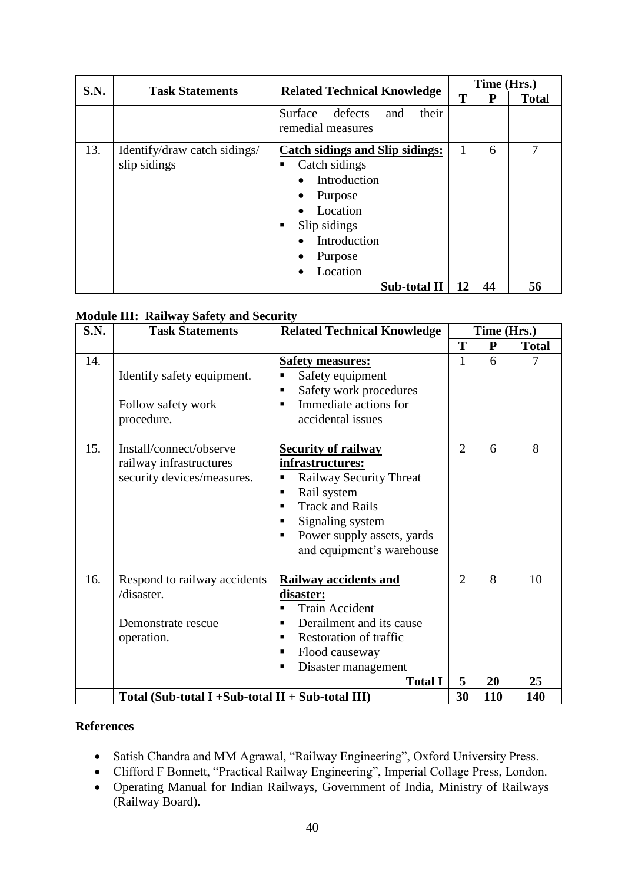| S.N. | Task Statements | Related Technical Knowledge | Time (Hrs.) | | |
|---|---|---|---|---|---|
| | | | T | P | Total |
| | | Surface defects and their remedial measures | | | |
| 13. | Identify/draw catch sidings/ slip sidings | **Catch sidings and Slip sidings:**<br>▪ Catch sidings<br>• Introduction<br>• Purpose<br>• Location<br>▪ Slip sidings<br>• Introduction<br>• Purpose<br>• Location | 1 | 6 | 7 |
| | | **Sub-total II** | **12** | **44** | **56** |

**Module III: Railway Safety and Security**

| S.N. | Task Statements | Related Technical Knowledge | Time (Hrs.) | | |
|---|---|---|---|---|---|
| | | | T | P | Total |
| 14. | Identify safety equipment.<br><br>Follow safety work procedure. | **Safety measures:**<br>▪ Safety equipment<br>▪ Safety work procedures<br>▪ Immediate actions for accidental issues | 1 | 6 | 7 |
| 15. | Install/connect/observe railway infrastructures security devices/measures. | **Security of railway infrastructures:**<br>▪ Railway Security Threat<br>▪ Rail system<br>▪ Track and Rails<br>▪ Signaling system<br>▪ Power supply assets, yards and equipment's warehouse | 2 | 6 | 8 |
| 16. | Respond to railway accidents /disaster.<br><br>Demonstrate rescue operation. | **Railway accidents and disaster:**<br>▪ Train Accident<br>▪ Derailment and its cause<br>▪ Restoration of traffic<br>▪ Flood causeway<br>▪ Disaster management | 2 | 8 | 10 |
| | | **Total I** | **5** | **20** | **25** |
| | **Total (Sub-total I +Sub-total II + Sub-total III)** | | **30** | **110** | **140** |

**References**

- Satish Chandra and MM Agrawal, "Railway Engineering", Oxford University Press.
- Clifford F Bonnett, "Practical Railway Engineering", Imperial Collage Press, London.
- Operating Manual for Indian Railways, Government of India, Ministry of Railways (Railway Board).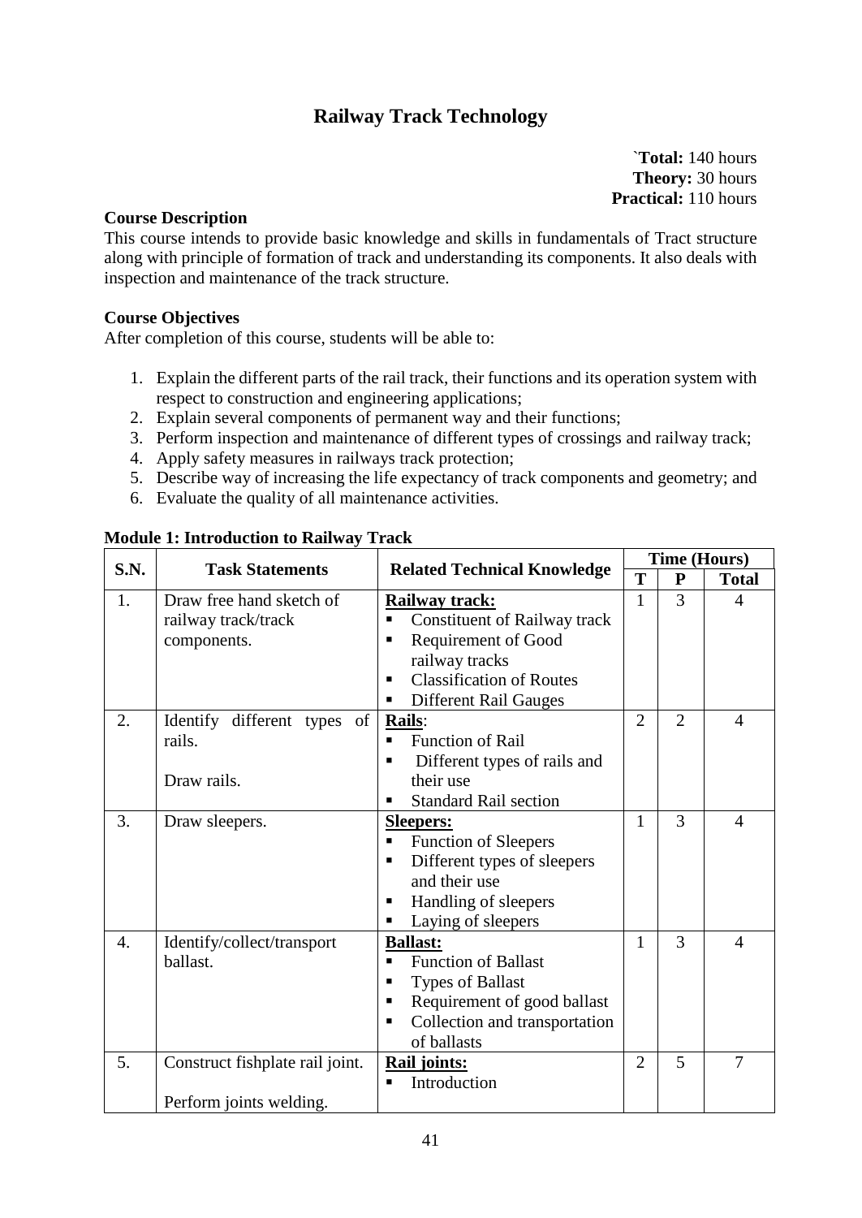# Railway Track Technology

**`Total:** 140 hours
**Theory:** 30 hours
**Practical:** 110 hours

**Course Description**

This course intends to provide basic knowledge and skills in fundamentals of Tract structure along with principle of formation of track and understanding its components. It also deals with inspection and maintenance of the track structure.

**Course Objectives**

After completion of this course, students will be able to:

1. Explain the different parts of the rail track, their functions and its operation system with respect to construction and engineering applications;
2. Explain several components of permanent way and their functions;
3. Perform inspection and maintenance of different types of crossings and railway track;
4. Apply safety measures in railways track protection;
5. Describe way of increasing the life expectancy of track components and geometry; and
6. Evaluate the quality of all maintenance activities.

**Module 1: Introduction to Railway Track**

| S.N. | Task Statements | Related Technical Knowledge | Time (Hours) | | |
|---|---|---|---|---|---|
| | | | T | P | Total |
| 1. | Draw free hand sketch of railway track/track components. | **Railway track:**<br>▪ Constituent of Railway track<br>▪ Requirement of Good railway tracks<br>▪ Classification of Routes<br>▪ Different Rail Gauges | 1 | 3 | 4 |
| 2. | Identify different types of rails.<br><br>Draw rails. | **Rails**:<br>▪ Function of Rail<br>▪ Different types of rails and their use<br>▪ Standard Rail section | 2 | 2 | 4 |
| 3. | Draw sleepers. | **Sleepers:**<br>▪ Function of Sleepers<br>▪ Different types of sleepers and their use<br>▪ Handling of sleepers<br>▪ Laying of sleepers | 1 | 3 | 4 |
| 4. | Identify/collect/transport ballast. | **Ballast:**<br>▪ Function of Ballast<br>▪ Types of Ballast<br>▪ Requirement of good ballast<br>▪ Collection and transportation of ballasts | 1 | 3 | 4 |
| 5. | Construct fishplate rail joint.<br><br>Perform joints welding. | **Rail joints:**<br>▪ Introduction | 2 | 5 | 7 |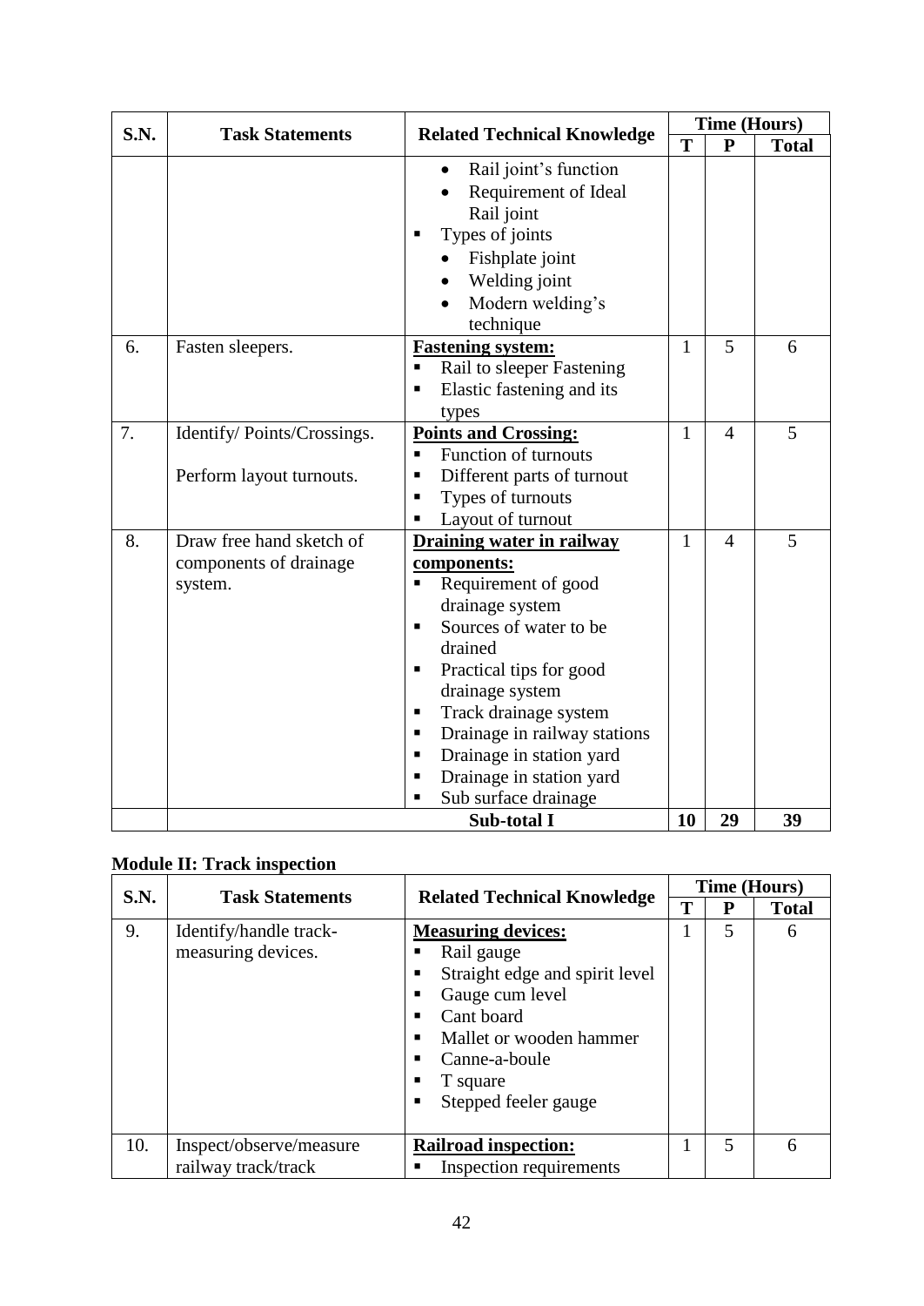| S.N. | Task Statements | Related Technical Knowledge | Time (Hours) | | |
|---|---|---|---|---|---|
| | | | T | P | Total |
| | | • Rail joint's function<br>• Requirement of Ideal Rail joint<br>▪ Types of joints<br>• Fishplate joint<br>• Welding joint<br>• Modern welding's technique | | | |
| 6. | Fasten sleepers. | **Fastening system:**<br>▪ Rail to sleeper Fastening<br>▪ Elastic fastening and its types | 1 | 5 | 6 |
| 7. | Identify/ Points/Crossings.<br><br>Perform layout turnouts. | **Points and Crossing:**<br>▪ Function of turnouts<br>▪ Different parts of turnout<br>▪ Types of turnouts<br>▪ Layout of turnout | 1 | 4 | 5 |
| 8. | Draw free hand sketch of components of drainage system. | **Draining water in railway components:**<br>▪ Requirement of good drainage system<br>▪ Sources of water to be drained<br>▪ Practical tips for good drainage system<br>▪ Track drainage system<br>▪ Drainage in railway stations<br>▪ Drainage in station yard<br>▪ Drainage in station yard<br>▪ Sub surface drainage | 1 | 4 | 5 |
| | **Sub-total I** | | **10** | **29** | **39** |

**Module II: Track inspection**

| S.N. | Task Statements | Related Technical Knowledge | Time (Hours) | | |
|---|---|---|---|---|---|
| | | | T | P | Total |
| 9. | Identify/handle track-measuring devices. | **Measuring devices:**<br>▪ Rail gauge<br>▪ Straight edge and spirit level<br>▪ Gauge cum level<br>▪ Cant board<br>▪ Mallet or wooden hammer<br>▪ Canne-a-boule<br>▪ T square<br>▪ Stepped feeler gauge | 1 | 5 | 6 |
| 10. | Inspect/observe/measure railway track/track | **Railroad inspection:**<br>▪ Inspection requirements | 1 | 5 | 6 |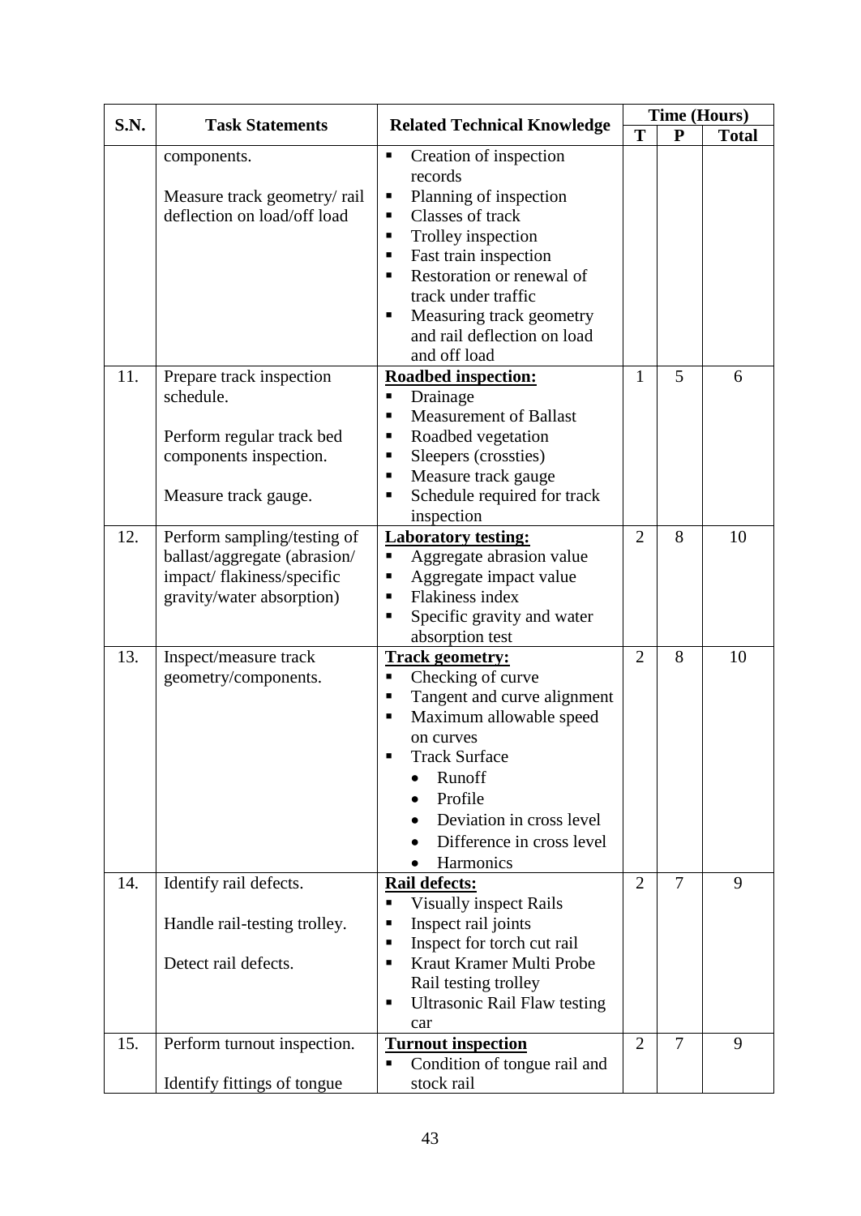| S.N. | Task Statements | Related Technical Knowledge | Time (Hours) | | |
|---|---|---|---|---|---|
| | | | T | P | Total |
| | components.<br><br>Measure track geometry/ rail deflection on load/off load | ▪ Creation of inspection records<br>▪ Planning of inspection<br>▪ Classes of track<br>▪ Trolley inspection<br>▪ Fast train inspection<br>▪ Restoration or renewal of track under traffic<br>▪ Measuring track geometry and rail deflection on load and off load | | | |
| 11. | Prepare track inspection schedule.<br><br>Perform regular track bed components inspection.<br><br>Measure track gauge. | **Roadbed inspection:**<br>▪ Drainage<br>▪ Measurement of Ballast<br>▪ Roadbed vegetation<br>▪ Sleepers (crossties)<br>▪ Measure track gauge<br>▪ Schedule required for track inspection | 1 | 5 | 6 |
| 12. | Perform sampling/testing of ballast/aggregate (abrasion/ impact/ flakiness/specific gravity/water absorption) | **Laboratory testing:**<br>▪ Aggregate abrasion value<br>▪ Aggregate impact value<br>▪ Flakiness index<br>▪ Specific gravity and water absorption test | 2 | 8 | 10 |
| 13. | Inspect/measure track geometry/components. | **Track geometry:**<br>▪ Checking of curve<br>▪ Tangent and curve alignment<br>▪ Maximum allowable speed on curves<br>▪ Track Surface<br>• Runoff<br>• Profile<br>• Deviation in cross level<br>• Difference in cross level<br>• Harmonics | 2 | 8 | 10 |
| 14. | Identify rail defects.<br><br>Handle rail-testing trolley.<br><br>Detect rail defects. | **Rail defects:**<br>▪ Visually inspect Rails<br>▪ Inspect rail joints<br>▪ Inspect for torch cut rail<br>▪ Kraut Kramer Multi Probe Rail testing trolley<br>▪ Ultrasonic Rail Flaw testing car | 2 | 7 | 9 |
| 15. | Perform turnout inspection.<br><br>Identify fittings of tongue | **Turnout inspection**<br>▪ Condition of tongue rail and stock rail | 2 | 7 | 9 |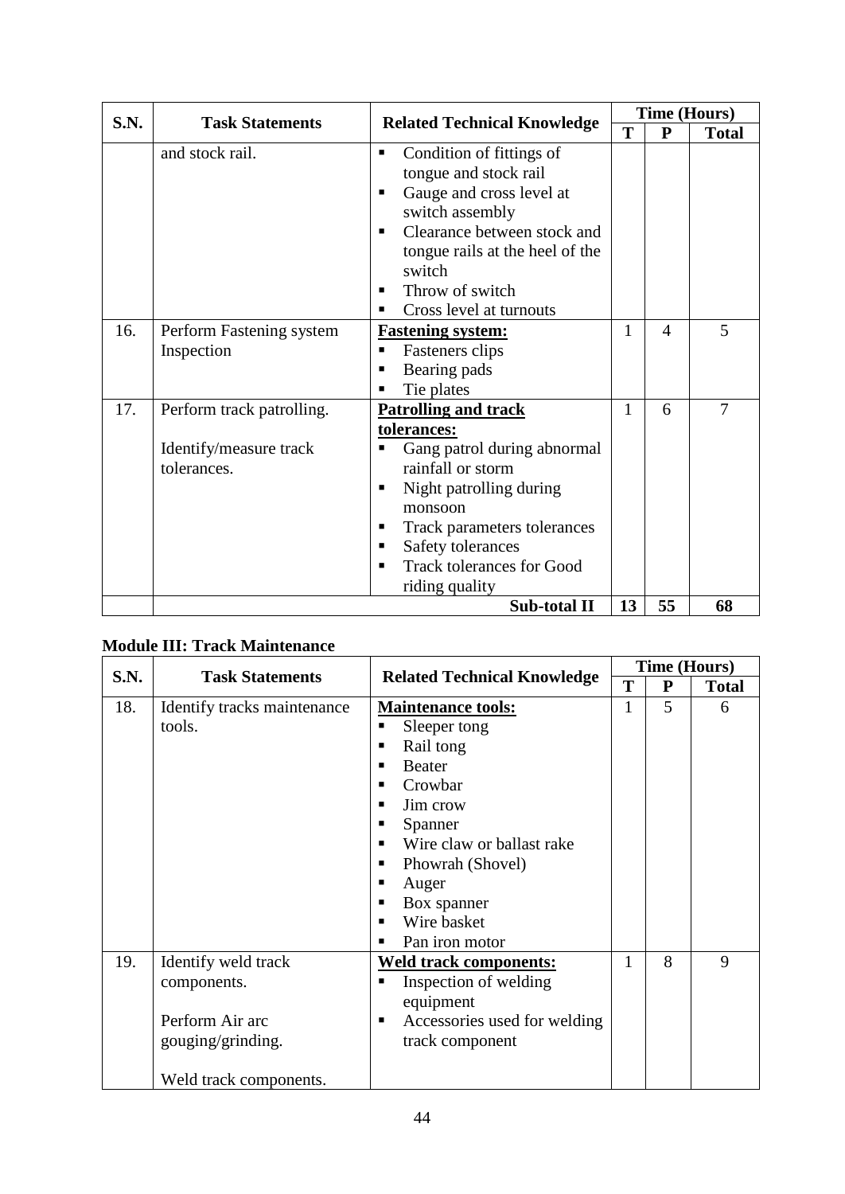| S.N. | Task Statements | Related Technical Knowledge | Time (Hours) | | |
|---|---|---|---|---|---|
| | | | T | P | Total |
| | and stock rail. | ▪ Condition of fittings of tongue and stock rail<br>▪ Gauge and cross level at switch assembly<br>▪ Clearance between stock and tongue rails at the heel of the switch<br>▪ Throw of switch<br>▪ Cross level at turnouts | | | |
| 16. | Perform Fastening system Inspection | **Fastening system:**<br>▪ Fasteners clips<br>▪ Bearing pads<br>▪ Tie plates | 1 | 4 | 5 |
| 17. | Perform track patrolling.<br><br>Identify/measure track tolerances. | **Patrolling and track tolerances:**<br>▪ Gang patrol during abnormal rainfall or storm<br>▪ Night patrolling during monsoon<br>▪ Track parameters tolerances<br>▪ Safety tolerances<br>▪ Track tolerances for Good riding quality | 1 | 6 | 7 |
| | | **Sub-total II** | **13** | **55** | **68** |

**Module III: Track Maintenance**

| S.N. | Task Statements | Related Technical Knowledge | Time (Hours) | | |
|---|---|---|---|---|---|
| | | | T | P | Total |
| 18. | Identify tracks maintenance tools. | **Maintenance tools:**<br>▪ Sleeper tong<br>▪ Rail tong<br>▪ Beater<br>▪ Crowbar<br>▪ Jim crow<br>▪ Spanner<br>▪ Wire claw or ballast rake<br>▪ Phowrah (Shovel)<br>▪ Auger<br>▪ Box spanner<br>▪ Wire basket<br>▪ Pan iron motor | 1 | 5 | 6 |
| 19. | Identify weld track components.<br><br>Perform Air arc gouging/grinding.<br><br>Weld track components. | **Weld track components:**<br>▪ Inspection of welding equipment<br>▪ Accessories used for welding track component | 1 | 8 | 9 |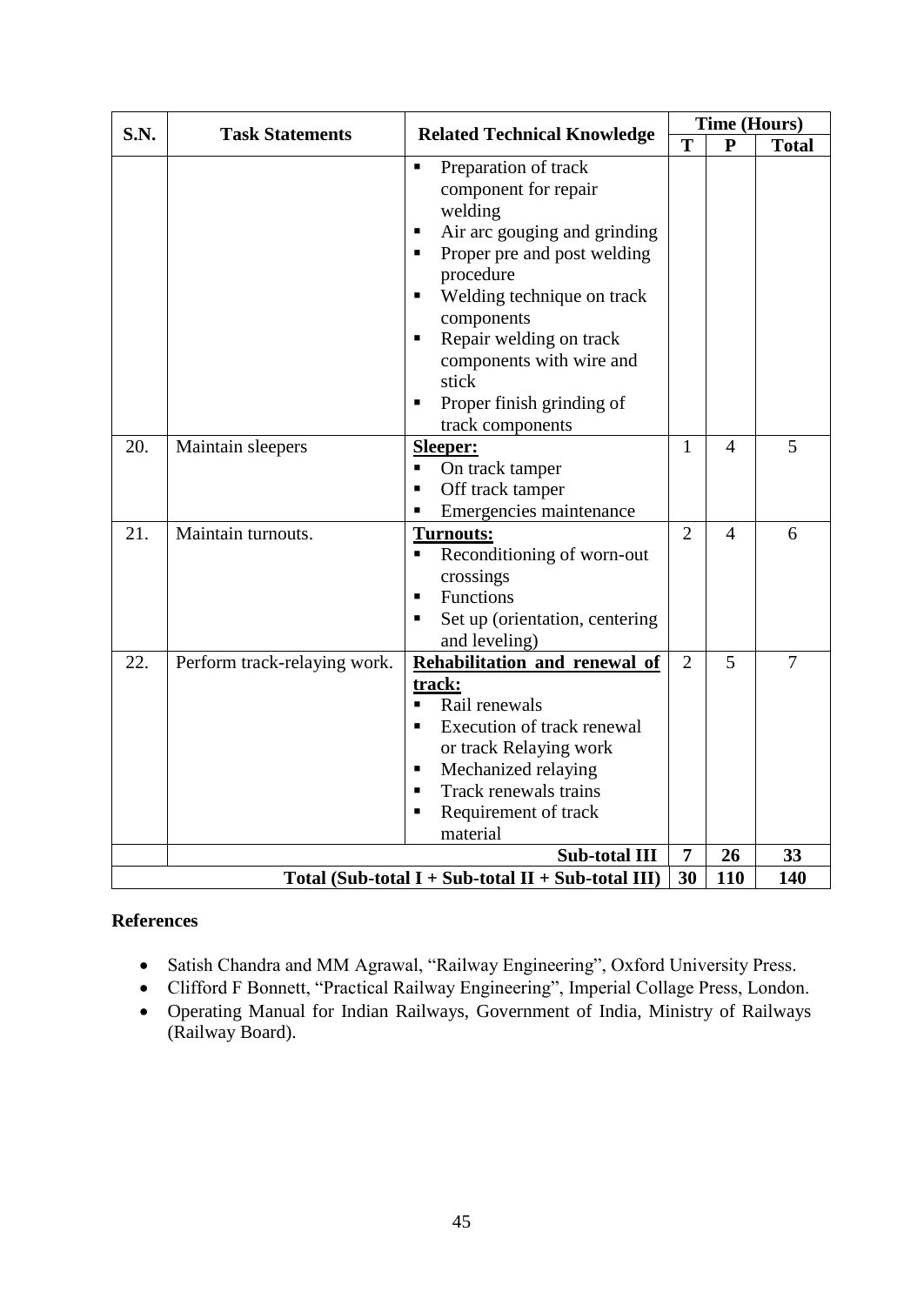| S.N. | Task Statements | Related Technical Knowledge | Time (Hours) | | |
|---|---|---|---|---|---|
| | | | T | P | Total |
| | | ▪ Preparation of track component for repair welding<br>▪ Air arc gouging and grinding<br>▪ Proper pre and post welding procedure<br>▪ Welding technique on track components<br>▪ Repair welding on track components with wire and stick<br>▪ Proper finish grinding of track components | | | |
| 20. | Maintain sleepers | **Sleeper:**<br>▪ On track tamper<br>▪ Off track tamper<br>▪ Emergencies maintenance | 1 | 4 | 5 |
| 21. | Maintain turnouts. | **Turnouts:**<br>▪ Reconditioning of worn-out crossings<br>▪ Functions<br>▪ Set up (orientation, centering and leveling) | 2 | 4 | 6 |
| 22. | Perform track-relaying work. | **Rehabilitation and renewal of track:**<br>▪ Rail renewals<br>▪ Execution of track renewal or track Relaying work<br>▪ Mechanized relaying<br>▪ Track renewals trains<br>▪ Requirement of track material | 2 | 5 | 7 |
| | | **Sub-total III** | **7** | **26** | **33** |
| | | **Total (Sub-total I + Sub-total II + Sub-total III)** | **30** | **110** | **140** |

**References**

- Satish Chandra and MM Agrawal, "Railway Engineering", Oxford University Press.
- Clifford F Bonnett, "Practical Railway Engineering", Imperial Collage Press, London.
- Operating Manual for Indian Railways, Government of India, Ministry of Railways (Railway Board).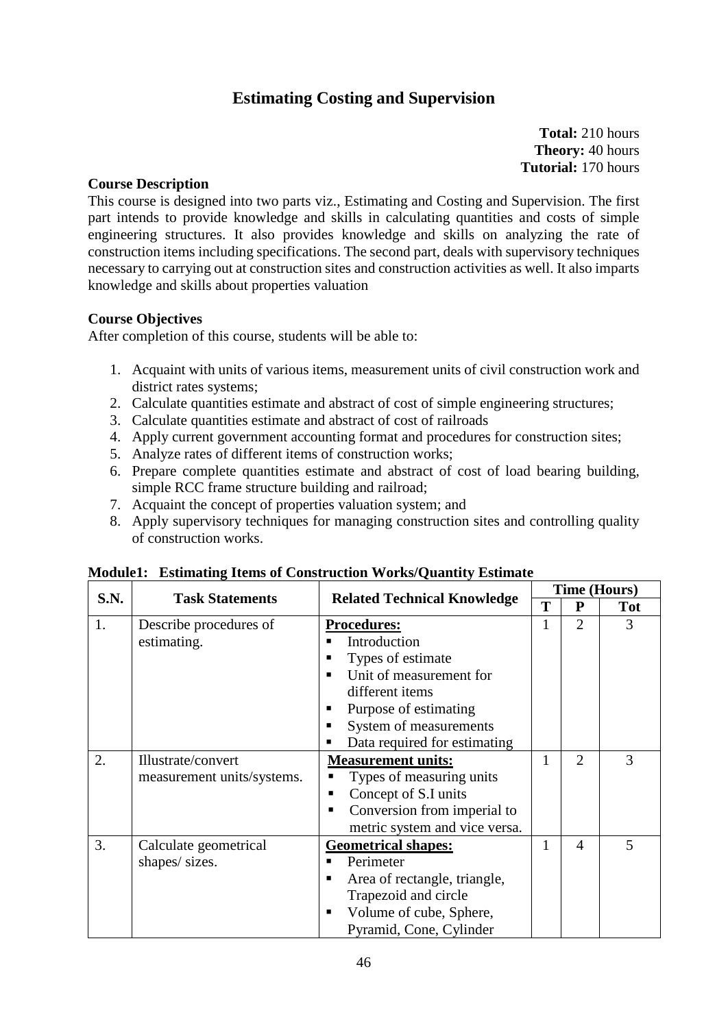# Estimating Costing and Supervision

**Total:** 210 hours
**Theory:** 40 hours
**Tutorial:** 170 hours

**Course Description**

This course is designed into two parts viz., Estimating and Costing and Supervision. The first part intends to provide knowledge and skills in calculating quantities and costs of simple engineering structures. It also provides knowledge and skills on analyzing the rate of construction items including specifications. The second part, deals with supervisory techniques necessary to carrying out at construction sites and construction activities as well. It also imparts knowledge and skills about properties valuation

**Course Objectives**

After completion of this course, students will be able to:

1. Acquaint with units of various items, measurement units of civil construction work and district rates systems;
2. Calculate quantities estimate and abstract of cost of simple engineering structures;
3. Calculate quantities estimate and abstract of cost of railroads
4. Apply current government accounting format and procedures for construction sites;
5. Analyze rates of different items of construction works;
6. Prepare complete quantities estimate and abstract of cost of load bearing building, simple RCC frame structure building and railroad;
7. Acquaint the concept of properties valuation system; and
8. Apply supervisory techniques for managing construction sites and controlling quality of construction works.

**Module1: Estimating Items of Construction Works/Quantity Estimate**

| S.N. | Task Statements | Related Technical Knowledge | Time (Hours) | | |
|---|---|---|---|---|---|
| | | | T | P | Tot |
| 1. | Describe procedures of estimating. | **Procedures:**<br>▪ Introduction<br>▪ Types of estimate<br>▪ Unit of measurement for different items<br>▪ Purpose of estimating<br>▪ System of measurements<br>▪ Data required for estimating | 1 | 2 | 3 |
| 2. | Illustrate/convert measurement units/systems. | **Measurement units:**<br>▪ Types of measuring units<br>▪ Concept of S.I units<br>▪ Conversion from imperial to metric system and vice versa. | 1 | 2 | 3 |
| 3. | Calculate geometrical shapes/ sizes. | **Geometrical shapes:**<br>▪ Perimeter<br>▪ Area of rectangle, triangle, Trapezoid and circle<br>▪ Volume of cube, Sphere, Pyramid, Cone, Cylinder | 1 | 4 | 5 |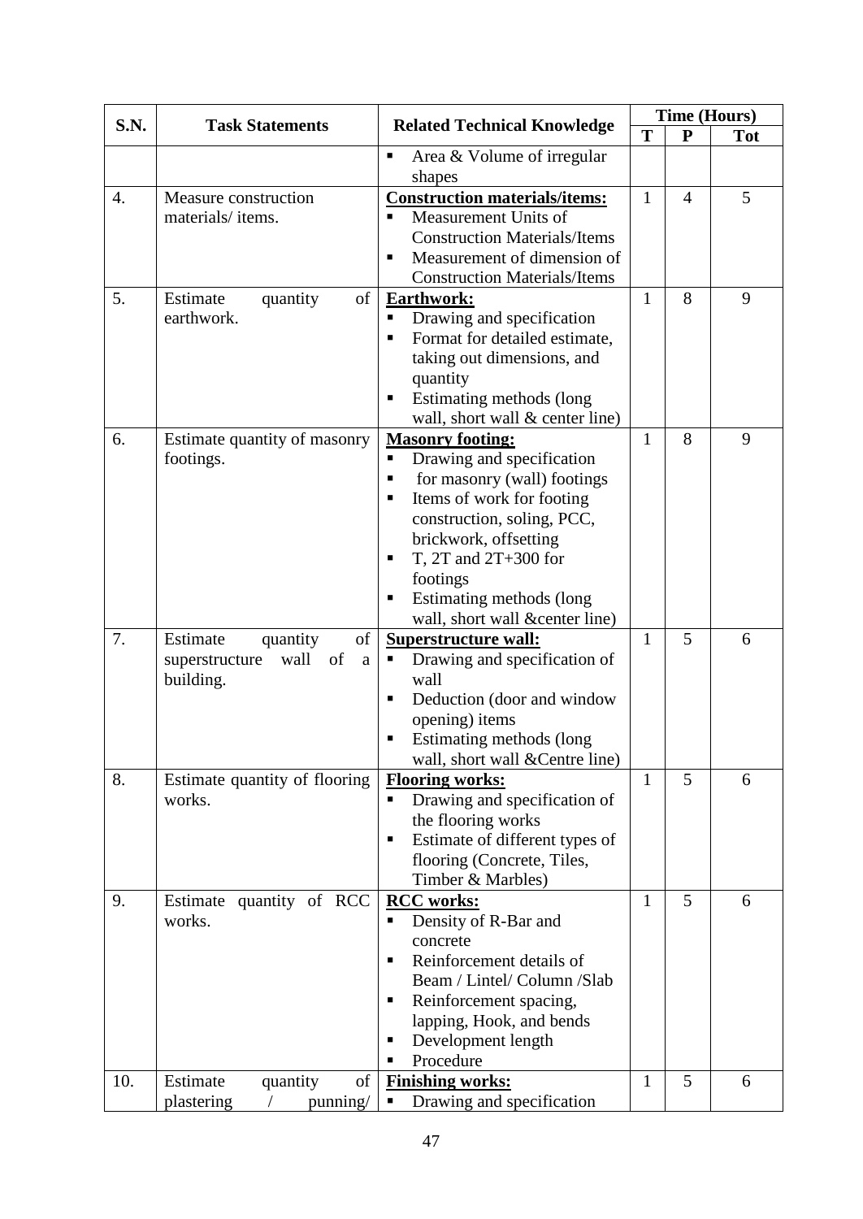| S.N. | Task Statements | Related Technical Knowledge | Time (Hours) | | |
|---|---|---|---|---|---|
| | | | T | P | Tot |
| | | ▪ Area & Volume of irregular shapes | | | |
| 4. | Measure construction materials/ items. | **Construction materials/items:**<br>▪ Measurement Units of Construction Materials/Items<br>▪ Measurement of dimension of Construction Materials/Items | 1 | 4 | 5 |
| 5. | Estimate quantity of earthwork. | **Earthwork:**<br>▪ Drawing and specification<br>▪ Format for detailed estimate, taking out dimensions, and quantity<br>▪ Estimating methods (long wall, short wall & center line) | 1 | 8 | 9 |
| 6. | Estimate quantity of masonry footings. | **Masonry footing:**<br>▪ Drawing and specification<br>▪ for masonry (wall) footings<br>▪ Items of work for footing construction, soling, PCC, brickwork, offsetting<br>▪ T, 2T and 2T+300 for footings<br>▪ Estimating methods (long wall, short wall &center line) | 1 | 8 | 9 |
| 7. | Estimate quantity of superstructure wall of a building. | **Superstructure wall:**<br>▪ Drawing and specification of wall<br>▪ Deduction (door and window opening) items<br>▪ Estimating methods (long wall, short wall &Centre line) | 1 | 5 | 6 |
| 8. | Estimate quantity of flooring works. | **Flooring works:**<br>▪ Drawing and specification of the flooring works<br>▪ Estimate of different types of flooring (Concrete, Tiles, Timber & Marbles) | 1 | 5 | 6 |
| 9. | Estimate quantity of RCC works. | **RCC works:**<br>▪ Density of R-Bar and concrete<br>▪ Reinforcement details of Beam / Lintel/ Column /Slab<br>▪ Reinforcement spacing, lapping, Hook, and bends<br>▪ Development length<br>▪ Procedure | 1 | 5 | 6 |
| 10. | Estimate quantity of plastering / punning/ | **Finishing works:**<br>▪ Drawing and specification | 1 | 5 | 6 |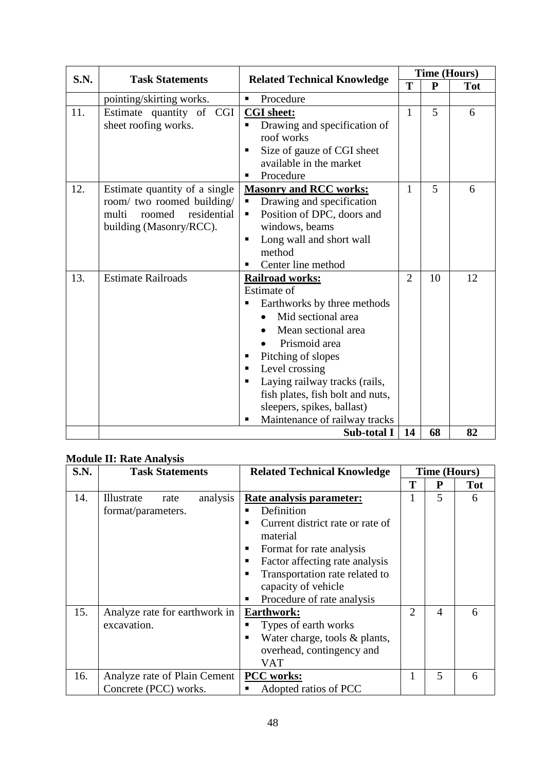| S.N. | Task Statements | Related Technical Knowledge | Time (Hours) | | |
|---|---|---|---|---|---|
| | | | T | P | Tot |
| | pointing/skirting works. | ▪ Procedure | | | |
| 11. | Estimate quantity of CGI sheet roofing works. | **CGI sheet:**<br>▪ Drawing and specification of roof works<br>▪ Size of gauze of CGI sheet available in the market<br>▪ Procedure | 1 | 5 | 6 |
| 12. | Estimate quantity of a single room/ two roomed building/ multi roomed residential building (Masonry/RCC). | **Masonry and RCC works:**<br>▪ Drawing and specification<br>▪ Position of DPC, doors and windows, beams<br>▪ Long wall and short wall method<br>▪ Center line method | 1 | 5 | 6 |
| 13. | Estimate Railroads | **Railroad works:**<br>Estimate of<br>▪ Earthworks by three methods<br>• Mid sectional area<br>• Mean sectional area<br>• Prismoid area<br>▪ Pitching of slopes<br>▪ Level crossing<br>▪ Laying railway tracks (rails, fish plates, fish bolt and nuts, sleepers, spikes, ballast)<br>▪ Maintenance of railway tracks | 2 | 10 | 12 |
| | | **Sub-total I** | **14** | **68** | **82** |

**Module II: Rate Analysis**

| S.N. | Task Statements | Related Technical Knowledge | Time (Hours) | | |
|---|---|---|---|---|---|
| | | | T | P | Tot |
| 14. | Illustrate rate analysis format/parameters. | **Rate analysis parameter:**<br>▪ Definition<br>▪ Current district rate or rate of material<br>▪ Format for rate analysis<br>▪ Factor affecting rate analysis<br>▪ Transportation rate related to capacity of vehicle<br>▪ Procedure of rate analysis | 1 | 5 | 6 |
| 15. | Analyze rate for earthwork in excavation. | **Earthwork:**<br>▪ Types of earth works<br>▪ Water charge, tools & plants, overhead, contingency and VAT | 2 | 4 | 6 |
| 16. | Analyze rate of Plain Cement Concrete (PCC) works. | **PCC works:**<br>▪ Adopted ratios of PCC | 1 | 5 | 6 |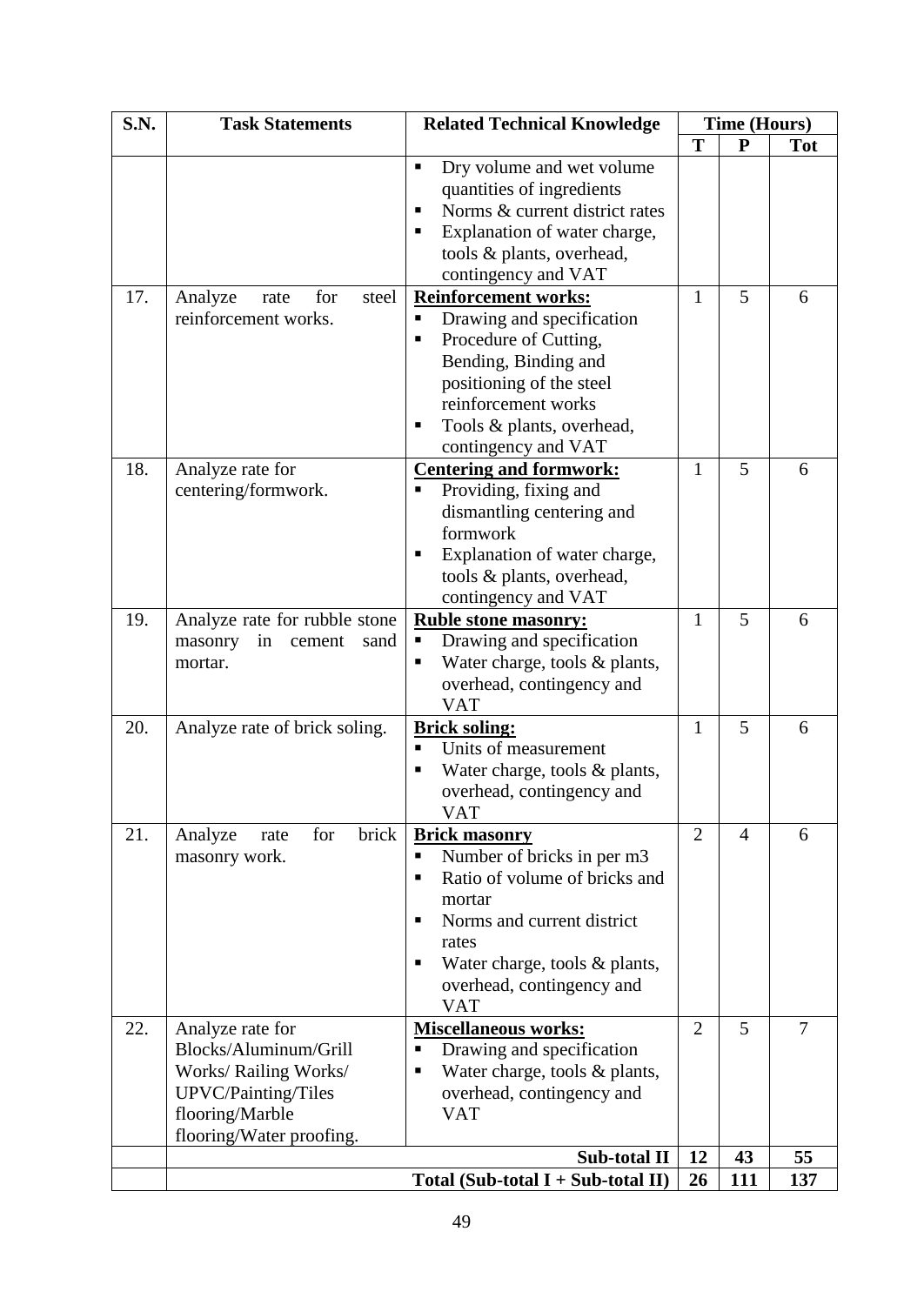| S.N. | Task Statements | Related Technical Knowledge | Time (Hours) | | |
|---|---|---|---|---|---|
| | | | T | P | Tot |
| | | ▪ Dry volume and wet volume quantities of ingredients<br>▪ Norms & current district rates<br>▪ Explanation of water charge, tools & plants, overhead, contingency and VAT | | | |
| 17. | Analyze rate for steel reinforcement works. | **Reinforcement works:**<br>▪ Drawing and specification<br>▪ Procedure of Cutting, Bending, Binding and positioning of the steel reinforcement works<br>▪ Tools & plants, overhead, contingency and VAT | 1 | 5 | 6 |
| 18. | Analyze rate for centering/formwork. | **Centering and formwork:**<br>▪ Providing, fixing and dismantling centering and formwork<br>▪ Explanation of water charge, tools & plants, overhead, contingency and VAT | 1 | 5 | 6 |
| 19. | Analyze rate for rubble stone masonry in cement sand mortar. | **Ruble stone masonry:**<br>▪ Drawing and specification<br>▪ Water charge, tools & plants, overhead, contingency and VAT | 1 | 5 | 6 |
| 20. | Analyze rate of brick soling. | **Brick soling:**<br>▪ Units of measurement<br>▪ Water charge, tools & plants, overhead, contingency and VAT | 1 | 5 | 6 |
| 21. | Analyze rate for brick masonry work. | **Brick masonry**<br>▪ Number of bricks in per m3<br>▪ Ratio of volume of bricks and mortar<br>▪ Norms and current district rates<br>▪ Water charge, tools & plants, overhead, contingency and VAT | 2 | 4 | 6 |
| 22. | Analyze rate for Blocks/Aluminum/Grill Works/ Railing Works/ UPVC/Painting/Tiles flooring/Marble flooring/Water proofing. | **Miscellaneous works:**<br>▪ Drawing and specification<br>▪ Water charge, tools & plants, overhead, contingency and VAT | 2 | 5 | 7 |
| | | **Sub-total II** | **12** | **43** | **55** |
| | | **Total (Sub-total I + Sub-total II)** | **26** | **111** | **137** |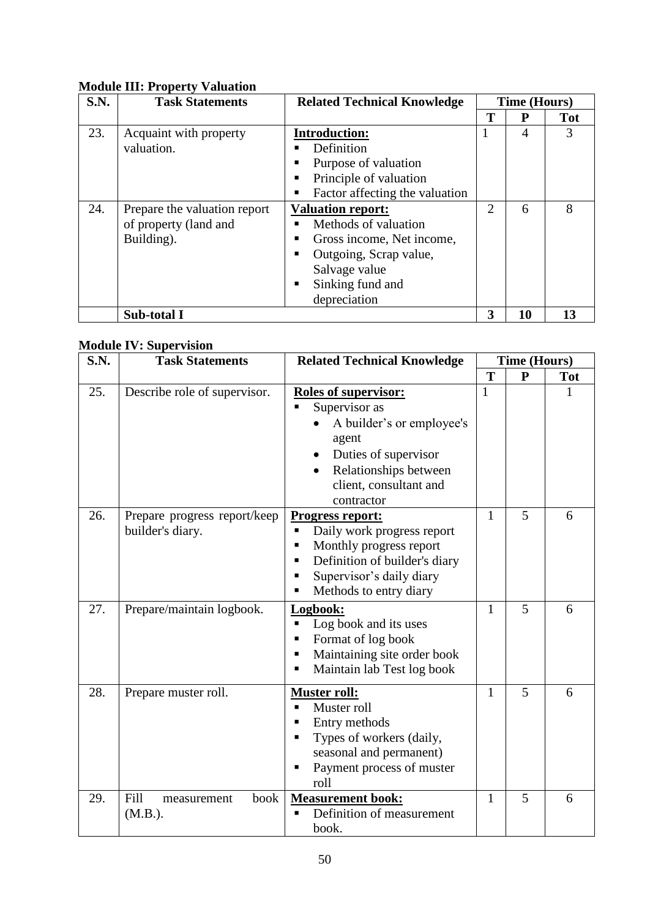**Module III: Property Valuation**

| S.N. | Task Statements | Related Technical Knowledge | Time (Hours) | | |
|---|---|---|---|---|---|
| | | | T | P | Tot |
| 23. | Acquaint with property valuation. | **Introduction:**<br>▪ Definition<br>▪ Purpose of valuation<br>▪ Principle of valuation<br>▪ Factor affecting the valuation | 1 | 4 | 3 |
| 24. | Prepare the valuation report of property (land and Building). | **Valuation report:**<br>▪ Methods of valuation<br>▪ Gross income, Net income,<br>▪ Outgoing, Scrap value, Salvage value<br>▪ Sinking fund and depreciation | 2 | 6 | 8 |
| | **Sub-total I** | | **3** | **10** | **13** |

**Module IV: Supervision**

| S.N. | Task Statements | Related Technical Knowledge | Time (Hours) | | |
|---|---|---|---|---|---|
| | | | T | P | Tot |
| 25. | Describe role of supervisor. | **Roles of supervisor:**<br>▪ Supervisor as<br>• A builder's or employee's agent<br>• Duties of supervisor<br>• Relationships between client, consultant and contractor | 1 | | 1 |
| 26. | Prepare progress report/keep builder's diary. | **Progress report:**<br>▪ Daily work progress report<br>▪ Monthly progress report<br>▪ Definition of builder's diary<br>▪ Supervisor's daily diary<br>▪ Methods to entry diary | 1 | 5 | 6 |
| 27. | Prepare/maintain logbook. | **Logbook:**<br>▪ Log book and its uses<br>▪ Format of log book<br>▪ Maintaining site order book<br>▪ Maintain lab Test log book | 1 | 5 | 6 |
| 28. | Prepare muster roll. | **Muster roll:**<br>▪ Muster roll<br>▪ Entry methods<br>▪ Types of workers (daily, seasonal and permanent)<br>▪ Payment process of muster roll | 1 | 5 | 6 |
| 29. | Fill measurement book (M.B.). | **Measurement book:**<br>▪ Definition of measurement book. | 1 | 5 | 6 |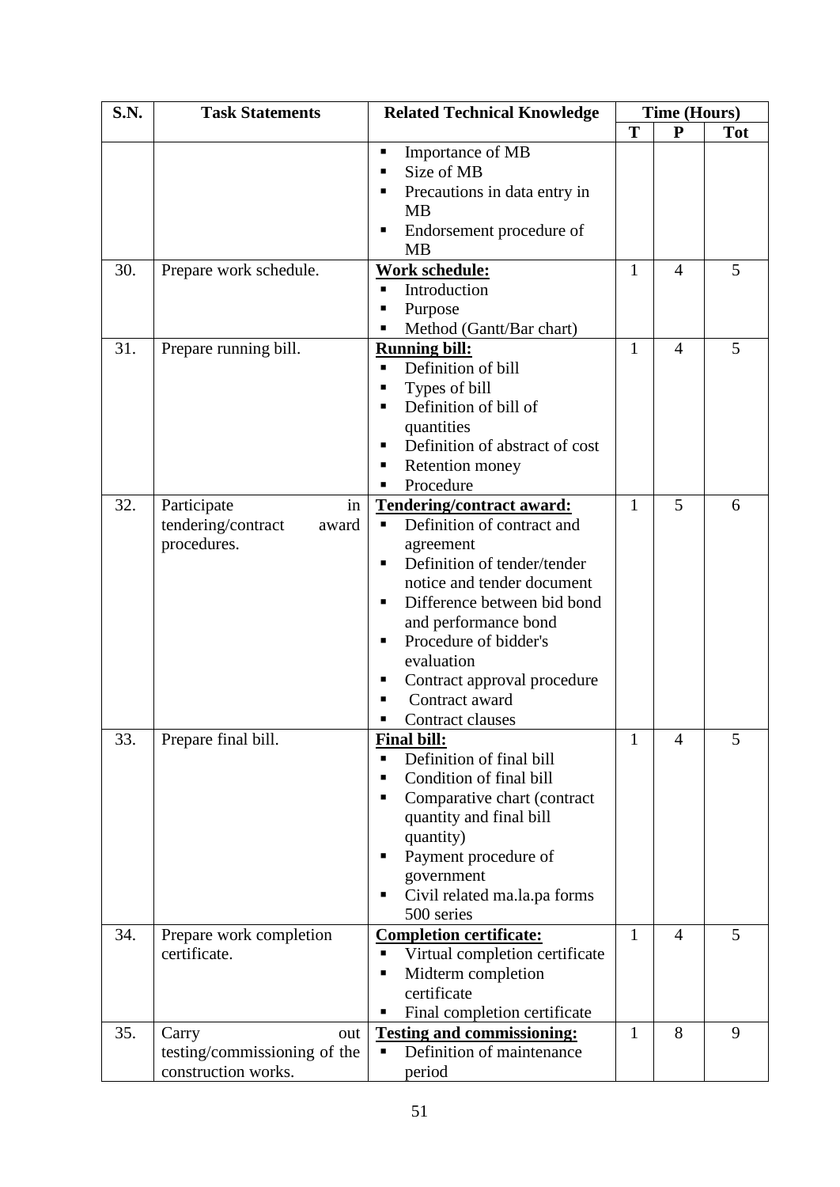| S.N. | Task Statements | Related Technical Knowledge | Time (Hours) | | |
|---|---|---|---|---|---|
| | | | T | P | Tot |
| | | ▪ Importance of MB<br>▪ Size of MB<br>▪ Precautions in data entry in MB<br>▪ Endorsement procedure of MB | | | |
| 30. | Prepare work schedule. | **Work schedule:**<br>▪ Introduction<br>▪ Purpose<br>▪ Method (Gantt/Bar chart) | 1 | 4 | 5 |
| 31. | Prepare running bill. | **Running bill:**<br>▪ Definition of bill<br>▪ Types of bill<br>▪ Definition of bill of quantities<br>▪ Definition of abstract of cost<br>▪ Retention money<br>▪ Procedure | 1 | 4 | 5 |
| 32. | Participate in tendering/contract award procedures. | **Tendering/contract award:**<br>▪ Definition of contract and agreement<br>▪ Definition of tender/tender notice and tender document<br>▪ Difference between bid bond and performance bond<br>▪ Procedure of bidder's evaluation<br>▪ Contract approval procedure<br>▪ Contract award<br>▪ Contract clauses | 1 | 5 | 6 |
| 33. | Prepare final bill. | **Final bill:**<br>▪ Definition of final bill<br>▪ Condition of final bill<br>▪ Comparative chart (contract quantity and final bill quantity)<br>▪ Payment procedure of government<br>▪ Civil related ma.la.pa forms 500 series | 1 | 4 | 5 |
| 34. | Prepare work completion certificate. | **Completion certificate:**<br>▪ Virtual completion certificate<br>▪ Midterm completion certificate<br>▪ Final completion certificate | 1 | 4 | 5 |
| 35. | Carry out testing/commissioning of the construction works. | **Testing and commissioning:**<br>▪ Definition of maintenance period | 1 | 8 | 9 |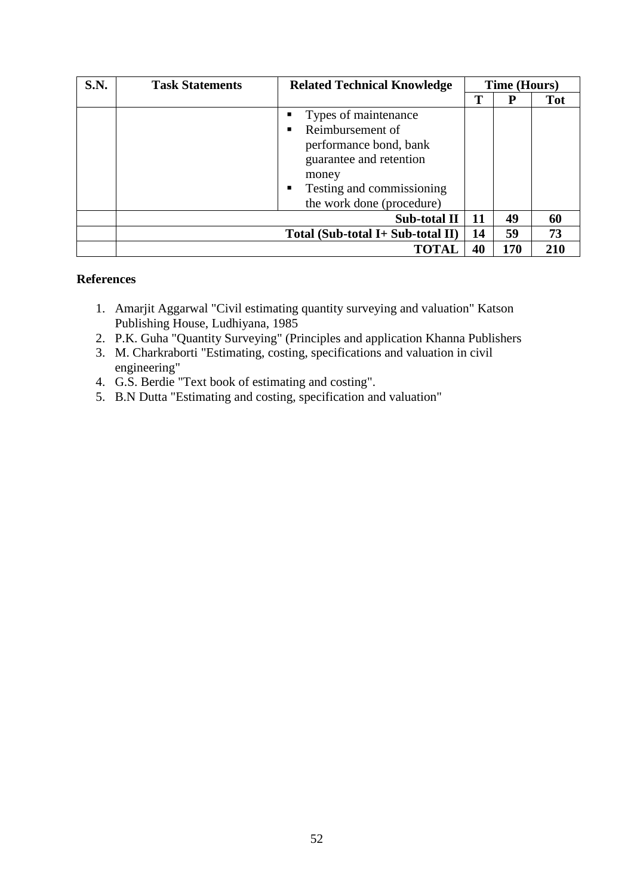| S.N. | Task Statements | Related Technical Knowledge | Time (Hours) | | |
|---|---|---|---|---|---|
| | | | T | P | Tot |
| | | ▪ Types of maintenance<br>▪ Reimbursement of performance bond, bank guarantee and retention money<br>▪ Testing and commissioning the work done (procedure) | | | |
| | | **Sub-total II** | **11** | **49** | **60** |
| | | **Total (Sub-total I+ Sub-total II)** | **14** | **59** | **73** |
| | | **TOTAL** | **40** | **170** | **210** |

**References**

1. Amarjit Aggarwal "Civil estimating quantity surveying and valuation" Katson Publishing House, Ludhiyana, 1985
2. P.K. Guha "Quantity Surveying" (Principles and application Khanna Publishers
3. M. Charkraborti "Estimating, costing, specifications and valuation in civil engineering"
4. G.S. Berdie "Text book of estimating and costing".
5. B.N Dutta "Estimating and costing, specification and valuation"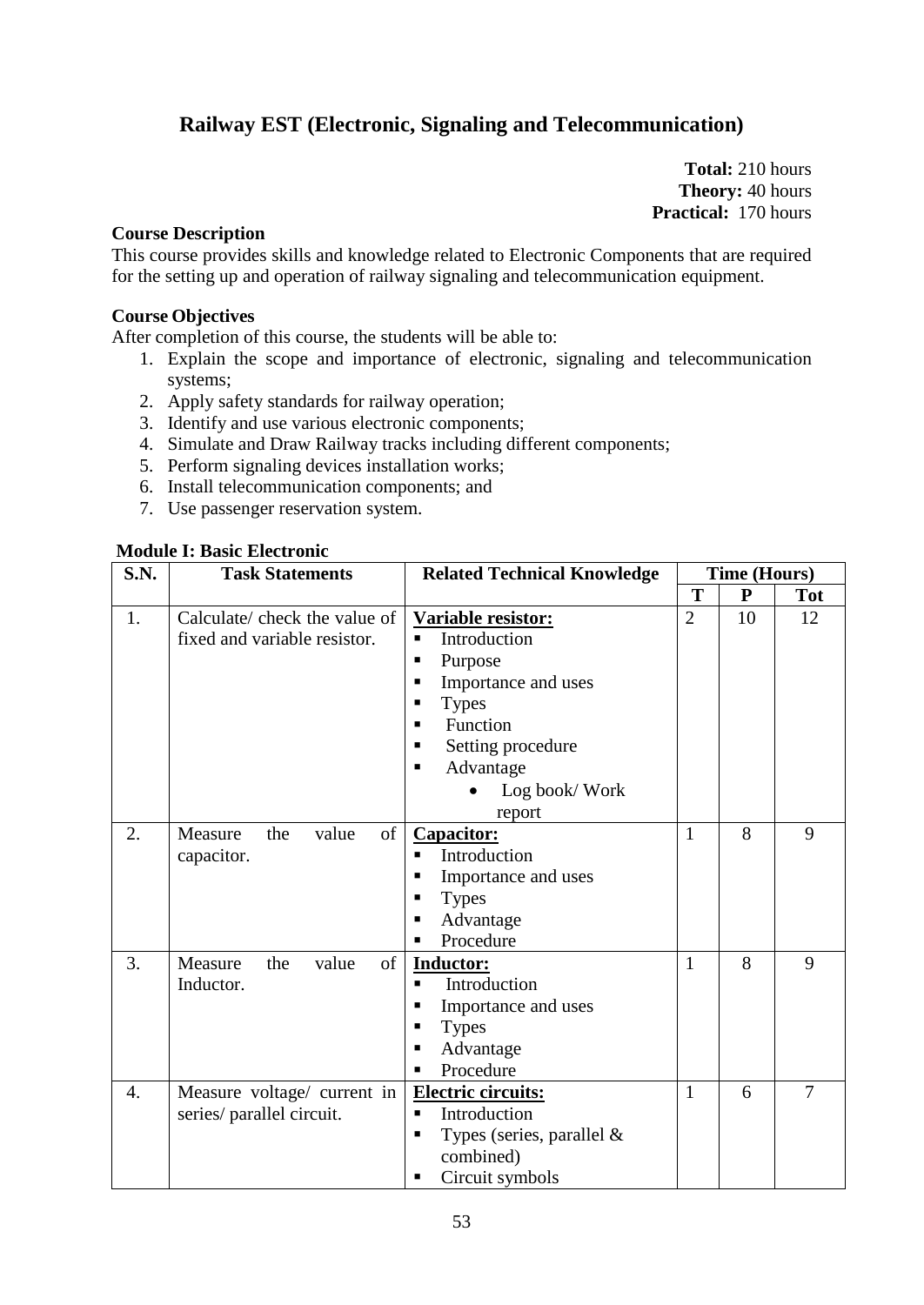## Railway EST (Electronic, Signaling and Telecommunication)

**Total:** 210 hours
**Theory:** 40 hours
**Practical:** 170 hours

**Course Description**

This course provides skills and knowledge related to Electronic Components that are required for the setting up and operation of railway signaling and telecommunication equipment.

**Course Objectives**

After completion of this course, the students will be able to:

1. Explain the scope and importance of electronic, signaling and telecommunication systems;
2. Apply safety standards for railway operation;
3. Identify and use various electronic components;
4. Simulate and Draw Railway tracks including different components;
5. Perform signaling devices installation works;
6. Install telecommunication components; and
7. Use passenger reservation system.

**Module I: Basic Electronic**

| S.N. | Task Statements | Related Technical Knowledge | Time (Hours) | | |
|---|---|---|---|---|---|
| | | | T | P | Tot |
| 1. | Calculate/ check the value of fixed and variable resistor. | **Variable resistor:**<br>▪ Introduction<br>▪ Purpose<br>▪ Importance and uses<br>▪ Types<br>▪ Function<br>▪ Setting procedure<br>▪ Advantage<br>• Log book/ Work report | 2 | 10 | 12 |
| 2. | Measure the value of capacitor. | **Capacitor:**<br>▪ Introduction<br>▪ Importance and uses<br>▪ Types<br>▪ Advantage<br>▪ Procedure | 1 | 8 | 9 |
| 3. | Measure the value of Inductor. | **Inductor:**<br>▪ Introduction<br>▪ Importance and uses<br>▪ Types<br>▪ Advantage<br>▪ Procedure | 1 | 8 | 9 |
| 4. | Measure voltage/ current in series/ parallel circuit. | **Electric circuits:**<br>▪ Introduction<br>▪ Types (series, parallel & combined)<br>▪ Circuit symbols | 1 | 6 | 7 |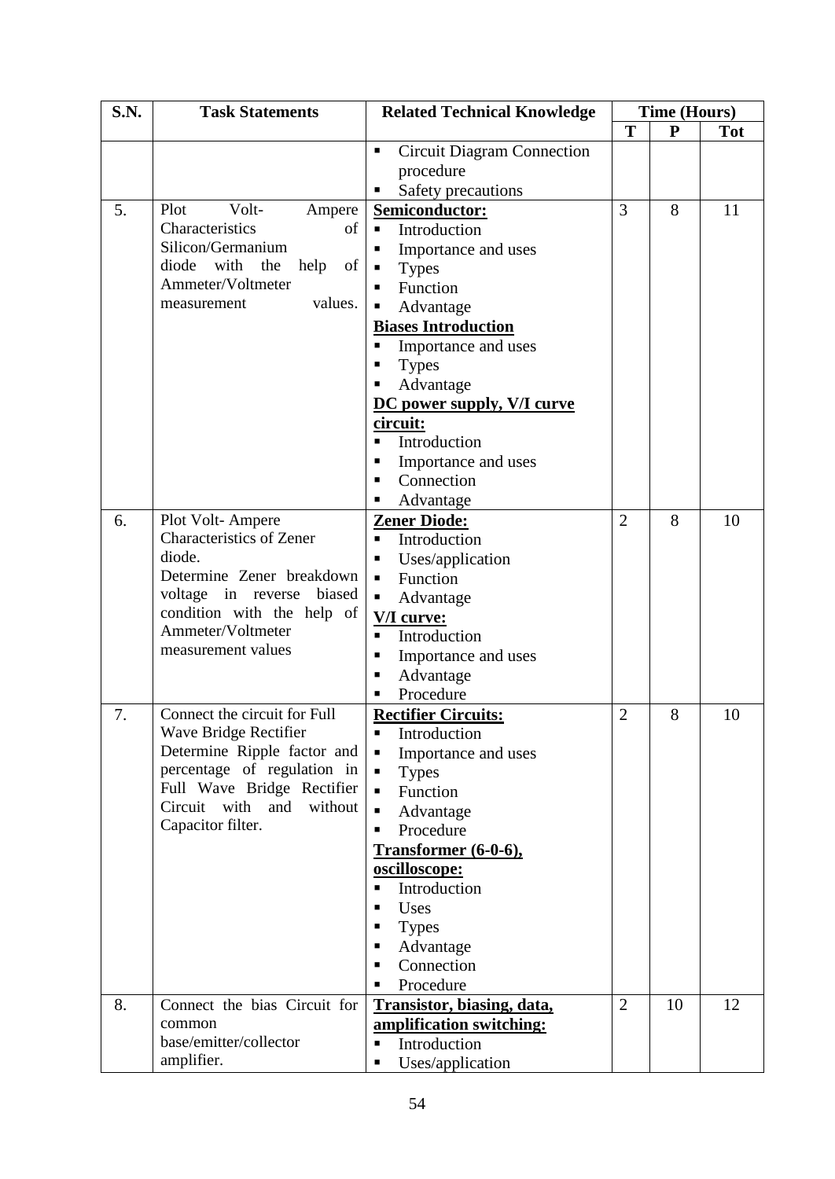| S.N. | Task Statements | Related Technical Knowledge | Time (Hours) | | |
|---|---|---|---|---|---|
| | | | T | P | Tot |
| | | ▪ Circuit Diagram Connection procedure<br>▪ Safety precautions | | | |
| 5. | Plot Volt- Ampere Characteristics of Silicon/Germanium diode with the help of Ammeter/Voltmeter measurement values. | **Semiconductor:**<br>▪ Introduction<br>▪ Importance and uses<br>▪ Types<br>▪ Function<br>▪ Advantage<br>**Biases Introduction**<br>▪ Importance and uses<br>▪ Types<br>▪ Advantage<br>**DC power supply, V/I curve circuit:**<br>▪ Introduction<br>▪ Importance and uses<br>▪ Connection<br>▪ Advantage | 3 | 8 | 11 |
| 6. | Plot Volt- Ampere Characteristics of Zener diode.<br>Determine Zener breakdown voltage in reverse biased condition with the help of Ammeter/Voltmeter measurement values | **Zener Diode:**<br>▪ Introduction<br>▪ Uses/application<br>▪ Function<br>▪ Advantage<br>**V/I curve:**<br>▪ Introduction<br>▪ Importance and uses<br>▪ Advantage<br>▪ Procedure | 2 | 8 | 10 |
| 7. | Connect the circuit for Full Wave Bridge Rectifier<br>Determine Ripple factor and percentage of regulation in Full Wave Bridge Rectifier Circuit with and without Capacitor filter. | **Rectifier Circuits:**<br>▪ Introduction<br>▪ Importance and uses<br>▪ Types<br>▪ Function<br>▪ Advantage<br>▪ Procedure<br>**Transformer (6-0-6), oscilloscope:**<br>▪ Introduction<br>▪ Uses<br>▪ Types<br>▪ Advantage<br>▪ Connection<br>▪ Procedure | 2 | 8 | 10 |
| 8. | Connect the bias Circuit for common base/emitter/collector amplifier. | **Transistor, biasing, data, amplification switching:**<br>▪ Introduction<br>▪ Uses/application | 2 | 10 | 12 |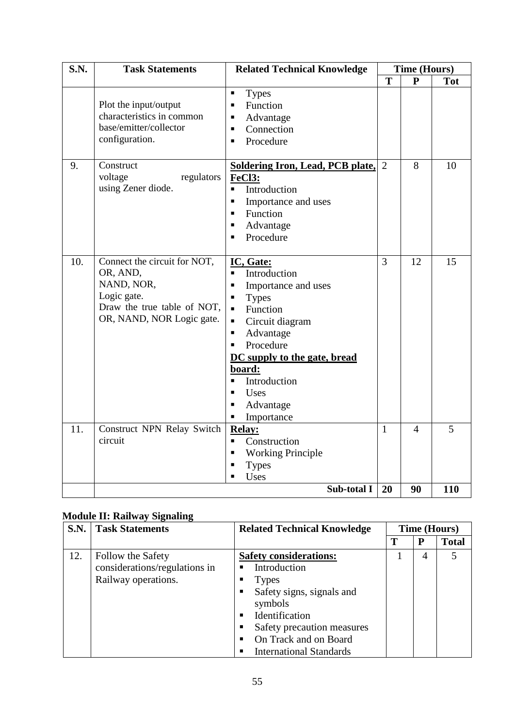| S.N. | Task Statements | Related Technical Knowledge | Time (Hours) | | |
|---|---|---|---|---|---|
| | | | T | P | Tot |
| | Plot the input/output characteristics in common base/emitter/collector configuration. | ▪ Types<br>▪ Function<br>▪ Advantage<br>▪ Connection<br>▪ Procedure | | | |
| 9. | Construct voltage regulators using Zener diode. | **Soldering Iron, Lead, PCB plate, $FeCl_3$:**<br>▪ Introduction<br>▪ Importance and uses<br>▪ Function<br>▪ Advantage<br>▪ Procedure | 2 | 8 | 10 |
| 10. | Connect the circuit for NOT, OR, AND, NAND, NOR, Logic gate.<br>Draw the true table of NOT, OR, NAND, NOR Logic gate. | **IC, Gate:**<br>▪ Introduction<br>▪ Importance and uses<br>▪ Types<br>▪ Function<br>▪ Circuit diagram<br>▪ Advantage<br>▪ Procedure<br>**DC supply to the gate, bread board:**<br>▪ Introduction<br>▪ Uses<br>▪ Advantage<br>▪ Importance | 3 | 12 | 15 |
| 11. | Construct NPN Relay Switch circuit | **Relay:**<br>▪ Construction<br>▪ Working Principle<br>▪ Types<br>▪ Uses | 1 | 4 | 5 |
| | | **Sub-total I** | **20** | **90** | **110** |

**Module II: Railway Signaling**

| S.N. | Task Statements | Related Technical Knowledge | Time (Hours) | | |
|---|---|---|---|---|---|
| | | | T | P | Total |
| 12. | Follow the Safety considerations/regulations in Railway operations. | **Safety considerations:**<br>▪ Introduction<br>▪ Types<br>▪ Safety signs, signals and symbols<br>▪ Identification<br>▪ Safety precaution measures<br>▪ On Track and on Board<br>▪ International Standards | 1 | 4 | 5 |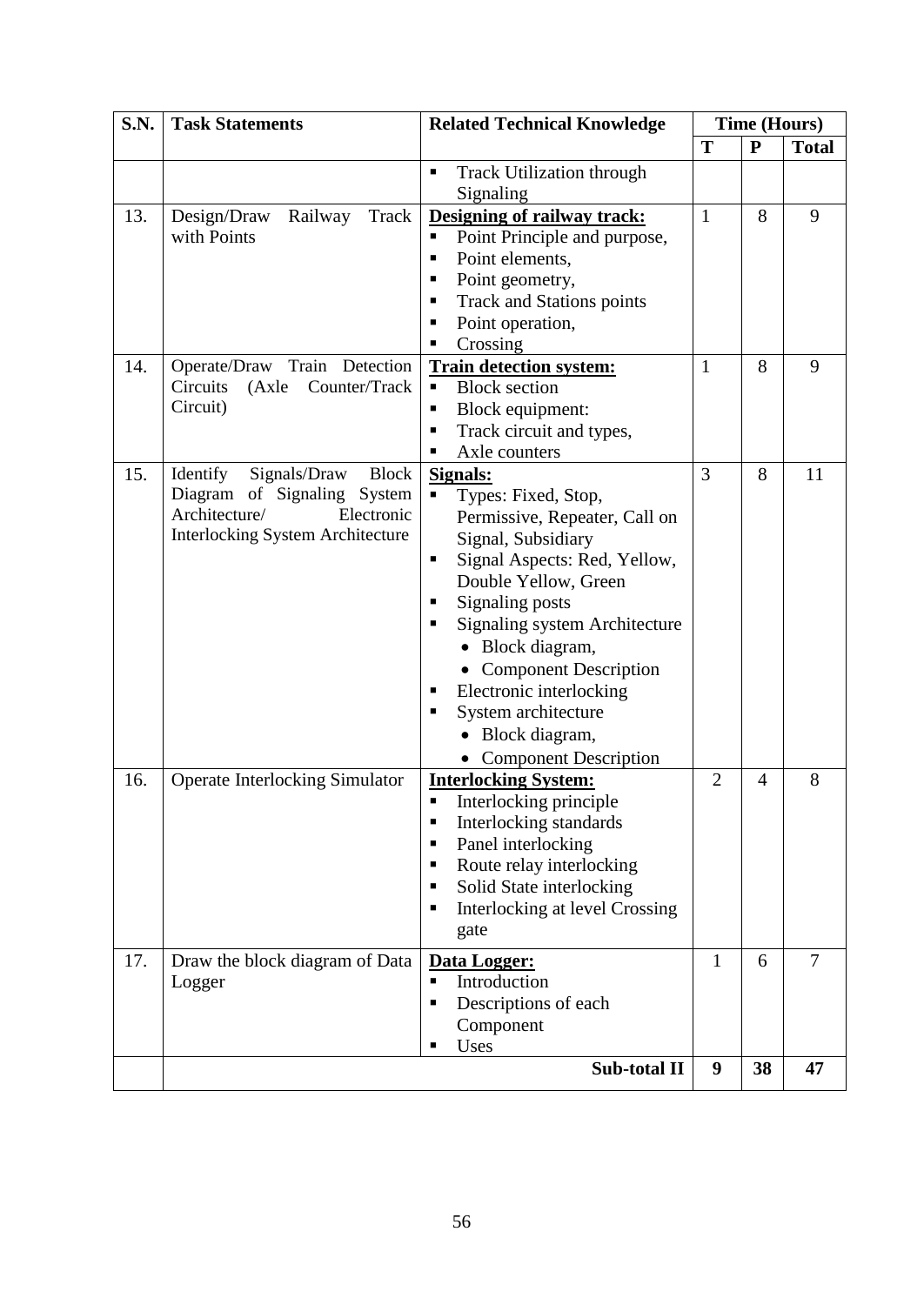| S.N. | Task Statements | Related Technical Knowledge | Time (Hours) | | |
|---|---|---|---|---|---|
| | | | T | P | Total |
| | | ▪ Track Utilization through Signaling | | | |
| 13. | Design/Draw Railway Track with Points | **Designing of railway track:**<br>▪ Point Principle and purpose,<br>▪ Point elements,<br>▪ Point geometry,<br>▪ Track and Stations points<br>▪ Point operation,<br>▪ Crossing | 1 | 8 | 9 |
| 14. | Operate/Draw Train Detection Circuits (Axle Counter/Track Circuit) | **Train detection system:**<br>▪ Block section<br>▪ Block equipment:<br>▪ Track circuit and types,<br>▪ Axle counters | 1 | 8 | 9 |
| 15. | Identify Signals/Draw Block Diagram of Signaling System Architecture/ Electronic Interlocking System Architecture | **Signals:**<br>▪ Types: Fixed, Stop, Permissive, Repeater, Call on Signal, Subsidiary<br>▪ Signal Aspects: Red, Yellow, Double Yellow, Green<br>▪ Signaling posts<br>▪ Signaling system Architecture<br>• Block diagram,<br>• Component Description<br>▪ Electronic interlocking<br>▪ System architecture<br>• Block diagram,<br>• Component Description | 3 | 8 | 11 |
| 16. | Operate Interlocking Simulator | **Interlocking System:**<br>▪ Interlocking principle<br>▪ Interlocking standards<br>▪ Panel interlocking<br>▪ Route relay interlocking<br>▪ Solid State interlocking<br>▪ Interlocking at level Crossing gate | 2 | 4 | 8 |
| 17. | Draw the block diagram of Data Logger | **Data Logger:**<br>▪ Introduction<br>▪ Descriptions of each Component<br>▪ Uses | 1 | 6 | 7 |
| | | **Sub-total II** | **9** | **38** | **47** |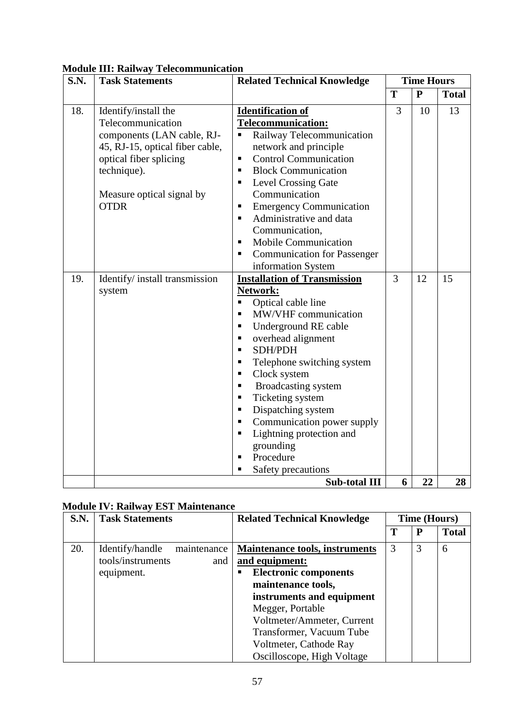**Module III: Railway Telecommunication**

| S.N. | Task Statements | Related Technical Knowledge | Time Hours | | |
|---|---|---|---|---|---|
| | | | T | P | Total |
| 18. | Identify/install the Telecommunication components (LAN cable, RJ-45, RJ-15, optical fiber cable, optical fiber splicing technique).<br><br>Measure optical signal by OTDR | **Identification of Telecommunication:**<br>▪ Railway Telecommunication network and principle<br>▪ Control Communication<br>▪ Block Communication<br>▪ Level Crossing Gate Communication<br>▪ Emergency Communication<br>▪ Administrative and data Communication,<br>▪ Mobile Communication<br>▪ Communication for Passenger information System | 3 | 10 | 13 |
| 19. | Identify/ install transmission system | **Installation of Transmission Network:**<br>▪ Optical cable line<br>▪ MW/VHF communication<br>▪ Underground RE cable<br>▪ overhead alignment<br>▪ SDH/PDH<br>▪ Telephone switching system<br>▪ Clock system<br>▪ Broadcasting system<br>▪ Ticketing system<br>▪ Dispatching system<br>▪ Communication power supply<br>▪ Lightning protection and grounding<br>▪ Procedure<br>▪ Safety precautions | 3 | 12 | 15 |
| | | **Sub-total III** | **6** | **22** | **28** |

**Module IV: Railway EST Maintenance**

| S.N. | Task Statements | Related Technical Knowledge | Time (Hours) | | |
|---|---|---|---|---|---|
| | | | T | P | Total |
| 20. | Identify/handle maintenance tools/instruments and equipment. | **Maintenance tools, instruments and equipment:**<br>▪ **Electronic components maintenance tools, instruments and equipment** Megger, Portable Voltmeter/Ammeter, Current Transformer, Vacuum Tube Voltmeter, Cathode Ray Oscilloscope, High Voltage | 3 | 3 | 6 |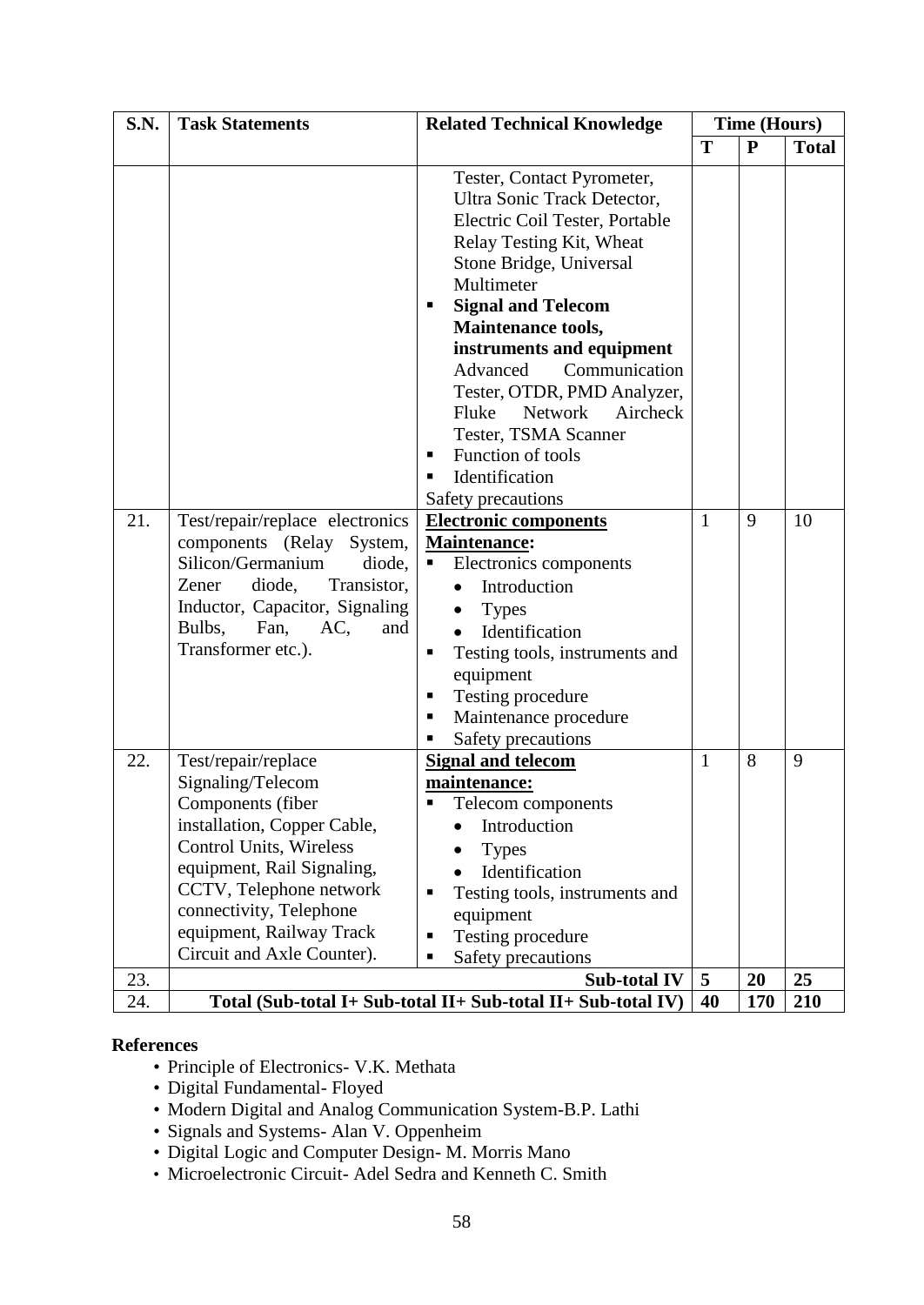| S.N. | Task Statements | Related Technical Knowledge | Time (Hours) | | |
|---|---|---|---|---|---|
| | | | T | P | Total |
| | | Tester, Contact Pyrometer, Ultra Sonic Track Detector, Electric Coil Tester, Portable Relay Testing Kit, Wheat Stone Bridge, Universal Multimeter<br>▪ **Signal and Telecom Maintenance tools, instruments and equipment** Advanced Communication Tester, OTDR, PMD Analyzer, Fluke Network Aircheck Tester, TSMA Scanner<br>▪ Function of tools<br>▪ Identification<br>Safety precautions | | | |
| 21. | Test/repair/replace electronics components (Relay System, Silicon/Germanium diode, Zener diode, Transistor, Inductor, Capacitor, Signaling Bulbs, Fan, AC, and Transformer etc.). | **Electronic components Maintenance:**<br>▪ Electronics components<br>• Introduction<br>• Types<br>• Identification<br>▪ Testing tools, instruments and equipment<br>▪ Testing procedure<br>▪ Maintenance procedure<br>▪ Safety precautions | 1 | 9 | 10 |
| 22. | Test/repair/replace Signaling/Telecom Components (fiber installation, Copper Cable, Control Units, Wireless equipment, Rail Signaling, CCTV, Telephone network connectivity, Telephone equipment, Railway Track Circuit and Axle Counter). | **Signal and telecom maintenance:**<br>▪ Telecom components<br>• Introduction<br>• Types<br>• Identification<br>▪ Testing tools, instruments and equipment<br>▪ Testing procedure<br>▪ Safety precautions | 1 | 8 | 9 |
| 23. | | **Sub-total IV** | **5** | **20** | **25** |
| 24. | | **Total (Sub-total I+ Sub-total II+ Sub-total II+ Sub-total IV)** | **40** | **170** | **210** |

**References**

- Principle of Electronics- V.K. Methata
- Digital Fundamental- Floyed
- Modern Digital and Analog Communication System-B.P. Lathi
- Signals and Systems- Alan V. Oppenheim
- Digital Logic and Computer Design- M. Morris Mano
- Microelectronic Circuit- Adel Sedra and Kenneth C. Smith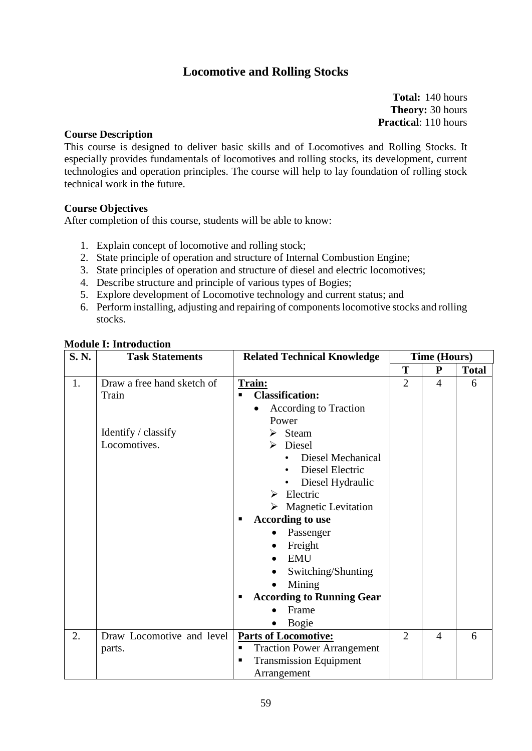# Locomotive and Rolling Stocks

**Total:** 140 hours
**Theory:** 30 hours
**Practical**: 110 hours

**Course Description**

This course is designed to deliver basic skills and of Locomotives and Rolling Stocks. It especially provides fundamentals of locomotives and rolling stocks, its development, current technologies and operation principles. The course will help to lay foundation of rolling stock technical work in the future.

**Course Objectives**

After completion of this course, students will be able to know:

1. Explain concept of locomotive and rolling stock;
2. State principle of operation and structure of Internal Combustion Engine;
3. State principles of operation and structure of diesel and electric locomotives;
4. Describe structure and principle of various types of Bogies;
5. Explore development of Locomotive technology and current status; and
6. Perform installing, adjusting and repairing of components locomotive stocks and rolling stocks.

**Module I: Introduction**

| S. N. | Task Statements | Related Technical Knowledge | Time (Hours) | | |
|---|---|---|---|---|---|
| | | | T | P | Total |
| 1. | Draw a free hand sketch of Train<br><br>Identify / classify Locomotives. | **Train:**<br>▪ **Classification:**<br>• According to Traction Power<br>➢ Steam<br>➢ Diesel<br>• Diesel Mechanical<br>• Diesel Electric<br>• Diesel Hydraulic<br>➢ Electric<br>➢ Magnetic Levitation<br>▪ **According to use**<br>• Passenger<br>• Freight<br>• EMU<br>• Switching/Shunting<br>• Mining<br>▪ **According to Running Gear**<br>• Frame<br>• Bogie | 2 | 4 | 6 |
| 2. | Draw Locomotive and level parts. | **Parts of Locomotive:**<br>▪ Traction Power Arrangement<br>▪ Transmission Equipment Arrangement | 2 | 4 | 6 |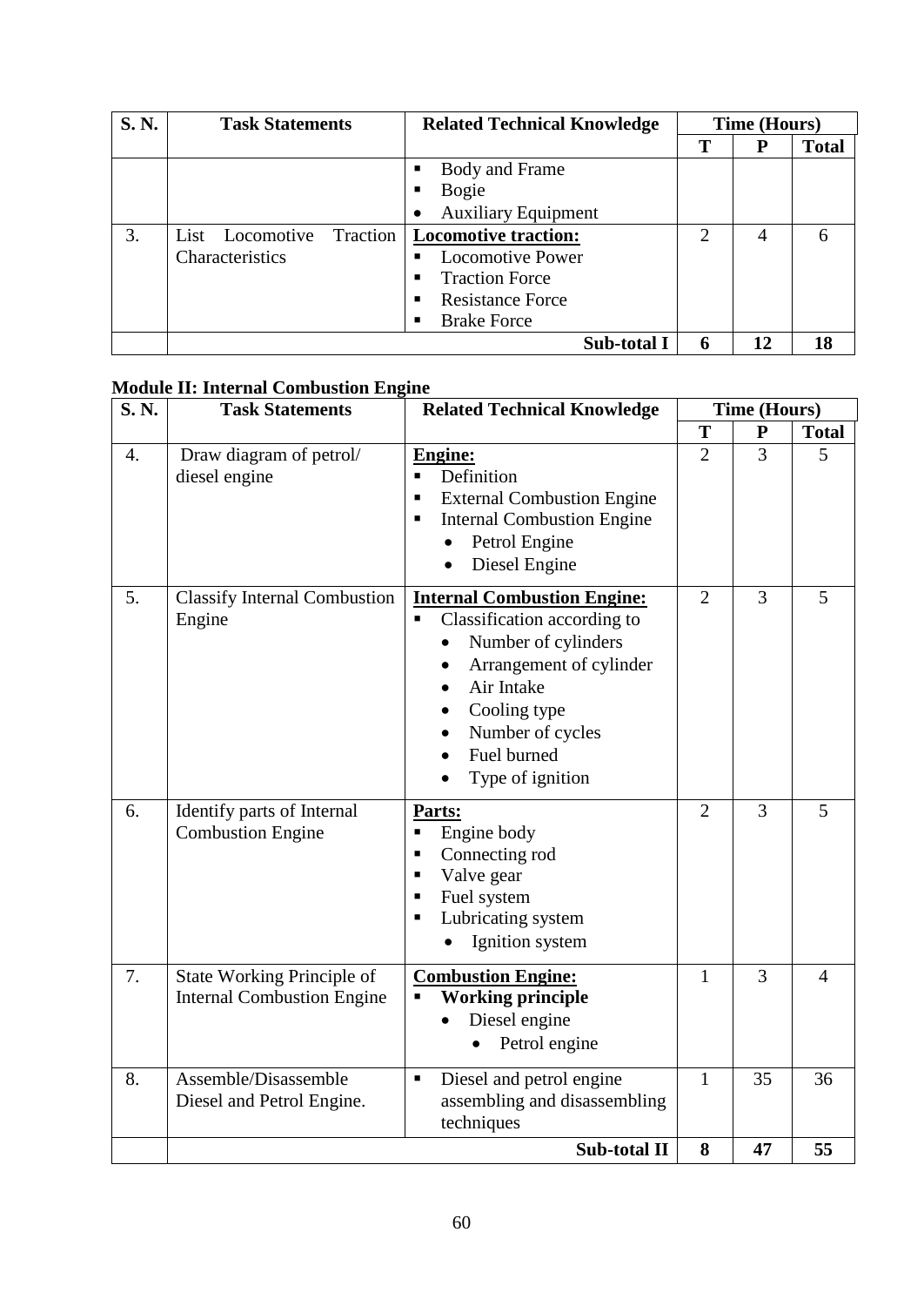| S. N. | Task Statements | Related Technical Knowledge | Time (Hours) | | |
|---|---|---|---|---|---|
| | | | T | P | Total |
| | | ▪ Body and Frame<br>▪ Bogie<br>• Auxiliary Equipment | | | |
| 3. | List Locomotive Traction Characteristics | **Locomotive traction:**<br>▪ Locomotive Power<br>▪ Traction Force<br>▪ Resistance Force<br>▪ Brake Force | 2 | 4 | 6 |
| | | **Sub-total I** | **6** | **12** | **18** |

**Module II: Internal Combustion Engine**

| S. N. | Task Statements | Related Technical Knowledge | Time (Hours) | | |
|---|---|---|---|---|---|
| | | | T | P | Total |
| 4. | Draw diagram of petrol/ diesel engine | **Engine:**<br>▪ Definition<br>▪ External Combustion Engine<br>▪ Internal Combustion Engine<br>• Petrol Engine<br>• Diesel Engine | 2 | 3 | 5 |
| 5. | Classify Internal Combustion Engine | **Internal Combustion Engine:**<br>▪ Classification according to<br>• Number of cylinders<br>• Arrangement of cylinder<br>• Air Intake<br>• Cooling type<br>• Number of cycles<br>• Fuel burned<br>• Type of ignition | 2 | 3 | 5 |
| 6. | Identify parts of Internal Combustion Engine | **Parts:**<br>▪ Engine body<br>▪ Connecting rod<br>▪ Valve gear<br>▪ Fuel system<br>▪ Lubricating system<br>• Ignition system | 2 | 3 | 5 |
| 7. | State Working Principle of Internal Combustion Engine | **Combustion Engine:**<br>▪ **Working principle**<br>• Diesel engine<br>• Petrol engine | 1 | 3 | 4 |
| 8. | Assemble/Disassemble Diesel and Petrol Engine. | ▪ Diesel and petrol engine assembling and disassembling techniques | 1 | 35 | 36 |
| | | **Sub-total II** | **8** | **47** | **55** |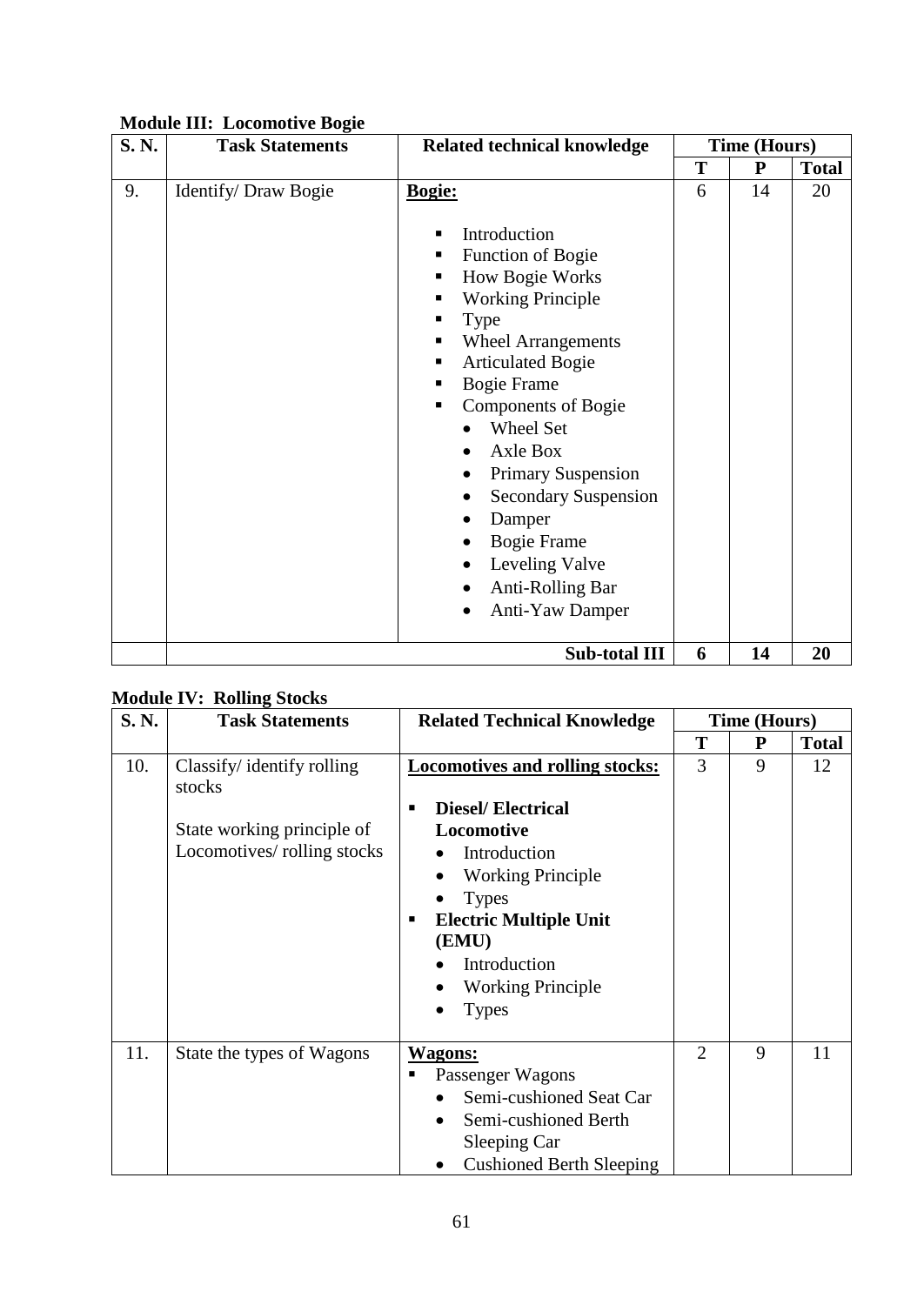**Module III: Locomotive Bogie**

| S. N. | Task Statements | Related technical knowledge | Time (Hours) | | |
|---|---|---|---|---|---|
| | | | T | P | Total |
| 9. | Identify/ Draw Bogie | **Bogie:**<br>▪ Introduction<br>▪ Function of Bogie<br>▪ How Bogie Works<br>▪ Working Principle<br>▪ Type<br>▪ Wheel Arrangements<br>▪ Articulated Bogie<br>▪ Bogie Frame<br>▪ Components of Bogie<br>• Wheel Set<br>• Axle Box<br>• Primary Suspension<br>• Secondary Suspension<br>• Damper<br>• Bogie Frame<br>• Leveling Valve<br>• Anti-Rolling Bar<br>• Anti-Yaw Damper | 6 | 14 | 20 |
| | | **Sub-total III** | **6** | **14** | **20** |

**Module IV: Rolling Stocks**

| S. N. | Task Statements | Related Technical Knowledge | Time (Hours) | | |
|---|---|---|---|---|---|
| | | | T | P | Total |
| 10. | Classify/ identify rolling stocks<br><br>State working principle of Locomotives/ rolling stocks | **Locomotives and rolling stocks:**<br>▪ **Diesel/ Electrical Locomotive**<br>• Introduction<br>• Working Principle<br>• Types<br>▪ **Electric Multiple Unit (EMU)**<br>• Introduction<br>• Working Principle<br>• Types | 3 | 9 | 12 |
| 11. | State the types of Wagons | **Wagons:**<br>▪ Passenger Wagons<br>• Semi-cushioned Seat Car<br>• Semi-cushioned Berth Sleeping Car<br>• Cushioned Berth Sleeping | 2 | 9 | 11 |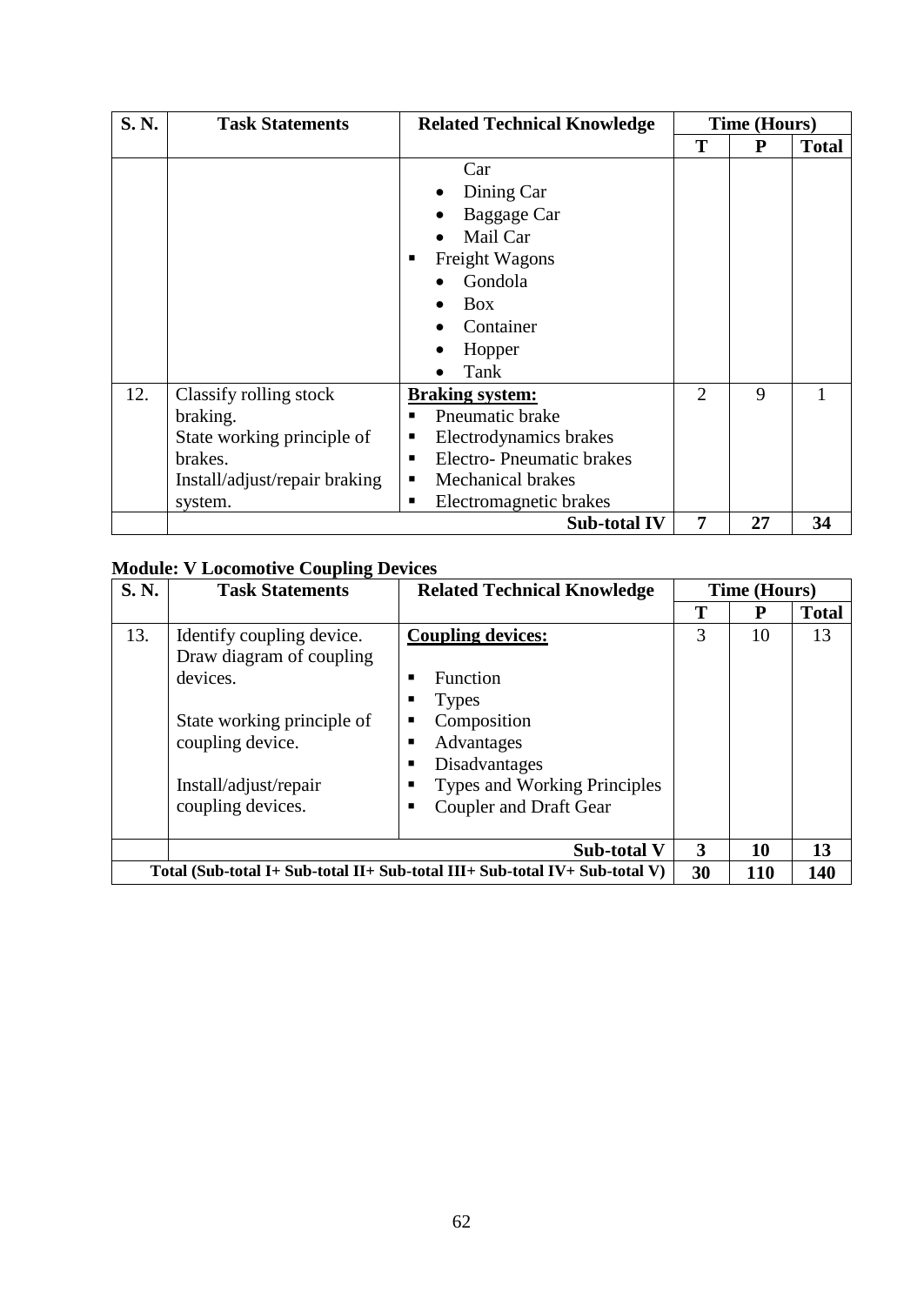| S. N. | Task Statements | Related Technical Knowledge | Time (Hours) | | |
|---|---|---|---|---|---|
| | | | T | P | Total |
| | | Car<br>• Dining Car<br>• Baggage Car<br>• Mail Car<br>▪ Freight Wagons<br>• Gondola<br>• Box<br>• Container<br>• Hopper<br>• Tank | | | |
| 12. | Classify rolling stock braking.<br>State working principle of brakes.<br>Install/adjust/repair braking system. | **Braking system:**<br>▪ Pneumatic brake<br>▪ Electrodynamics brakes<br>▪ Electro- Pneumatic brakes<br>▪ Mechanical brakes<br>▪ Electromagnetic brakes | 2 | 9 | 1 |
| | | **Sub-total IV** | **7** | **27** | **34** |

**Module: V Locomotive Coupling Devices**

| S. N. | Task Statements | Related Technical Knowledge | Time (Hours) | | |
|---|---|---|---|---|---|
| | | | T | P | Total |
| 13. | Identify coupling device.<br>Draw diagram of coupling devices.<br>State working principle of coupling device.<br>Install/adjust/repair coupling devices. | **Coupling devices:**<br>▪ Function<br>▪ Types<br>▪ Composition<br>▪ Advantages<br>▪ Disadvantages<br>▪ Types and Working Principles<br>▪ Coupler and Draft Gear | 3 | 10 | 13 |
| | | **Sub-total V** | **3** | **10** | **13** |
| **Total (Sub-total I+ Sub-total II+ Sub-total III+ Sub-total IV+ Sub-total V)** | | | **30** | **110** | **140** |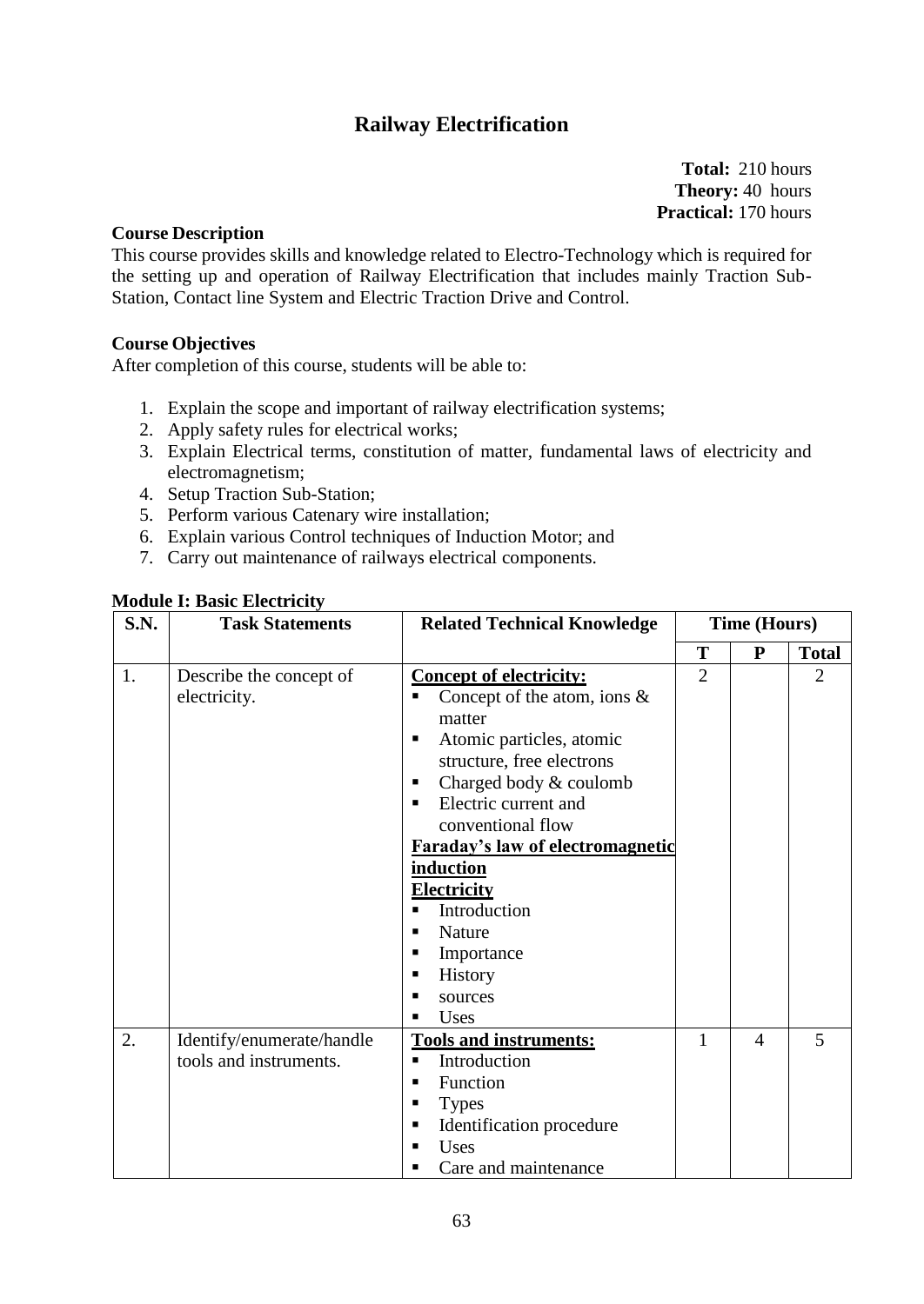# Railway Electrification

**Total:** 210 hours
**Theory:** 40 hours
**Practical:** 170 hours

**Course Description**

This course provides skills and knowledge related to Electro-Technology which is required for the setting up and operation of Railway Electrification that includes mainly Traction Sub-Station, Contact line System and Electric Traction Drive and Control.

**Course Objectives**

After completion of this course, students will be able to:

1. Explain the scope and important of railway electrification systems;
2. Apply safety rules for electrical works;
3. Explain Electrical terms, constitution of matter, fundamental laws of electricity and electromagnetism;
4. Setup Traction Sub-Station;
5. Perform various Catenary wire installation;
6. Explain various Control techniques of Induction Motor; and
7. Carry out maintenance of railways electrical components.

**Module I: Basic Electricity**

| S.N. | Task Statements | Related Technical Knowledge | Time (Hours) | | |
|---|---|---|---|---|---|
| | | | T | P | Total |
| 1. | Describe the concept of electricity. | **Concept of electricity:**<br>▪ Concept of the atom, ions & matter<br>▪ Atomic particles, atomic structure, free electrons<br>▪ Charged body & coulomb<br>▪ Electric current and conventional flow<br>**Faraday's law of electromagnetic induction**<br>**Electricity**<br>▪ Introduction<br>▪ Nature<br>▪ Importance<br>▪ History<br>▪ sources<br>▪ Uses | 2 | | 2 |
| 2. | Identify/enumerate/handle tools and instruments. | **Tools and instruments:**<br>▪ Introduction<br>▪ Function<br>▪ Types<br>▪ Identification procedure<br>▪ Uses<br>▪ Care and maintenance | 1 | 4 | 5 |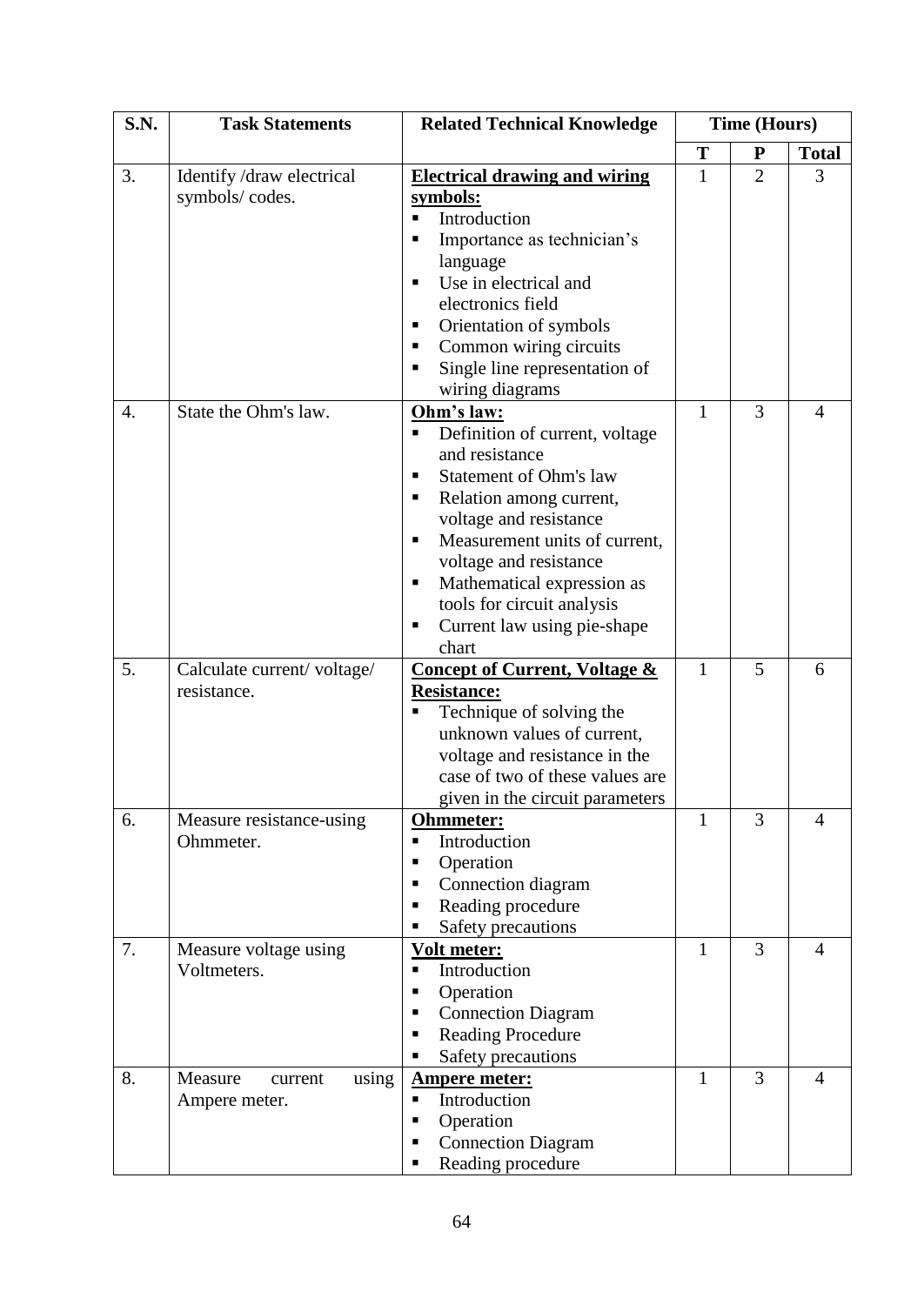| S.N. | Task Statements | Related Technical Knowledge | Time (Hours) | | |
|---|---|---|---|---|---|
| | | | T | P | Total |
| 3. | Identify /draw electrical symbols/ codes. | **Electrical drawing and wiring symbols:**<br>▪ Introduction<br>▪ Importance as technician's language<br>▪ Use in electrical and electronics field<br>▪ Orientation of symbols<br>▪ Common wiring circuits<br>▪ Single line representation of wiring diagrams | 1 | 2 | 3 |
| 4. | State the Ohm's law. | **Ohm's law:**<br>▪ Definition of current, voltage and resistance<br>▪ Statement of Ohm's law<br>▪ Relation among current, voltage and resistance<br>▪ Measurement units of current, voltage and resistance<br>▪ Mathematical expression as tools for circuit analysis<br>▪ Current law using pie-shape chart | 1 | 3 | 4 |
| 5. | Calculate current/ voltage/ resistance. | **Concept of Current, Voltage & Resistance:**<br>▪ Technique of solving the unknown values of current, voltage and resistance in the case of two of these values are given in the circuit parameters | 1 | 5 | 6 |
| 6. | Measure resistance-using Ohmmeter. | **Ohmmeter:**<br>▪ Introduction<br>▪ Operation<br>▪ Connection diagram<br>▪ Reading procedure<br>▪ Safety precautions | 1 | 3 | 4 |
| 7. | Measure voltage using Voltmeters. | **Volt meter:**<br>▪ Introduction<br>▪ Operation<br>▪ Connection Diagram<br>▪ Reading Procedure<br>▪ Safety precautions | 1 | 3 | 4 |
| 8. | Measure current using Ampere meter. | **Ampere meter:**<br>▪ Introduction<br>▪ Operation<br>▪ Connection Diagram<br>▪ Reading procedure | 1 | 3 | 4 |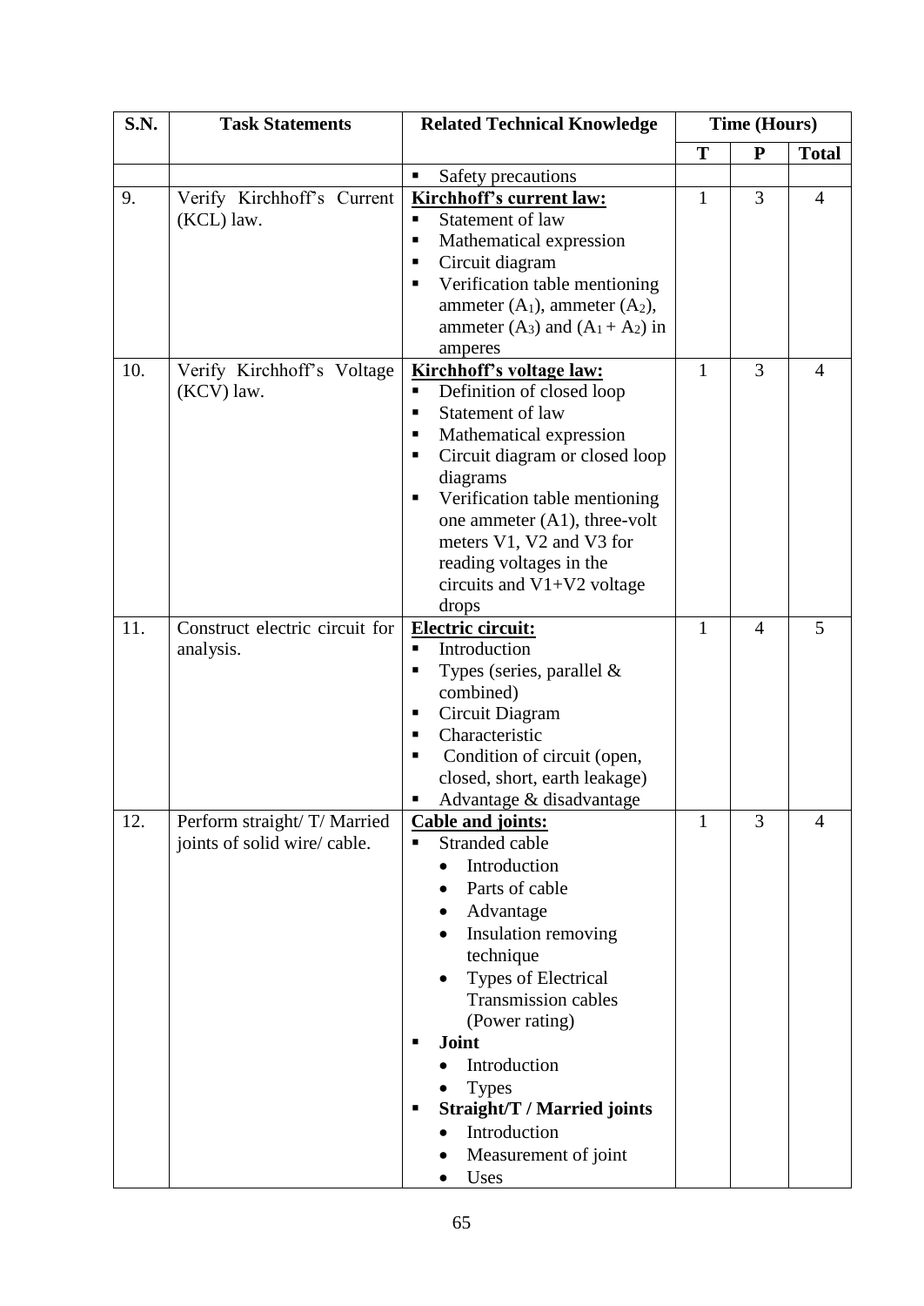| S.N. | Task Statements | Related Technical Knowledge | Time (Hours) | | |
|---|---|---|---|---|---|
| | | | T | P | Total |
| | | ▪ Safety precautions | | | |
| 9. | Verify Kirchhoff's Current (KCL) law. | **Kirchhoff's current law:**<br>▪ Statement of law<br>▪ Mathematical expression<br>▪ Circuit diagram<br>▪ Verification table mentioning ammeter ($A_1$), ammeter ($A_2$), ammeter ($A_3$) and ($A_1 + A_2$) in amperes | 1 | 3 | 4 |
| 10. | Verify Kirchhoff's Voltage (KCV) law. | **Kirchhoff's voltage law:**<br>▪ Definition of closed loop<br>▪ Statement of law<br>▪ Mathematical expression<br>▪ Circuit diagram or closed loop diagrams<br>▪ Verification table mentioning one ammeter (A1), three-volt meters V1, V2 and V3 for reading voltages in the circuits and V1+V2 voltage drops | 1 | 3 | 4 |
| 11. | Construct electric circuit for analysis. | **Electric circuit:**<br>▪ Introduction<br>▪ Types (series, parallel & combined)<br>▪ Circuit Diagram<br>▪ Characteristic<br>▪ Condition of circuit (open, closed, short, earth leakage)<br>▪ Advantage & disadvantage | 1 | 4 | 5 |
| 12. | Perform straight/ T/ Married joints of solid wire/ cable. | **Cable and joints:**<br>▪ Stranded cable<br>• Introduction<br>• Parts of cable<br>• Advantage<br>• Insulation removing technique<br>• Types of Electrical Transmission cables (Power rating)<br>▪ **Joint**<br>• Introduction<br>• Types<br>▪ **Straight/T / Married joints**<br>• Introduction<br>• Measurement of joint<br>• Uses | 1 | 3 | 4 |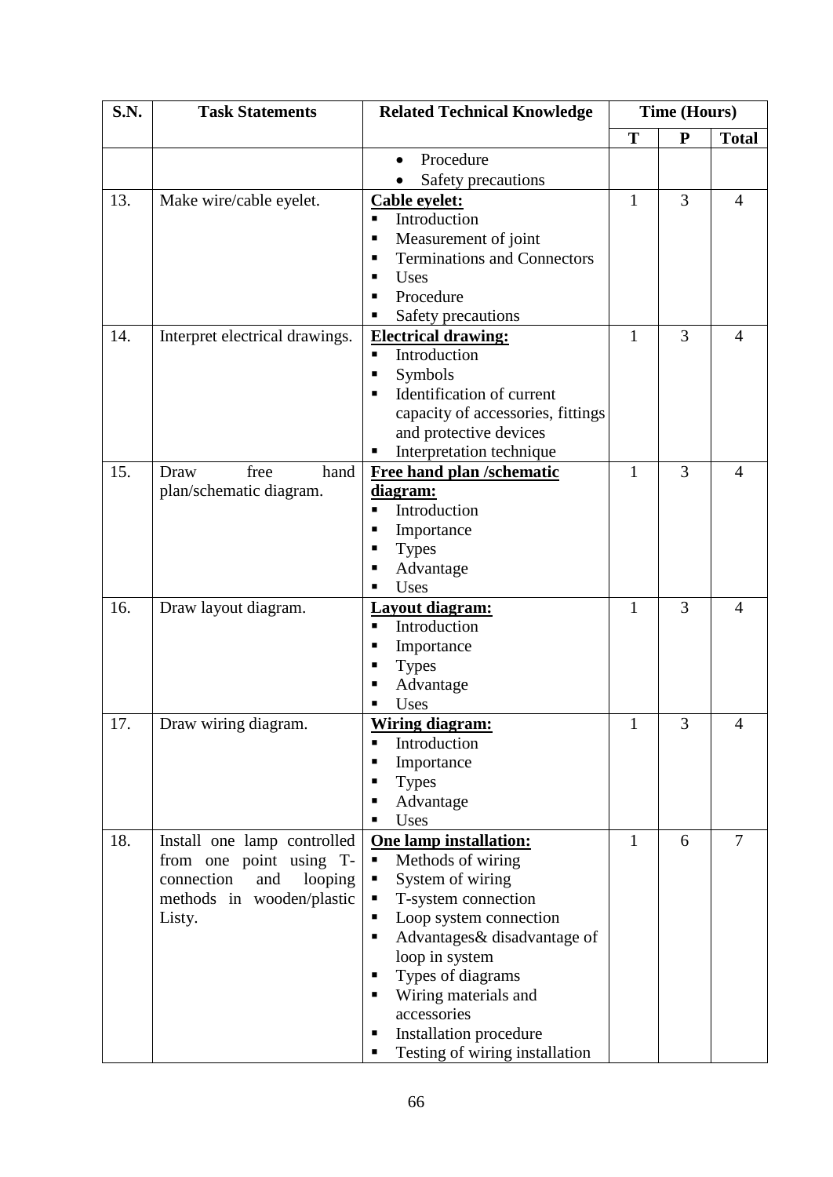| S.N. | Task Statements | Related Technical Knowledge | Time (Hours) | | |
|---|---|---|---|---|---|
| | | | T | P | Total |
| | | • Procedure<br>• Safety precautions | | | |
| 13. | Make wire/cable eyelet. | **Cable eyelet:**<br>▪ Introduction<br>▪ Measurement of joint<br>▪ Terminations and Connectors<br>▪ Uses<br>▪ Procedure<br>▪ Safety precautions | 1 | 3 | 4 |
| 14. | Interpret electrical drawings. | **Electrical drawing:**<br>▪ Introduction<br>▪ Symbols<br>▪ Identification of current capacity of accessories, fittings and protective devices<br>▪ Interpretation technique | 1 | 3 | 4 |
| 15. | Draw free hand plan/schematic diagram. | **Free hand plan /schematic diagram:**<br>▪ Introduction<br>▪ Importance<br>▪ Types<br>▪ Advantage<br>▪ Uses | 1 | 3 | 4 |
| 16. | Draw layout diagram. | **Layout diagram:**<br>▪ Introduction<br>▪ Importance<br>▪ Types<br>▪ Advantage<br>▪ Uses | 1 | 3 | 4 |
| 17. | Draw wiring diagram. | **Wiring diagram:**<br>▪ Introduction<br>▪ Importance<br>▪ Types<br>▪ Advantage<br>▪ Uses | 1 | 3 | 4 |
| 18. | Install one lamp controlled from one point using T-connection and looping methods in wooden/plastic Listy. | **One lamp installation:**<br>▪ Methods of wiring<br>▪ System of wiring<br>▪ T-system connection<br>▪ Loop system connection<br>▪ Advantages& disadvantage of loop in system<br>▪ Types of diagrams<br>▪ Wiring materials and accessories<br>▪ Installation procedure<br>▪ Testing of wiring installation | 1 | 6 | 7 |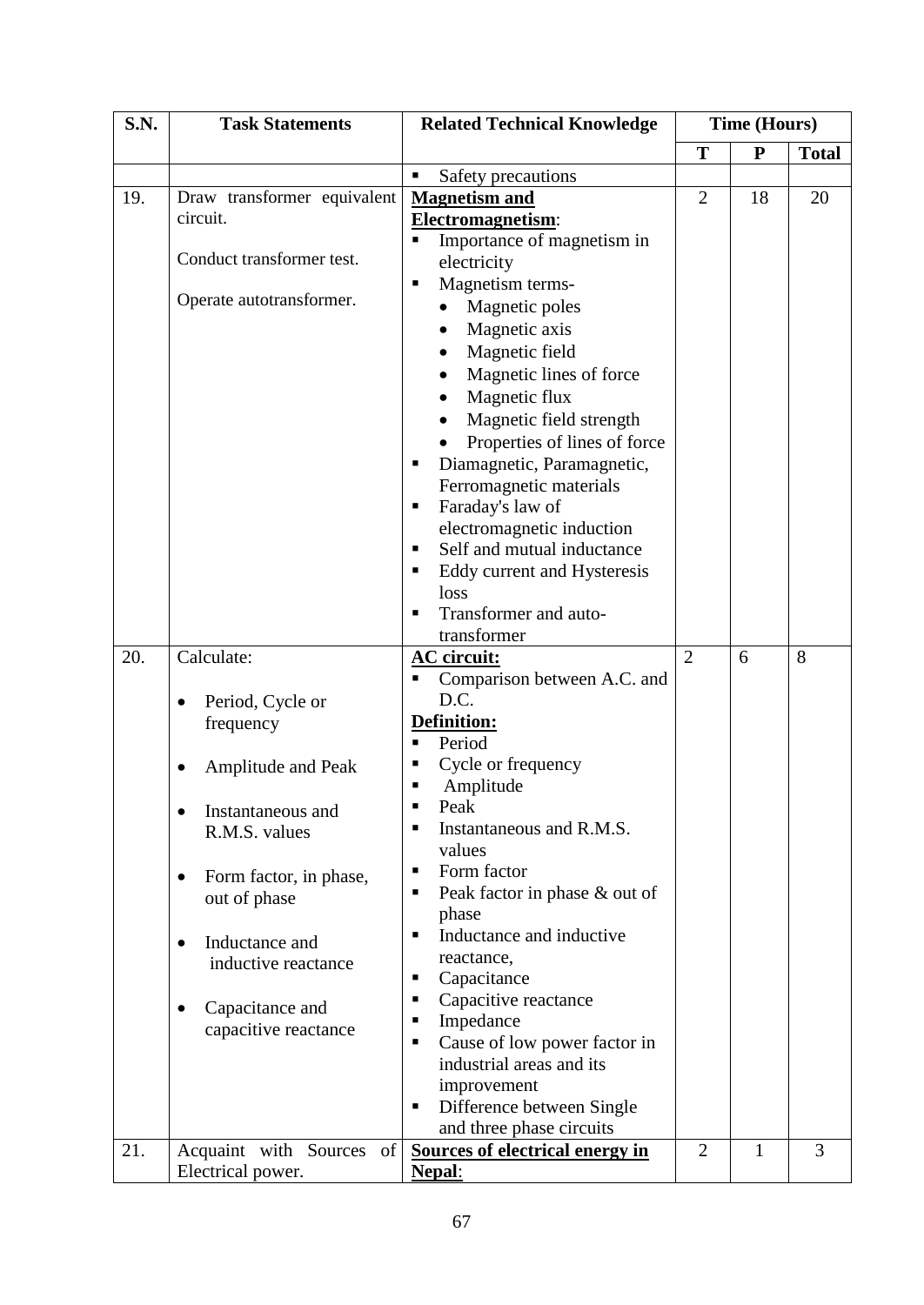| S.N. | Task Statements | Related Technical Knowledge | Time (Hours) | | |
|---|---|---|---|---|---|
| | | | T | P | Total |
| | | ▪ Safety precautions | | | |
| 19. | Draw transformer equivalent circuit.<br><br>Conduct transformer test.<br><br>Operate autotransformer. | **Magnetism and Electromagnetism**:<br>▪ Importance of magnetism in electricity<br>▪ Magnetism terms-<br>• Magnetic poles<br>• Magnetic axis<br>• Magnetic field<br>• Magnetic lines of force<br>• Magnetic flux<br>• Magnetic field strength<br>• Properties of lines of force<br>▪ Diamagnetic, Paramagnetic, Ferromagnetic materials<br>▪ Faraday's law of electromagnetic induction<br>▪ Self and mutual inductance<br>▪ Eddy current and Hysteresis loss<br>▪ Transformer and auto-transformer | 2 | 18 | 20 |
| 20. | Calculate:<br>• Period, Cycle or frequency<br>• Amplitude and Peak<br>• Instantaneous and R.M.S. values<br>• Form factor, in phase, out of phase<br>• Inductance and inductive reactance<br>• Capacitance and capacitive reactance | **AC circuit:**<br>▪ Comparison between A.C. and D.C.<br>**Definition:**<br>▪ Period<br>▪ Cycle or frequency<br>▪ Amplitude<br>▪ Peak<br>▪ Instantaneous and R.M.S. values<br>▪ Form factor<br>▪ Peak factor in phase & out of phase<br>▪ Inductance and inductive reactance,<br>▪ Capacitance<br>▪ Capacitive reactance<br>▪ Impedance<br>▪ Cause of low power factor in industrial areas and its improvement<br>▪ Difference between Single and three phase circuits | 2 | 6 | 8 |
| 21. | Acquaint with Sources of Electrical power. | **Sources of electrical energy in Nepal**: | 2 | 1 | 3 |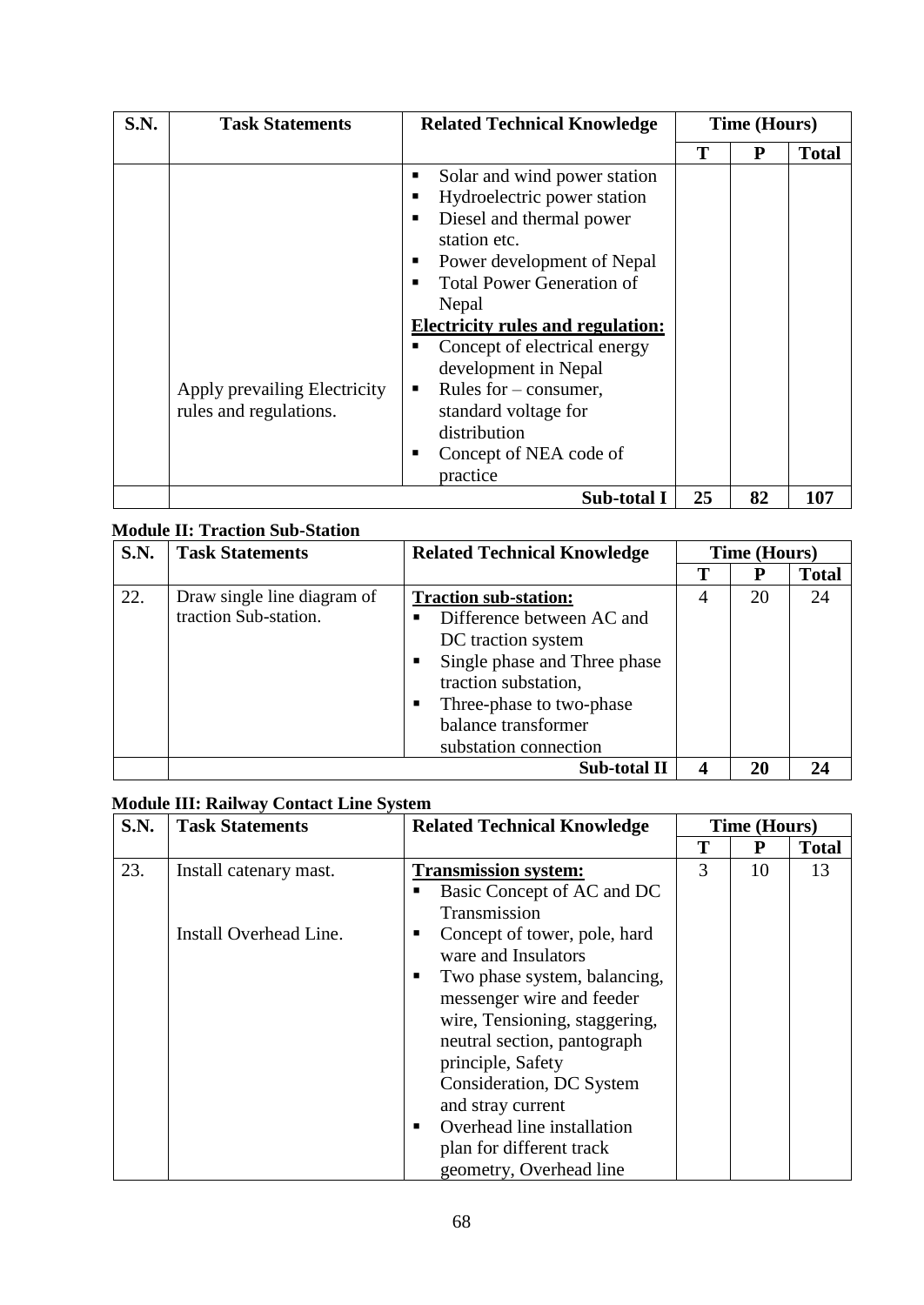| S.N. | Task Statements | Related Technical Knowledge | Time (Hours) | | |
|---|---|---|---|---|---|
| | | | T | P | Total |
| | Apply prevailing Electricity rules and regulations. | ▪ Solar and wind power station<br>▪ Hydroelectric power station<br>▪ Diesel and thermal power station etc.<br>▪ Power development of Nepal<br>▪ Total Power Generation of Nepal<br>**<u>Electricity rules and regulation:</u>**<br>▪ Concept of electrical energy development in Nepal<br>▪ Rules for – consumer, standard voltage for distribution<br>▪ Concept of NEA code of practice | | | |
| | | **Sub-total I** | **25** | **82** | **107** |

**Module II: Traction Sub-Station**

| S.N. | Task Statements | Related Technical Knowledge | Time (Hours) | | |
|---|---|---|---|---|---|
| | | | T | P | Total |
| 22. | Draw single line diagram of traction Sub-station. | **<u>Traction sub-station:</u>**<br>▪ Difference between AC and DC traction system<br>▪ Single phase and Three phase traction substation,<br>▪ Three-phase to two-phase balance transformer substation connection | 4 | 20 | 24 |
| | | **Sub-total II** | **4** | **20** | **24** |

**Module III: Railway Contact Line System**

| S.N. | Task Statements | Related Technical Knowledge | Time (Hours) | | |
|---|---|---|---|---|---|
| | | | T | P | Total |
| 23. | Install catenary mast.<br><br>Install Overhead Line. | **<u>Transmission system:</u>**<br>▪ Basic Concept of AC and DC Transmission<br>▪ Concept of tower, pole, hard ware and Insulators<br>▪ Two phase system, balancing, messenger wire and feeder wire, Tensioning, staggering, neutral section, pantograph principle, Safety Consideration, DC System and stray current<br>▪ Overhead line installation plan for different track geometry, Overhead line | 3 | 10 | 13 |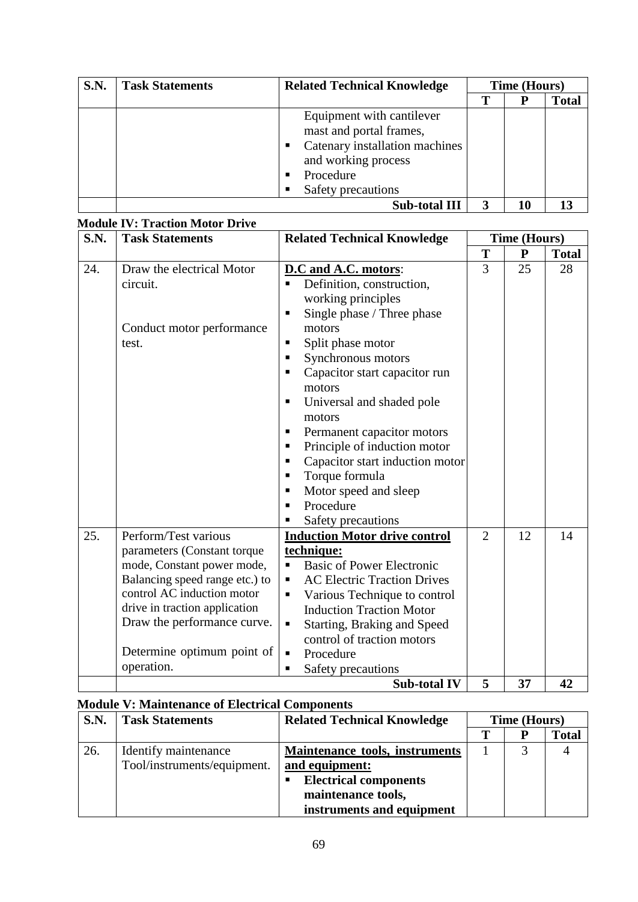| S.N. | Task Statements | Related Technical Knowledge | Time (Hours) | | |
|---|---|---|---|---|---|
| | | | T | P | Total |
| | | Equipment with cantilever mast and portal frames,<br>▪ Catenary installation machines and working process<br>▪ Procedure<br>▪ Safety precautions | | | |
| | | **Sub-total III** | **3** | **10** | **13** |

**Module IV: Traction Motor Drive**

| S.N. | Task Statements | Related Technical Knowledge | Time (Hours) | | |
|---|---|---|---|---|---|
| | | | T | P | Total |
| 24. | Draw the electrical Motor circuit.<br><br>Conduct motor performance test. | **D.C and A.C. motors**:<br>▪ Definition, construction, working principles<br>▪ Single phase / Three phase motors<br>▪ Split phase motor<br>▪ Synchronous motors<br>▪ Capacitor start capacitor run motors<br>▪ Universal and shaded pole motors<br>▪ Permanent capacitor motors<br>▪ Principle of induction motor<br>▪ Capacitor start induction motor<br>▪ Torque formula<br>▪ Motor speed and sleep<br>▪ Procedure<br>▪ Safety precautions | 3 | 25 | 28 |
| 25. | Perform/Test various parameters (Constant torque mode, Constant power mode, Balancing speed range etc.) to control AC induction motor drive in traction application Draw the performance curve.<br><br>Determine optimum point of operation. | **Induction Motor drive control technique:**<br>▪ Basic of Power Electronic<br>▪ AC Electric Traction Drives<br>▪ Various Technique to control Induction Traction Motor<br>▪ Starting, Braking and Speed control of traction motors<br>▪ Procedure<br>▪ Safety precautions | 2 | 12 | 14 |
| | | **Sub-total IV** | **5** | **37** | **42** |

**Module V: Maintenance of Electrical Components**

| S.N. | Task Statements | Related Technical Knowledge | Time (Hours) | | |
|---|---|---|---|---|---|
| | | | T | P | Total |
| 26. | Identify maintenance Tool/instruments/equipment. | **Maintenance tools, instruments and equipment:**<br>▪ **Electrical components maintenance tools, instruments and equipment** | 1 | 3 | 4 |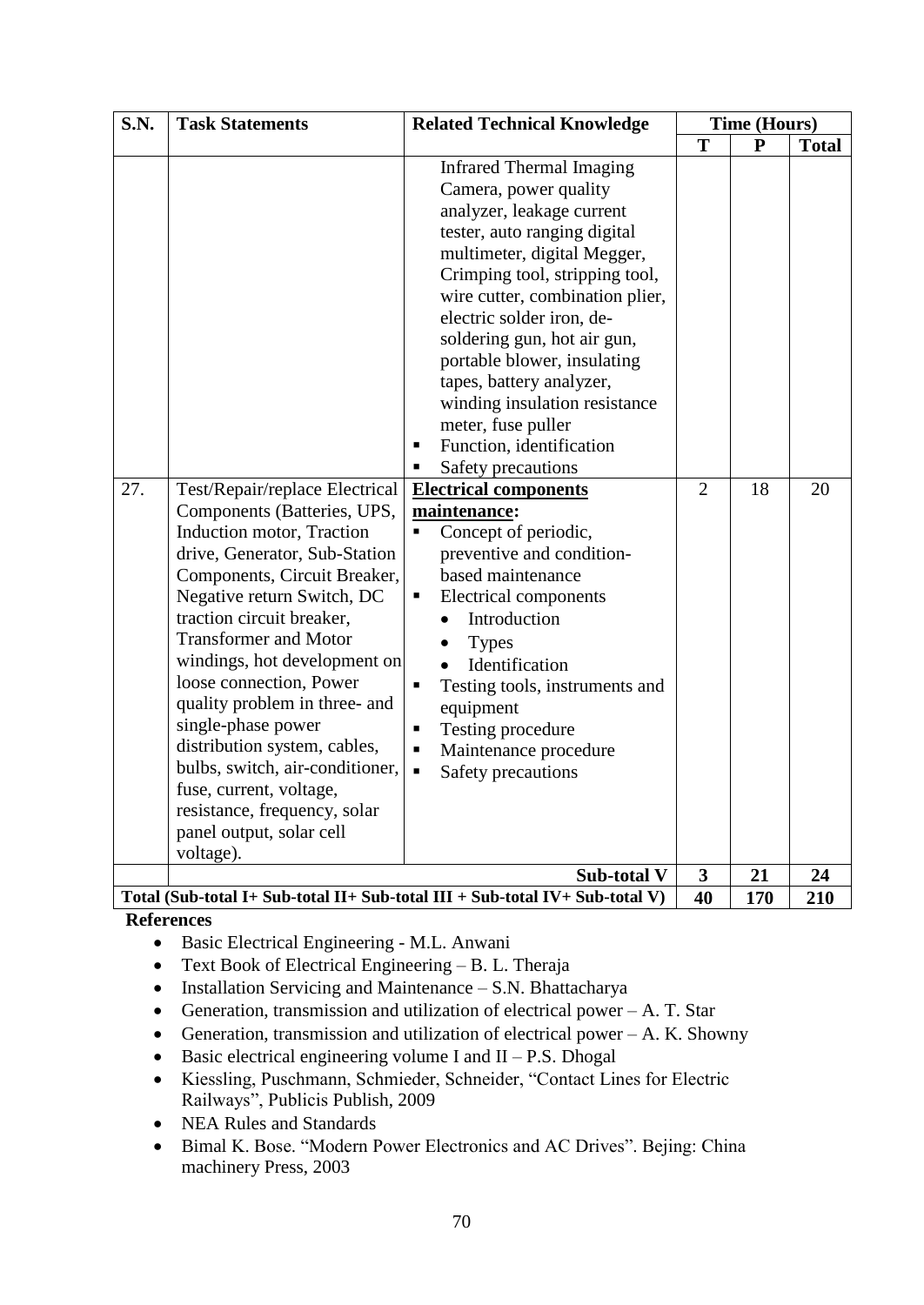| S.N. | Task Statements | Related Technical Knowledge | Time (Hours) | | |
|---|---|---|---|---|---|
| | | | T | P | Total |
| | | Infrared Thermal Imaging Camera, power quality analyzer, leakage current tester, auto ranging digital multimeter, digital Megger, Crimping tool, stripping tool, wire cutter, combination plier, electric solder iron, de-soldering gun, hot air gun, portable blower, insulating tapes, battery analyzer, winding insulation resistance meter, fuse puller<br>▪ Function, identification<br>▪ Safety precautions | | | |
| 27. | Test/Repair/replace Electrical Components (Batteries, UPS, Induction motor, Traction drive, Generator, Sub-Station Components, Circuit Breaker, Negative return Switch, DC traction circuit breaker, Transformer and Motor windings, hot development on loose connection, Power quality problem in three- and single-phase power distribution system, cables, bulbs, switch, air-conditioner, fuse, current, voltage, resistance, frequency, solar panel output, solar cell voltage). | **Electrical components maintenance:**<br>▪ Concept of periodic, preventive and condition-based maintenance<br>▪ Electrical components<br>• Introduction<br>• Types<br>• Identification<br>▪ Testing tools, instruments and equipment<br>▪ Testing procedure<br>▪ Maintenance procedure<br>▪ Safety precautions | 2 | 18 | 20 |
| | | **Sub-total V** | **3** | **21** | **24** |
| **Total (Sub-total I+ Sub-total II+ Sub-total III + Sub-total IV+ Sub-total V)** | | | **40** | **170** | **210** |

**References**

- Basic Electrical Engineering - M.L. Anwani
- Text Book of Electrical Engineering – B. L. Theraja
- Installation Servicing and Maintenance – S.N. Bhattacharya
- Generation, transmission and utilization of electrical power – A. T. Star
- Generation, transmission and utilization of electrical power – A. K. Showny
- Basic electrical engineering volume I and II – P.S. Dhogal
- Kiessling, Puschmann, Schmieder, Schneider, "Contact Lines for Electric Railways", Publicis Publish, 2009
- NEA Rules and Standards
- Bimal K. Bose. "Modern Power Electronics and AC Drives". Bejing: China machinery Press, 2003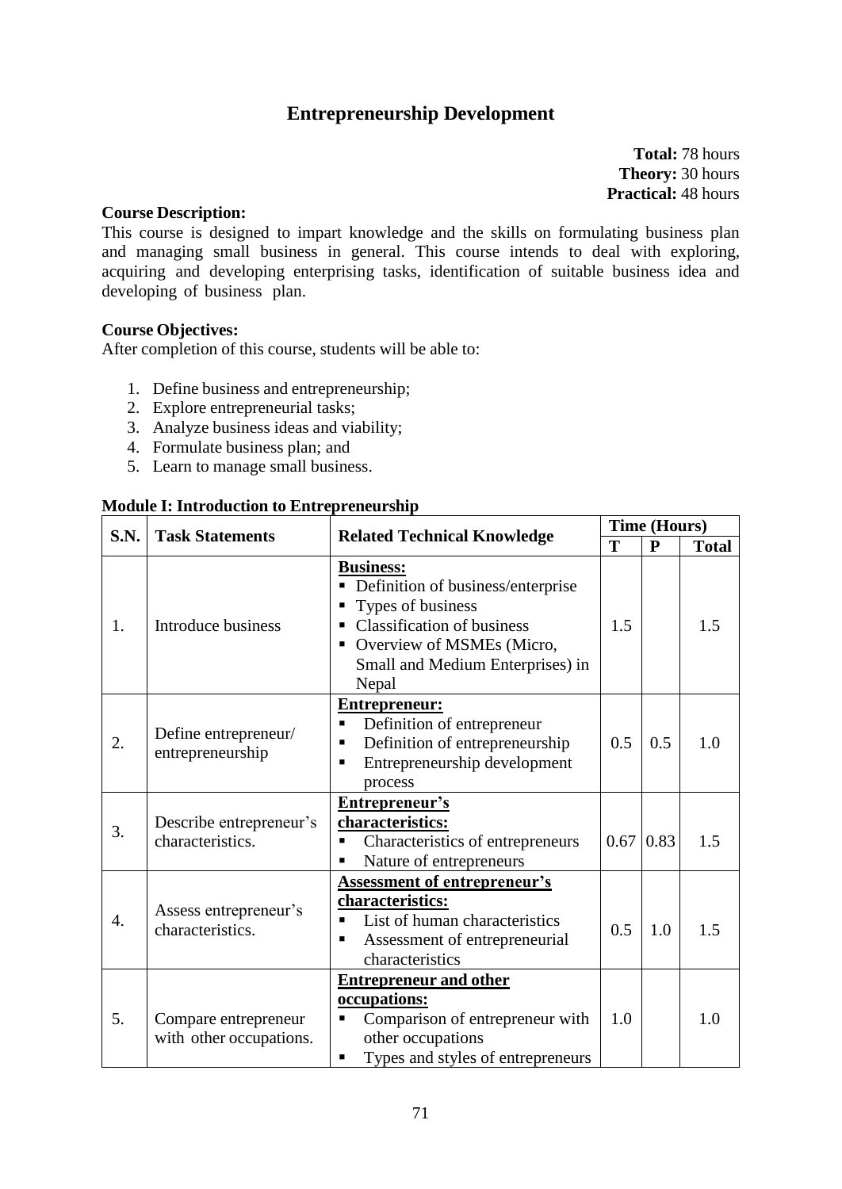# Entrepreneurship Development

**Total:** 78 hours
**Theory:** 30 hours
**Practical:** 48 hours

**Course Description:**

This course is designed to impart knowledge and the skills on formulating business plan and managing small business in general. This course intends to deal with exploring, acquiring and developing enterprising tasks, identification of suitable business idea and developing of business plan.

**Course Objectives:**

After completion of this course, students will be able to:

1. Define business and entrepreneurship;
2. Explore entrepreneurial tasks;
3. Analyze business ideas and viability;
4. Formulate business plan; and
5. Learn to manage small business.

**Module I: Introduction to Entrepreneurship**

| S.N. | Task Statements | Related Technical Knowledge | Time (Hours) | | |
|---|---|---|---|---|---|
| | | | T | P | Total |
| 1. | Introduce business | **Business:**<br>▪ Definition of business/enterprise<br>▪ Types of business<br>▪ Classification of business<br>▪ Overview of MSMEs (Micro, Small and Medium Enterprises) in Nepal | 1.5 | | 1.5 |
| 2. | Define entrepreneur/ entrepreneurship | **Entrepreneur:**<br>▪ Definition of entrepreneur<br>▪ Definition of entrepreneurship<br>▪ Entrepreneurship development process | 0.5 | 0.5 | 1.0 |
| 3. | Describe entrepreneur's characteristics. | **Entrepreneur's characteristics:**<br>▪ Characteristics of entrepreneurs<br>▪ Nature of entrepreneurs | 0.67 | 0.83 | 1.5 |
| 4. | Assess entrepreneur's characteristics. | **Assessment of entrepreneur's characteristics:**<br>▪ List of human characteristics<br>▪ Assessment of entrepreneurial characteristics | 0.5 | 1.0 | 1.5 |
| 5. | Compare entrepreneur with other occupations. | **Entrepreneur and other occupations:**<br>▪ Comparison of entrepreneur with other occupations<br>▪ Types and styles of entrepreneurs | 1.0 | | 1.0 |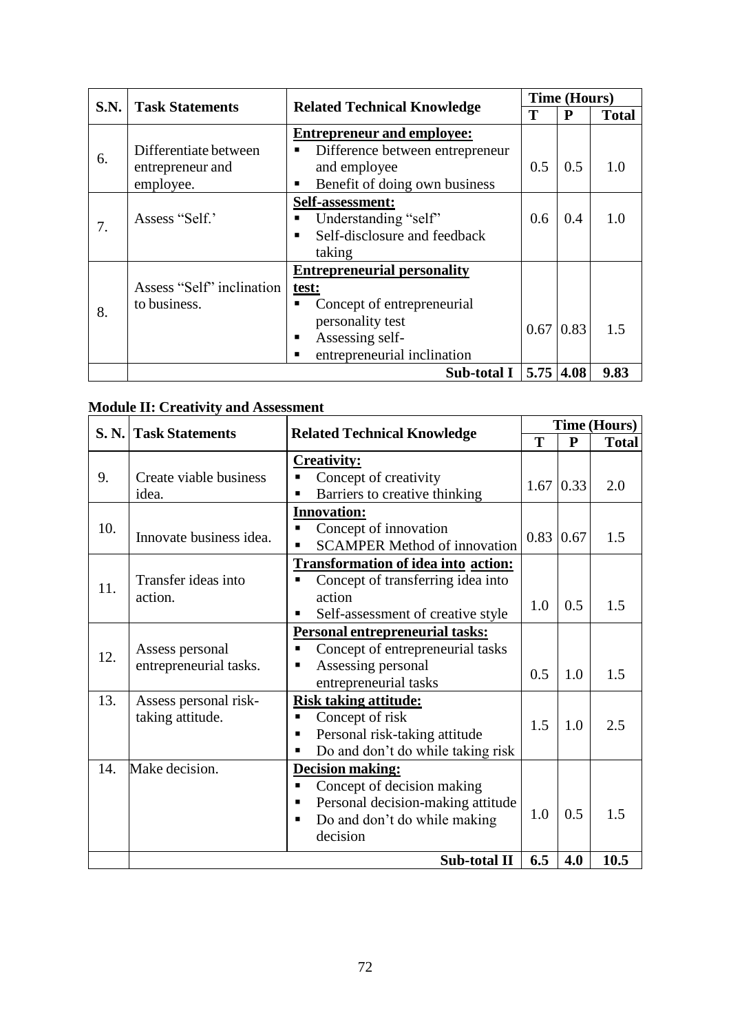| S.N. | Task Statements | Related Technical Knowledge | Time (Hours) | | |
|---|---|---|---|---|---|
| | | | T | P | Total |
| 6. | Differentiate between entrepreneur and employee. | **Entrepreneur and employee:**<br>▪ Difference between entrepreneur and employee<br>▪ Benefit of doing own business | 0.5 | 0.5 | 1.0 |
| 7. | Assess "Self.' | **Self-assessment:**<br>▪ Understanding "self"<br>▪ Self-disclosure and feedback taking | 0.6 | 0.4 | 1.0 |
| 8. | Assess "Self" inclination to business. | **Entrepreneurial personality test:**<br>▪ Concept of entrepreneurial personality test<br>▪ Assessing self-<br>▪ entrepreneurial inclination | 0.67 | 0.83 | 1.5 |
| | | **Sub-total I** | **5.75** | **4.08** | **9.83** |

**Module II: Creativity and Assessment**

| S. N. | Task Statements | Related Technical Knowledge | Time (Hours) | | |
|---|---|---|---|---|---|
| | | | T | P | Total |
| 9. | Create viable business idea. | **Creativity:**<br>▪ Concept of creativity<br>▪ Barriers to creative thinking | 1.67 | 0.33 | 2.0 |
| 10. | Innovate business idea. | **Innovation:**<br>▪ Concept of innovation<br>▪ SCAMPER Method of innovation | 0.83 | 0.67 | 1.5 |
| 11. | Transfer ideas into action. | **Transformation of idea into action:**<br>▪ Concept of transferring idea into action<br>▪ Self-assessment of creative style | 1.0 | 0.5 | 1.5 |
| 12. | Assess personal entrepreneurial tasks. | **Personal entrepreneurial tasks:**<br>▪ Concept of entrepreneurial tasks<br>▪ Assessing personal entrepreneurial tasks | 0.5 | 1.0 | 1.5 |
| 13. | Assess personal risk-taking attitude. | **Risk taking attitude:**<br>▪ Concept of risk<br>▪ Personal risk-taking attitude<br>▪ Do and don't do while taking risk | 1.5 | 1.0 | 2.5 |
| 14. | Make decision. | **Decision making:**<br>▪ Concept of decision making<br>▪ Personal decision-making attitude<br>▪ Do and don't do while making decision | 1.0 | 0.5 | 1.5 |
| | | **Sub-total II** | **6.5** | **4.0** | **10.5** |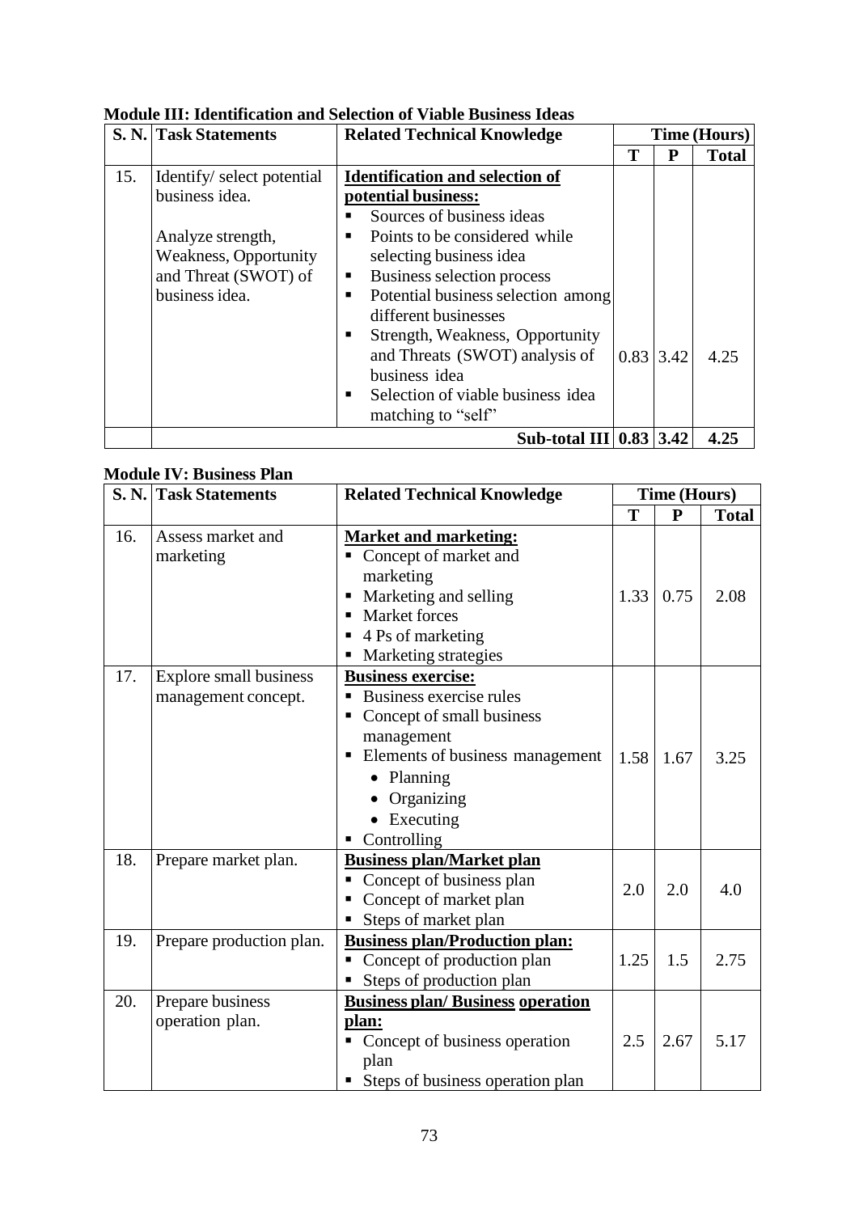**Module III: Identification and Selection of Viable Business Ideas**

| S. N. | Task Statements | Related Technical Knowledge | Time (Hours) | | |
|---|---|---|---|---|---|
| | | | T | P | Total |
| 15. | Identify/ select potential business idea.<br><br>Analyze strength, Weakness, Opportunity and Threat (SWOT) of business idea. | **<u>Identification and selection of potential business:</u>**<br>▪ Sources of business ideas<br>▪ Points to be considered while selecting business idea<br>▪ Business selection process<br>▪ Potential business selection among different businesses<br>▪ Strength, Weakness, Opportunity and Threats (SWOT) analysis of business idea<br>▪ Selection of viable business idea matching to "self" | 0.83 | 3.42 | 4.25 |
| | **Sub-total III** | | **0.83** | **3.42** | **4.25** |

**Module IV: Business Plan**

| S. N. | Task Statements | Related Technical Knowledge | Time (Hours) | | |
|---|---|---|---|---|---|
| | | | T | P | Total |
| 16. | Assess market and marketing | **<u>Market and marketing:</u>**<br>▪ Concept of market and marketing<br>▪ Marketing and selling<br>▪ Market forces<br>▪ 4 Ps of marketing<br>▪ Marketing strategies | 1.33 | 0.75 | 2.08 |
| 17. | Explore small business management concept. | **<u>Business exercise:</u>**<br>▪ Business exercise rules<br>▪ Concept of small business management<br>▪ Elements of business management<br>• Planning<br>• Organizing<br>• Executing<br>▪ Controlling | 1.58 | 1.67 | 3.25 |
| 18. | Prepare market plan. | **<u>Business plan/Market plan</u>**<br>▪ Concept of business plan<br>▪ Concept of market plan<br>▪ Steps of market plan | 2.0 | 2.0 | 4.0 |
| 19. | Prepare production plan. | **<u>Business plan/Production plan:</u>**<br>▪ Concept of production plan<br>▪ Steps of production plan | 1.25 | 1.5 | 2.75 |
| 20. | Prepare business operation plan. | **<u>Business plan/ Business operation plan:</u>**<br>▪ Concept of business operation plan<br>▪ Steps of business operation plan | 2.5 | 2.67 | 5.17 |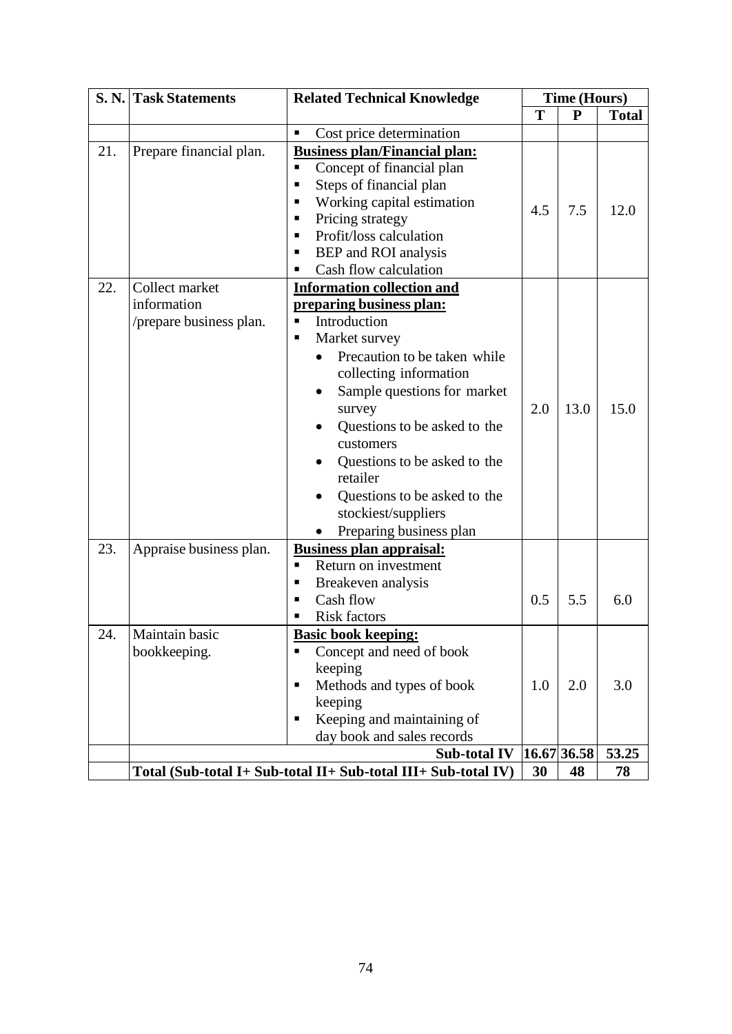| S. N. | Task Statements | Related Technical Knowledge | Time (Hours) | | |
|---|---|---|---|---|---|
| | | | T | P | Total |
| | | ▪ Cost price determination | | | |
| 21. | Prepare financial plan. | **Business plan/Financial plan:**<br>▪ Concept of financial plan<br>▪ Steps of financial plan<br>▪ Working capital estimation<br>▪ Pricing strategy<br>▪ Profit/loss calculation<br>▪ BEP and ROI analysis<br>▪ Cash flow calculation | 4.5 | 7.5 | 12.0 |
| 22. | Collect market information /prepare business plan. | **Information collection and preparing business plan:**<br>▪ Introduction<br>▪ Market survey<br>• Precaution to be taken while collecting information<br>• Sample questions for market survey<br>• Questions to be asked to the customers<br>• Questions to be asked to the retailer<br>• Questions to be asked to the stockiest/suppliers<br>• Preparing business plan | 2.0 | 13.0 | 15.0 |
| 23. | Appraise business plan. | **Business plan appraisal:**<br>▪ Return on investment<br>▪ Breakeven analysis<br>▪ Cash flow<br>▪ Risk factors | 0.5 | 5.5 | 6.0 |
| 24. | Maintain basic bookkeeping. | **Basic book keeping:**<br>▪ Concept and need of book keeping<br>▪ Methods and types of book keeping<br>▪ Keeping and maintaining of day book and sales records | 1.0 | 2.0 | 3.0 |
| | | **Sub-total IV** | **16.67** | **36.58** | **53.25** |
| | **Total (Sub-total I+ Sub-total II+ Sub-total III+ Sub-total IV)** | | **30** | **48** | **78** |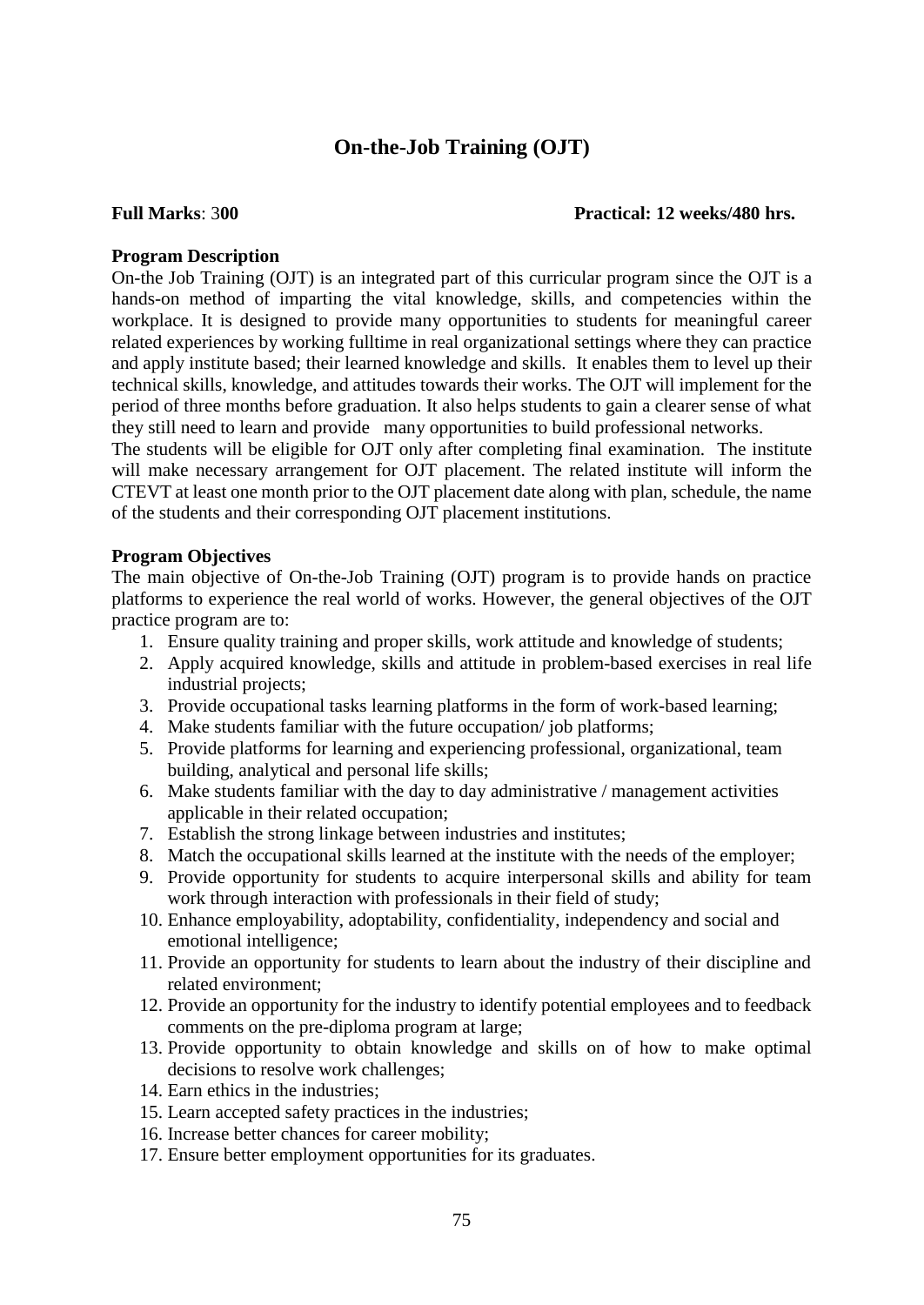# On-the-Job Training (OJT)

**Full Marks**: 3**00** **Practical: 12 weeks/480 hrs.**

**Program Description**

On-the Job Training (OJT) is an integrated part of this curricular program since the OJT is a hands-on method of imparting the vital knowledge, skills, and competencies within the workplace. It is designed to provide many opportunities to students for meaningful career related experiences by working fulltime in real organizational settings where they can practice and apply institute based; their learned knowledge and skills. It enables them to level up their technical skills, knowledge, and attitudes towards their works. The OJT will implement for the period of three months before graduation. It also helps students to gain a clearer sense of what they still need to learn and provide many opportunities to build professional networks.

The students will be eligible for OJT only after completing final examination. The institute will make necessary arrangement for OJT placement. The related institute will inform the CTEVT at least one month prior to the OJT placement date along with plan, schedule, the name of the students and their corresponding OJT placement institutions.

**Program Objectives**

The main objective of On-the-Job Training (OJT) program is to provide hands on practice platforms to experience the real world of works. However, the general objectives of the OJT practice program are to:

1. Ensure quality training and proper skills, work attitude and knowledge of students;
2. Apply acquired knowledge, skills and attitude in problem-based exercises in real life industrial projects;
3. Provide occupational tasks learning platforms in the form of work-based learning;
4. Make students familiar with the future occupation/ job platforms;
5. Provide platforms for learning and experiencing professional, organizational, team building, analytical and personal life skills;
6. Make students familiar with the day to day administrative / management activities applicable in their related occupation;
7. Establish the strong linkage between industries and institutes;
8. Match the occupational skills learned at the institute with the needs of the employer;
9. Provide opportunity for students to acquire interpersonal skills and ability for team work through interaction with professionals in their field of study;
10. Enhance employability, adoptability, confidentiality, independency and social and emotional intelligence;
11. Provide an opportunity for students to learn about the industry of their discipline and related environment;
12. Provide an opportunity for the industry to identify potential employees and to feedback comments on the pre-diploma program at large;
13. Provide opportunity to obtain knowledge and skills on of how to make optimal decisions to resolve work challenges;
14. Earn ethics in the industries;
15. Learn accepted safety practices in the industries;
16. Increase better chances for career mobility;
17. Ensure better employment opportunities for its graduates.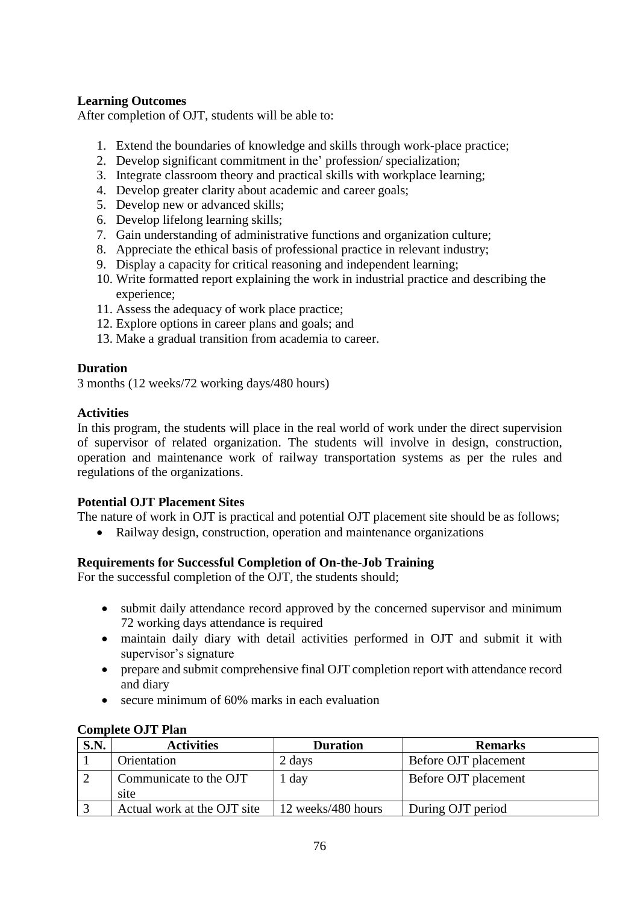**Learning Outcomes**

After completion of OJT, students will be able to:

1. Extend the boundaries of knowledge and skills through work-place practice;
2. Develop significant commitment in the' profession/ specialization;
3. Integrate classroom theory and practical skills with workplace learning;
4. Develop greater clarity about academic and career goals;
5. Develop new or advanced skills;
6. Develop lifelong learning skills;
7. Gain understanding of administrative functions and organization culture;
8. Appreciate the ethical basis of professional practice in relevant industry;
9. Display a capacity for critical reasoning and independent learning;
10. Write formatted report explaining the work in industrial practice and describing the experience;
11. Assess the adequacy of work place practice;
12. Explore options in career plans and goals; and
13. Make a gradual transition from academia to career.

**Duration**

3 months (12 weeks/72 working days/480 hours)

**Activities**

In this program, the students will place in the real world of work under the direct supervision of supervisor of related organization. The students will involve in design, construction, operation and maintenance work of railway transportation systems as per the rules and regulations of the organizations.

**Potential OJT Placement Sites**

The nature of work in OJT is practical and potential OJT placement site should be as follows;

- Railway design, construction, operation and maintenance organizations

**Requirements for Successful Completion of On-the-Job Training**

For the successful completion of the OJT, the students should;

- submit daily attendance record approved by the concerned supervisor and minimum 72 working days attendance is required
- maintain daily diary with detail activities performed in OJT and submit it with supervisor's signature
- prepare and submit comprehensive final OJT completion report with attendance record and diary
- secure minimum of 60% marks in each evaluation

**Complete OJT Plan**

| S.N. | Activities | Duration | Remarks |
|---|---|---|---|
| 1 | Orientation | 2 days | Before OJT placement |
| 2 | Communicate to the OJT site | 1 day | Before OJT placement |
| 3 | Actual work at the OJT site | 12 weeks/480 hours | During OJT period |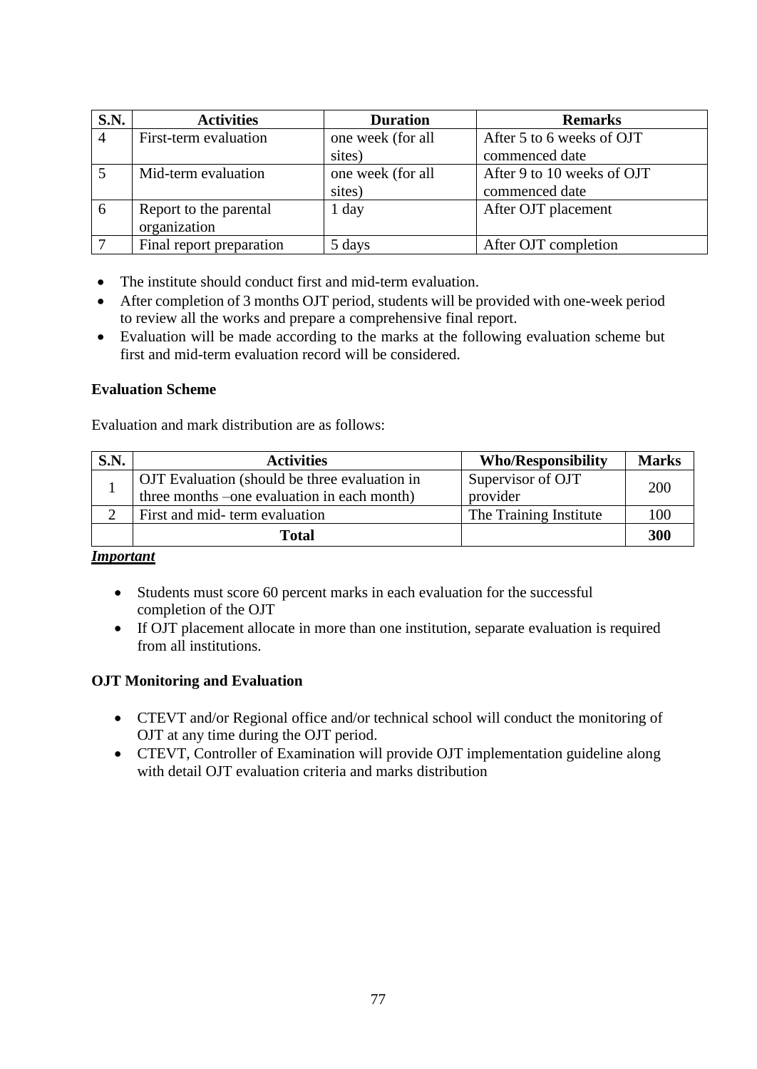| S.N. | Activities | Duration | Remarks |
|---|---|---|---|
| 4 | First-term evaluation | one week (for all sites) | After 5 to 6 weeks of OJT commenced date |
| 5 | Mid-term evaluation | one week (for all sites) | After 9 to 10 weeks of OJT commenced date |
| 6 | Report to the parental organization | 1 day | After OJT placement |
| 7 | Final report preparation | 5 days | After OJT completion |

- The institute should conduct first and mid-term evaluation.
- After completion of 3 months OJT period, students will be provided with one-week period to review all the works and prepare a comprehensive final report.
- Evaluation will be made according to the marks at the following evaluation scheme but first and mid-term evaluation record will be considered.

**Evaluation Scheme**

Evaluation and mark distribution are as follows:

| S.N. | Activities | Who/Responsibility | Marks |
|---|---|---|---|
| 1 | OJT Evaluation (should be three evaluation in three months –one evaluation in each month) | Supervisor of OJT provider | 200 |
| 2 | First and mid- term evaluation | The Training Institute | 100 |
| | **Total** | | **300** |

***Important***

- Students must score 60 percent marks in each evaluation for the successful completion of the OJT
- If OJT placement allocate in more than one institution, separate evaluation is required from all institutions.

**OJT Monitoring and Evaluation**

- CTEVT and/or Regional office and/or technical school will conduct the monitoring of OJT at any time during the OJT period.
- CTEVT, Controller of Examination will provide OJT implementation guideline along with detail OJT evaluation criteria and marks distribution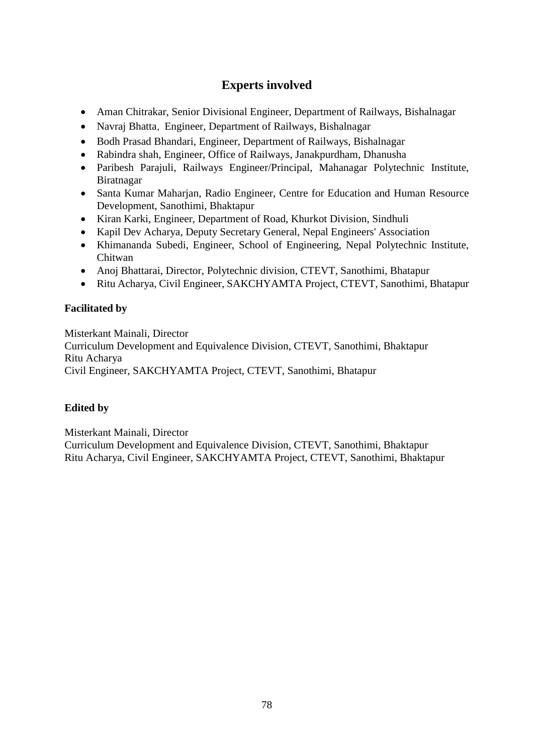## Experts involved

- Aman Chitrakar, Senior Divisional Engineer, Department of Railways, Bishalnagar
- Navraj Bhatta, Engineer, Department of Railways, Bishalnagar
- Bodh Prasad Bhandari, Engineer, Department of Railways, Bishalnagar
- Rabindra shah, Engineer, Office of Railways, Janakpurdham, Dhanusha
- Paribesh Parajuli, Railways Engineer/Principal, Mahanagar Polytechnic Institute, Biratnagar
- Santa Kumar Maharjan, Radio Engineer, Centre for Education and Human Resource Development, Sanothimi, Bhaktapur
- Kiran Karki, Engineer, Department of Road, Khurkot Division, Sindhuli
- Kapil Dev Acharya, Deputy Secretary General, Nepal Engineers' Association
- Khimananda Subedi, Engineer, School of Engineering, Nepal Polytechnic Institute, Chitwan
- Anoj Bhattarai, Director, Polytechnic division, CTEVT, Sanothimi, Bhatapur
- Ritu Acharya, Civil Engineer, SAKCHYAMTA Project, CTEVT, Sanothimi, Bhatapur

**Facilitated by**

Misterkant Mainali, Director
Curriculum Development and Equivalence Division, CTEVT, Sanothimi, Bhaktapur
Ritu Acharya
Civil Engineer, SAKCHYAMTA Project, CTEVT, Sanothimi, Bhatapur

**Edited by**

Misterkant Mainali, Director
Curriculum Development and Equivalence Division, CTEVT, Sanothimi, Bhaktapur
Ritu Acharya, Civil Engineer, SAKCHYAMTA Project, CTEVT, Sanothimi, Bhaktapur